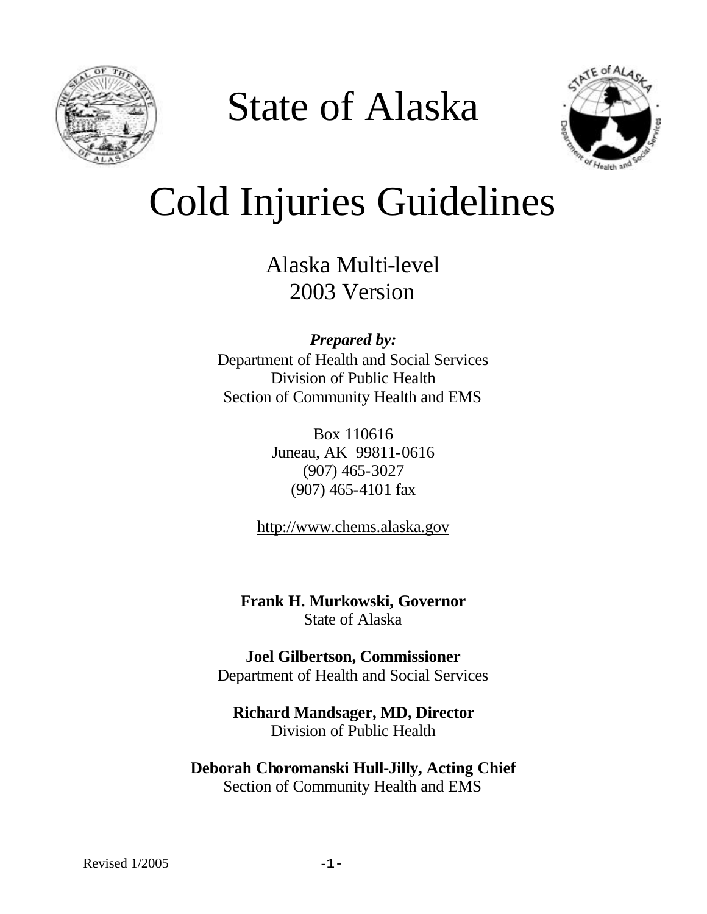# State of Alaska

# Cold Injuries Guidelines

## Alaska Multi-level
## 2003 Version

***Prepared by:***
Department of Health and Social Services
Division of Public Health
Section of Community Health and EMS

Box 110616
Juneau, AK 99811-0616
(907) 465-3027
(907) 465-4101 fax

http://www.chems.alaska.gov

**Frank H. Murkowski, Governor**
State of Alaska

**Joel Gilbertson, Commissioner**
Department of Health and Social Services

**Richard Mandsager, MD, Director**
Division of Public Health

**Deborah Choromanski Hull-Jilly, Acting Chief**
Section of Community Health and EMS

Revised 1/2005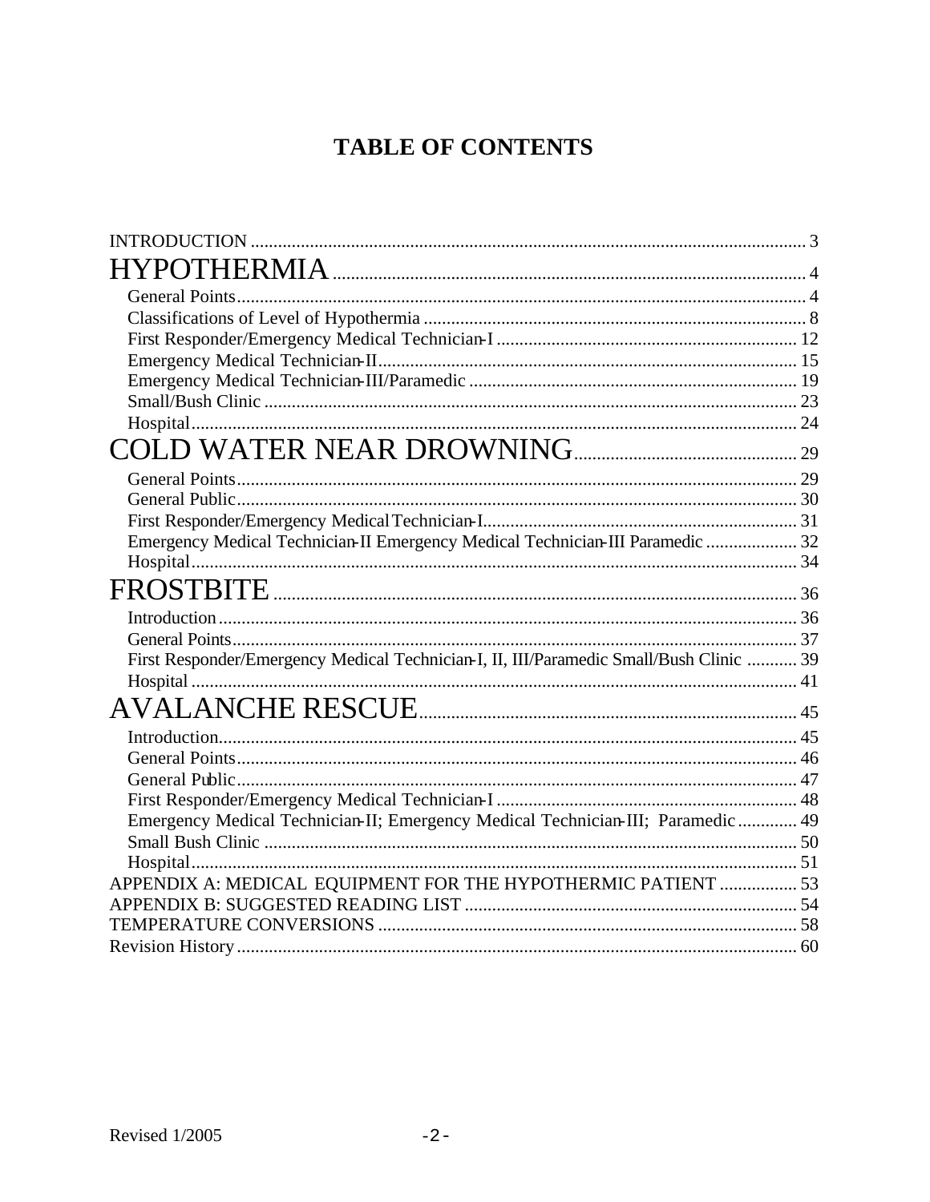# TABLE OF CONTENTS

INTRODUCTION ........................................................................................................................ 3

HYPOTHERMIA ........................................................................................................ 4

- General Points ........................................................................................................................ 4
- Classifications of Level of Hypothermia .................................................................................. 8
- First Responder/Emergency Medical Technician-I ................................................................ 12
- Emergency Medical Technician-II .......................................................................................... 15
- Emergency Medical Technician-III/Paramedic ...................................................................... 19
- Small/Bush Clinic ................................................................................................................... 23
- Hospital .................................................................................................................................. 24

COLD WATER NEAR DROWNING ................................................. 29

- General Points ........................................................................................................................ 29
- General Public ........................................................................................................................ 30
- First Responder/Emergency Medical Technician-I .................................................................. 31
- Emergency Medical Technician-II Emergency Medical Technician-III Paramedic .................... 32
- Hospital .................................................................................................................................. 34

FROSTBITE ........................................................................................................ 36

- Introduction ............................................................................................................................ 36
- General Points ........................................................................................................................ 37
- First Responder/Emergency Medical Technician-I, II, III/Paramedic Small/Bush Clinic ........... 39
- Hospital .................................................................................................................................. 41

AVALANCHE RESCUE ................................................................................ 45

- Introduction ............................................................................................................................ 45
- General Points ........................................................................................................................ 46
- General Public ........................................................................................................................ 47
- First Responder/Emergency Medical Technician-I ................................................................. 48
- Emergency Medical Technician-II; Emergency Medical Technician-III; Paramedic ............. 49
- Small Bush Clinic .................................................................................................................... 50
- Hospital .................................................................................................................................. 51

APPENDIX A: MEDICAL EQUIPMENT FOR THE HYPOTHERMIC PATIENT ................. 53

APPENDIX B: SUGGESTED READING LIST ......................................................................... 54

TEMPERATURE CONVERSIONS ............................................................................................ 58

Revision History .......................................................................................................................... 60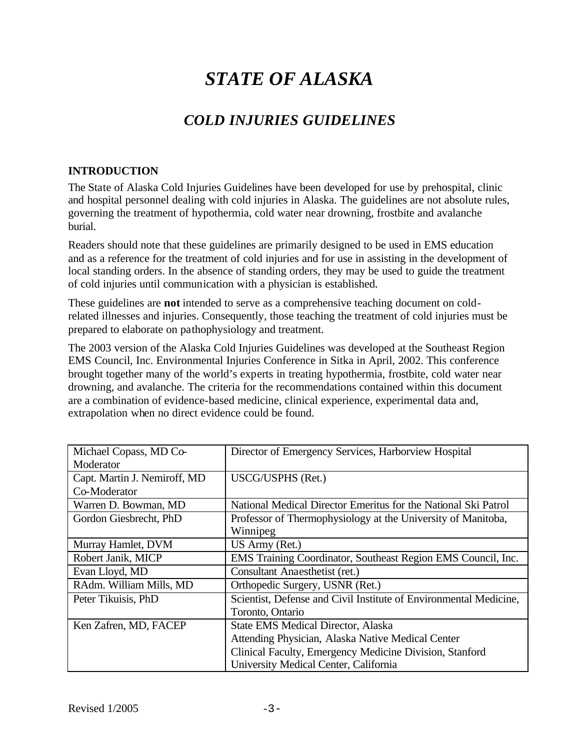# *STATE OF ALASKA*

## *COLD INJURIES GUIDELINES*

**INTRODUCTION**

The State of Alaska Cold Injuries Guidelines have been developed for use by prehospital, clinic and hospital personnel dealing with cold injuries in Alaska. The guidelines are not absolute rules, governing the treatment of hypothermia, cold water near drowning, frostbite and avalanche burial.

Readers should note that these guidelines are primarily designed to be used in EMS education and as a reference for the treatment of cold injuries and for use in assisting in the development of local standing orders. In the absence of standing orders, they may be used to guide the treatment of cold injuries until communication with a physician is established.

These guidelines are **not** intended to serve as a comprehensive teaching document on cold-related illnesses and injuries. Consequently, those teaching the treatment of cold injuries must be prepared to elaborate on pathophysiology and treatment.

The 2003 version of the Alaska Cold Injuries Guidelines was developed at the Southeast Region EMS Council, Inc. Environmental Injuries Conference in Sitka in April, 2002. This conference brought together many of the world's experts in treating hypothermia, frostbite, cold water near drowning, and avalanche. The criteria for the recommendations contained within this document are a combination of evidence-based medicine, clinical experience, experimental data and, extrapolation when no direct evidence could be found.

| | |
|---|---|
| Michael Copass, MD Co-Moderator | Director of Emergency Services, Harborview Hospital |
| Capt. Martin J. Nemiroff, MD Co-Moderator | USCG/USPHS (Ret.) |
| Warren D. Bowman, MD | National Medical Director Emeritus for the National Ski Patrol |
| Gordon Giesbrecht, PhD | Professor of Thermophysiology at the University of Manitoba, Winnipeg |
| Murray Hamlet, DVM | US Army (Ret.) |
| Robert Janik, MICP | EMS Training Coordinator, Southeast Region EMS Council, Inc. |
| Evan Lloyd, MD | Consultant Anaesthetist (ret.) |
| RAdm. William Mills, MD | Orthopedic Surgery, USNR (Ret.) |
| Peter Tikuisis, PhD | Scientist, Defense and Civil Institute of Environmental Medicine, Toronto, Ontario |
| Ken Zafren, MD, FACEP | State EMS Medical Director, Alaska<br>Attending Physician, Alaska Native Medical Center<br>Clinical Faculty, Emergency Medicine Division, Stanford University Medical Center, California |

Revised 1/2005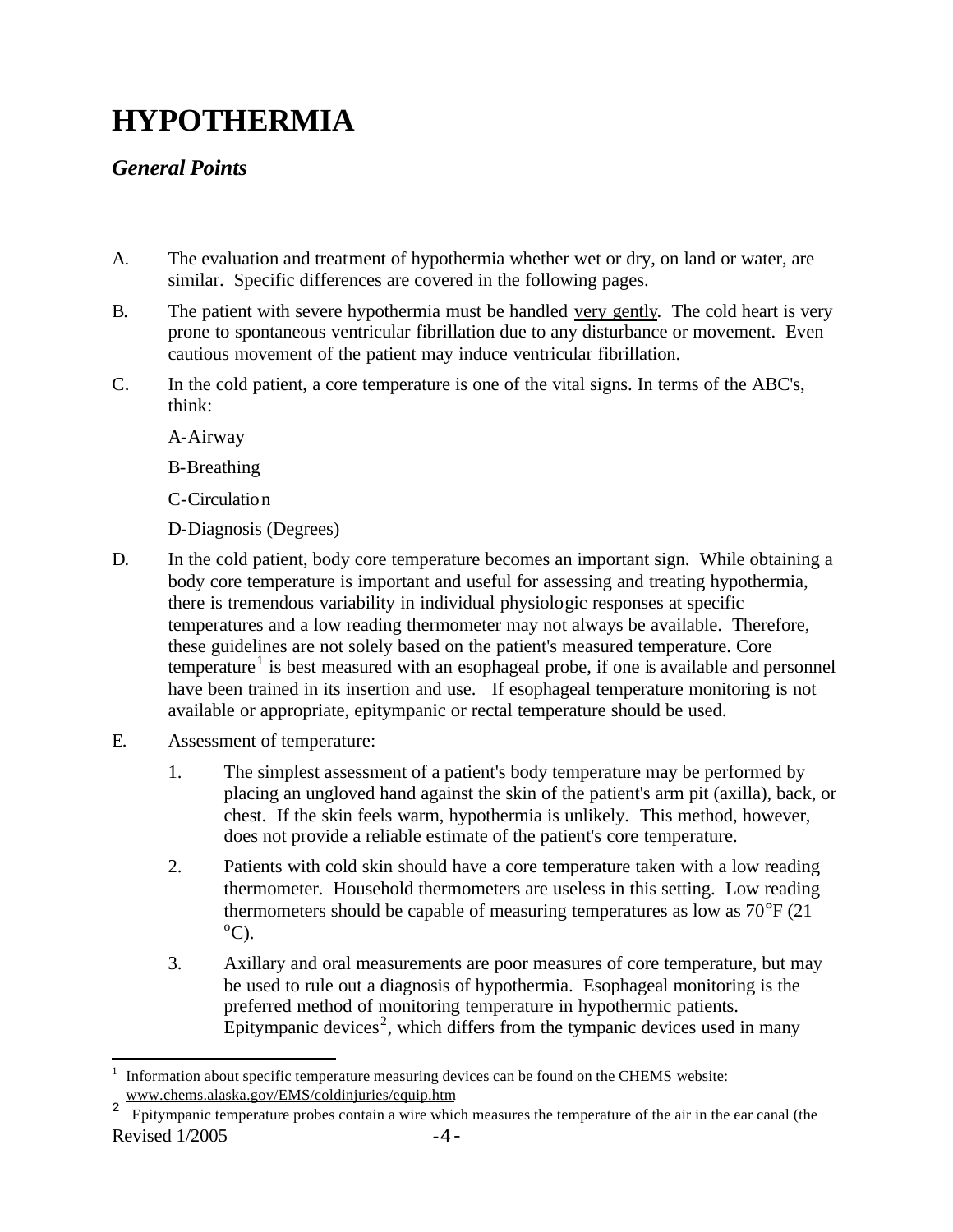# HYPOTHERMIA

## *General Points*

A. The evaluation and treatment of hypothermia whether wet or dry, on land or water, are similar. Specific differences are covered in the following pages.

B. The patient with severe hypothermia must be handled <u>very gently</u>. The cold heart is very prone to spontaneous ventricular fibrillation due to any disturbance or movement. Even cautious movement of the patient may induce ventricular fibrillation.

C. In the cold patient, a core temperature is one of the vital signs. In terms of the ABC's, think:

   A-Airway

   B-Breathing

   C-Circulation

   D-Diagnosis (Degrees)

D. In the cold patient, body core temperature becomes an important sign. While obtaining a body core temperature is important and useful for assessing and treating hypothermia, there is tremendous variability in individual physiologic responses at specific temperatures and a low reading thermometer may not always be available. Therefore, these guidelines are not solely based on the patient's measured temperature. Core temperature[1] is best measured with an esophageal probe, if one is available and personnel have been trained in its insertion and use. If esophageal temperature monitoring is not available or appropriate, epitympanic or rectal temperature should be used.

E. Assessment of temperature:

   1. The simplest assessment of a patient's body temperature may be performed by placing an ungloved hand against the skin of the patient's arm pit (axilla), back, or chest. If the skin feels warm, hypothermia is unlikely. This method, however, does not provide a reliable estimate of the patient's core temperature.

   2. Patients with cold skin should have a core temperature taken with a low reading thermometer. Household thermometers are useless in this setting. Low reading thermometers should be capable of measuring temperatures as low as 70°F (21 °C).

   3. Axillary and oral measurements are poor measures of core temperature, but may be used to rule out a diagnosis of hypothermia. Esophageal monitoring is the preferred method of monitoring temperature in hypothermic patients. Epitympanic devices[2], which differs from the tympanic devices used in many

---

[1] Information about specific temperature measuring devices can be found on the CHEMS website: www.chems.alaska.gov/EMS/coldinjuries/equip.htm

[2] Epitympanic temperature probes contain a wire which measures the temperature of the air in the ear canal (the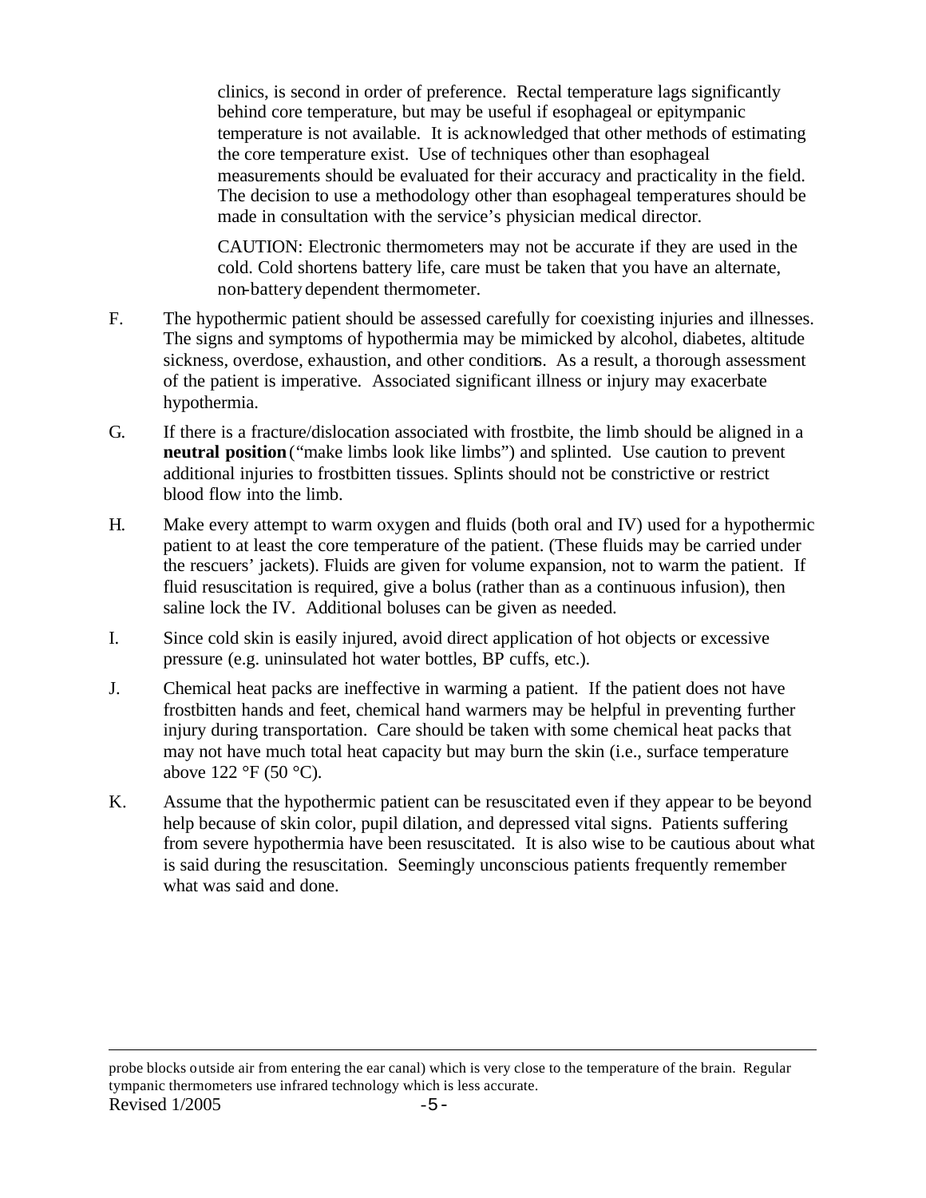clinics, is second in order of preference. Rectal temperature lags significantly behind core temperature, but may be useful if esophageal or epitympanic temperature is not available. It is acknowledged that other methods of estimating the core temperature exist. Use of techniques other than esophageal measurements should be evaluated for their accuracy and practicality in the field. The decision to use a methodology other than esophageal temperatures should be made in consultation with the service's physician medical director.

CAUTION: Electronic thermometers may not be accurate if they are used in the cold. Cold shortens battery life, care must be taken that you have an alternate, non-battery dependent thermometer.

F. The hypothermic patient should be assessed carefully for coexisting injuries and illnesses. The signs and symptoms of hypothermia may be mimicked by alcohol, diabetes, altitude sickness, overdose, exhaustion, and other conditions. As a result, a thorough assessment of the patient is imperative. Associated significant illness or injury may exacerbate hypothermia.

G. If there is a fracture/dislocation associated with frostbite, the limb should be aligned in a **neutral position** ("make limbs look like limbs") and splinted. Use caution to prevent additional injuries to frostbitten tissues. Splints should not be constrictive or restrict blood flow into the limb.

H. Make every attempt to warm oxygen and fluids (both oral and IV) used for a hypothermic patient to at least the core temperature of the patient. (These fluids may be carried under the rescuers' jackets). Fluids are given for volume expansion, not to warm the patient. If fluid resuscitation is required, give a bolus (rather than as a continuous infusion), then saline lock the IV. Additional boluses can be given as needed.

I. Since cold skin is easily injured, avoid direct application of hot objects or excessive pressure (e.g. uninsulated hot water bottles, BP cuffs, etc.).

J. Chemical heat packs are ineffective in warming a patient. If the patient does not have frostbitten hands and feet, chemical hand warmers may be helpful in preventing further injury during transportation. Care should be taken with some chemical heat packs that may not have much total heat capacity but may burn the skin (i.e., surface temperature above 122 °F (50 °C).

K. Assume that the hypothermic patient can be resuscitated even if they appear to be beyond help because of skin color, pupil dilation, and depressed vital signs. Patients suffering from severe hypothermia have been resuscitated. It is also wise to be cautious about what is said during the resuscitation. Seemingly unconscious patients frequently remember what was said and done.

---

probe blocks outside air from entering the ear canal) which is very close to the temperature of the brain. Regular tympanic thermometers use infrared technology which is less accurate.

Revised 1/2005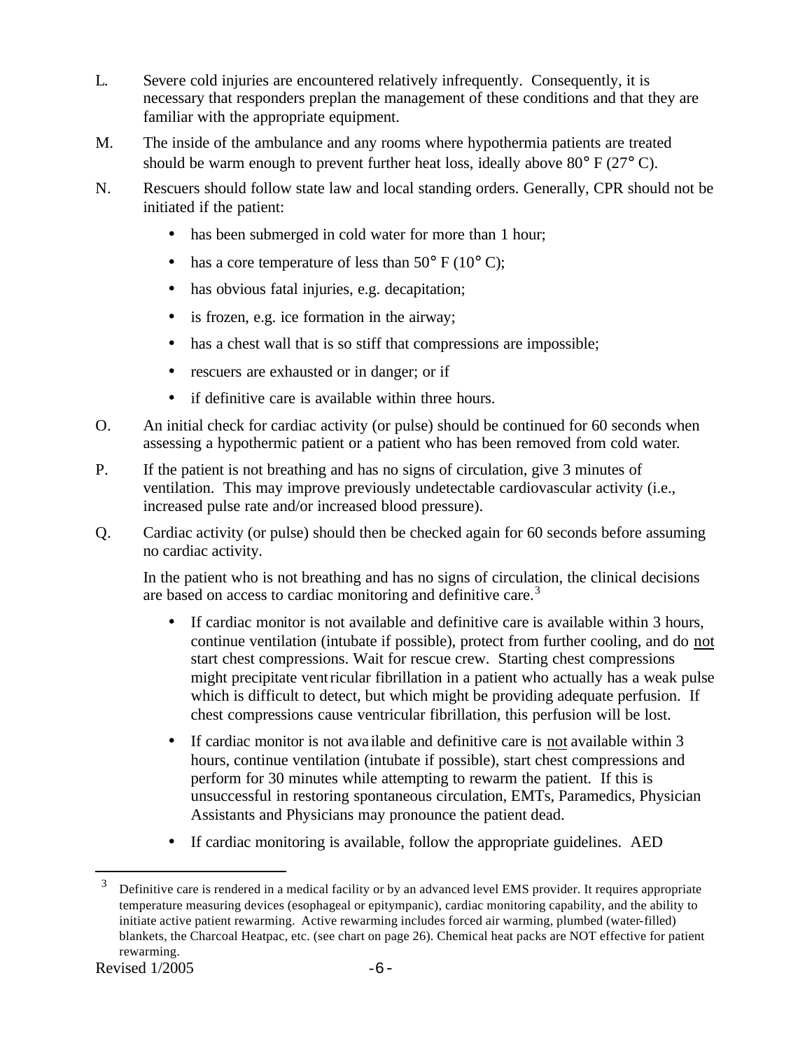L. Severe cold injuries are encountered relatively infrequently. Consequently, it is necessary that responders preplan the management of these conditions and that they are familiar with the appropriate equipment.

M. The inside of the ambulance and any rooms where hypothermia patients are treated should be warm enough to prevent further heat loss, ideally above 80° F (27° C).

N. Rescuers should follow state law and local standing orders. Generally, CPR should not be initiated if the patient:

- has been submerged in cold water for more than 1 hour;
- has a core temperature of less than 50° F (10° C);
- has obvious fatal injuries, e.g. decapitation;
- is frozen, e.g. ice formation in the airway;
- has a chest wall that is so stiff that compressions are impossible;
- rescuers are exhausted or in danger; or if
- if definitive care is available within three hours.

O. An initial check for cardiac activity (or pulse) should be continued for 60 seconds when assessing a hypothermic patient or a patient who has been removed from cold water.

P. If the patient is not breathing and has no signs of circulation, give 3 minutes of ventilation. This may improve previously undetectable cardiovascular activity (i.e., increased pulse rate and/or increased blood pressure).

Q. Cardiac activity (or pulse) should then be checked again for 60 seconds before assuming no cardiac activity.

In the patient who is not breathing and has no signs of circulation, the clinical decisions are based on access to cardiac monitoring and definitive care.[3]

- If cardiac monitor is not available and definitive care is available within 3 hours, continue ventilation (intubate if possible), protect from further cooling, and do not start chest compressions. Wait for rescue crew. Starting chest compressions might precipitate ventricular fibrillation in a patient who actually has a weak pulse which is difficult to detect, but which might be providing adequate perfusion. If chest compressions cause ventricular fibrillation, this perfusion will be lost.
- If cardiac monitor is not available and definitive care is not available within 3 hours, continue ventilation (intubate if possible), start chest compressions and perform for 30 minutes while attempting to rewarm the patient. If this is unsuccessful in restoring spontaneous circulation, EMTs, Paramedics, Physician Assistants and Physicians may pronounce the patient dead.
- If cardiac monitoring is available, follow the appropriate guidelines. AED

[3] Definitive care is rendered in a medical facility or by an advanced level EMS provider. It requires appropriate temperature measuring devices (esophageal or epitympanic), cardiac monitoring capability, and the ability to initiate active patient rewarming. Active rewarming includes forced air warming, plumbed (water-filled) blankets, the Charcoal Heatpac, etc. (see chart on page 26). Chemical heat packs are NOT effective for patient rewarming.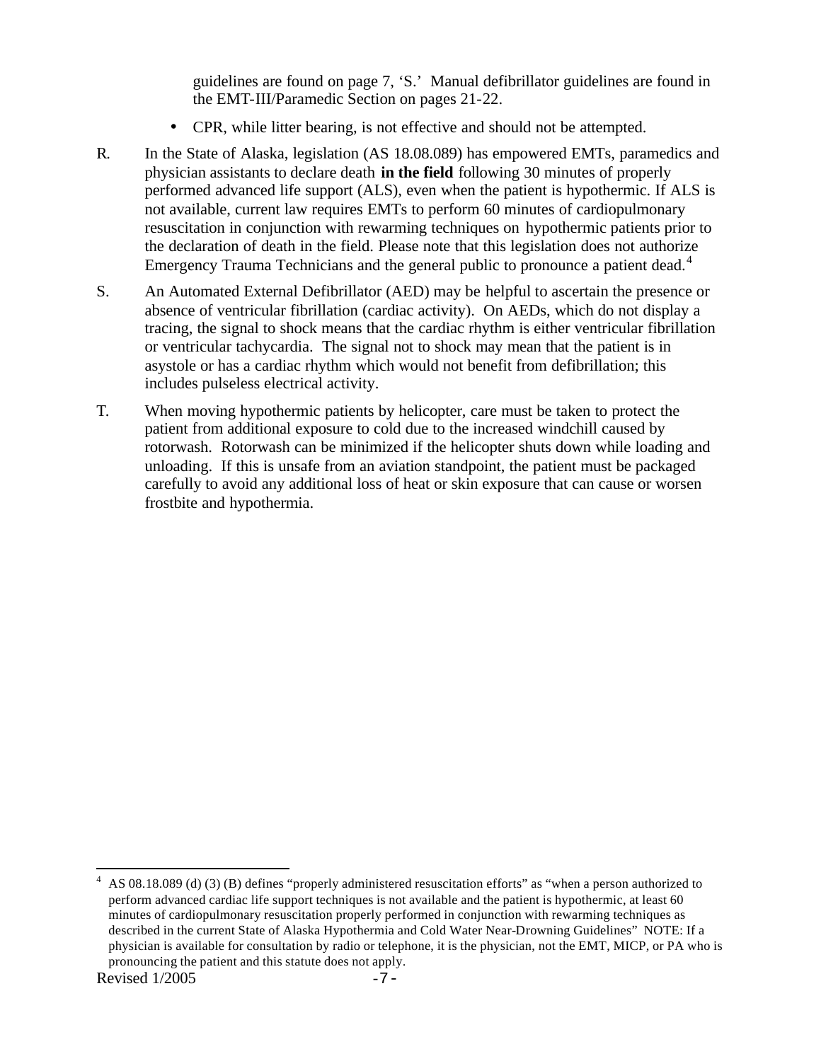guidelines are found on page 7, 'S.' Manual defibrillator guidelines are found in the EMT-III/Paramedic Section on pages 21-22.

- CPR, while litter bearing, is not effective and should not be attempted.

R. In the State of Alaska, legislation (AS 18.08.089) has empowered EMTs, paramedics and physician assistants to declare death **in the field** following 30 minutes of properly performed advanced life support (ALS), even when the patient is hypothermic. If ALS is not available, current law requires EMTs to perform 60 minutes of cardiopulmonary resuscitation in conjunction with rewarming techniques on hypothermic patients prior to the declaration of death in the field. Please note that this legislation does not authorize Emergency Trauma Technicians and the general public to pronounce a patient dead.[4]

S. An Automated External Defibrillator (AED) may be helpful to ascertain the presence or absence of ventricular fibrillation (cardiac activity). On AEDs, which do not display a tracing, the signal to shock means that the cardiac rhythm is either ventricular fibrillation or ventricular tachycardia. The signal not to shock may mean that the patient is in asystole or has a cardiac rhythm which would not benefit from defibrillation; this includes pulseless electrical activity.

T. When moving hypothermic patients by helicopter, care must be taken to protect the patient from additional exposure to cold due to the increased windchill caused by rotorwash. Rotorwash can be minimized if the helicopter shuts down while loading and unloading. If this is unsafe from an aviation standpoint, the patient must be packaged carefully to avoid any additional loss of heat or skin exposure that can cause or worsen frostbite and hypothermia.

---

[4] AS 08.18.089 (d) (3) (B) defines "properly administered resuscitation efforts" as "when a person authorized to perform advanced cardiac life support techniques is not available and the patient is hypothermic, at least 60 minutes of cardiopulmonary resuscitation properly performed in conjunction with rewarming techniques as described in the current State of Alaska Hypothermia and Cold Water Near-Drowning Guidelines" NOTE: If a physician is available for consultation by radio or telephone, it is the physician, not the EMT, MICP, or PA who is pronouncing the patient and this statute does not apply.

Revised 1/2005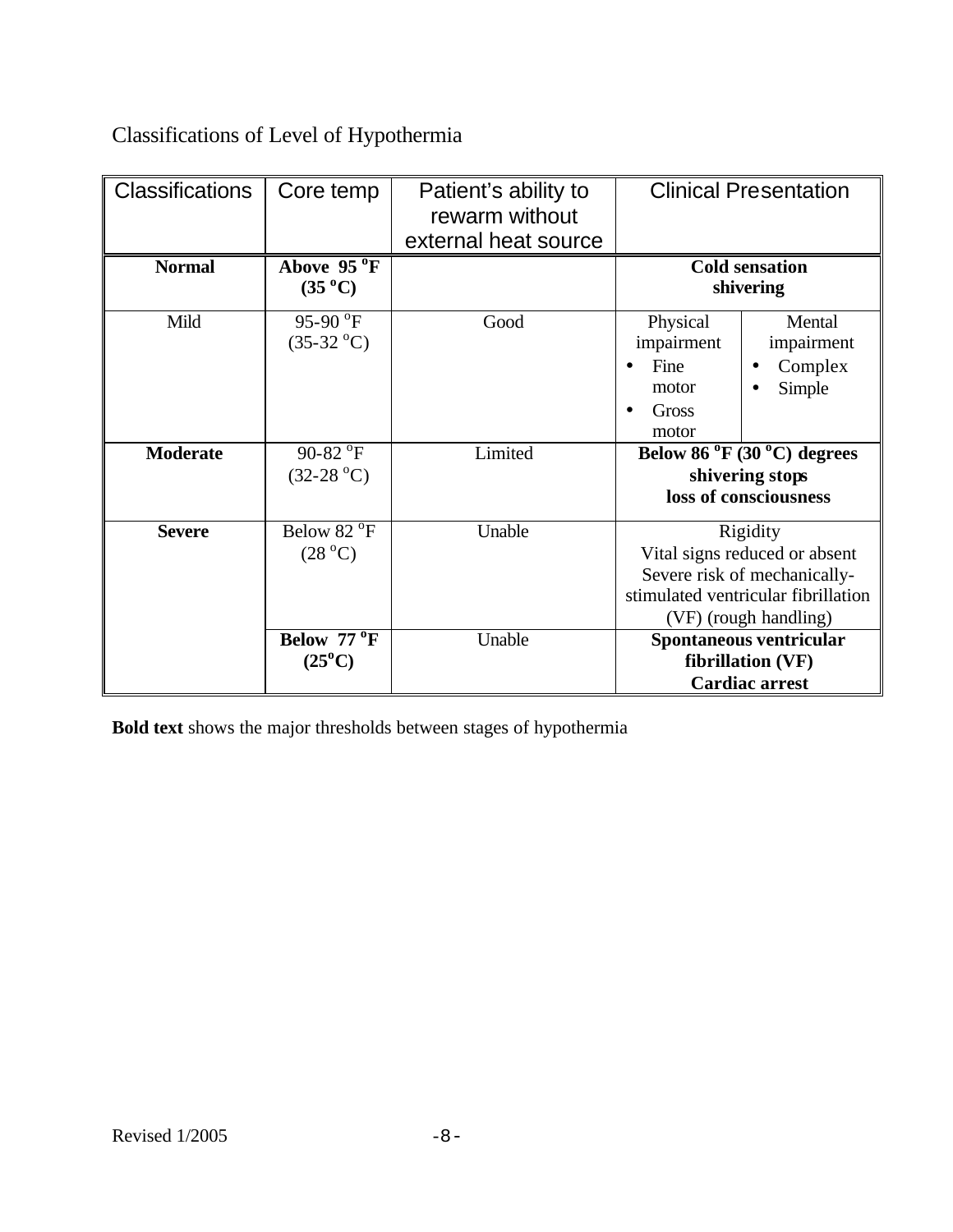Classifications of Level of Hypothermia

| Classifications | Core temp | Patient's ability to rewarm without external heat source | Clinical Presentation | |
|---|---|---|---|---|
| **Normal** | **Above 95 °F (35 °C)** | | **Cold sensation shivering** | |
| Mild | 95-90 °F (35-32 °C) | Good | Physical impairment<br>• Fine motor<br>• Gross motor | Mental impairment<br>• Complex<br>• Simple |
| **Moderate** | 90-82 °F (32-28 °C) | Limited | **Below 86 °F (30 °C) degrees shivering stops loss of consciousness** | |
| **Severe** | Below 82 °F (28 °C) | Unable | Rigidity<br>Vital signs reduced or absent<br>Severe risk of mechanically-stimulated ventricular fibrillation (VF) (rough handling) | |
| | **Below 77 °F (25°C)** | Unable | **Spontaneous ventricular fibrillation (VF) Cardiac arrest** | |

**Bold text** shows the major thresholds between stages of hypothermia

Revised 1/2005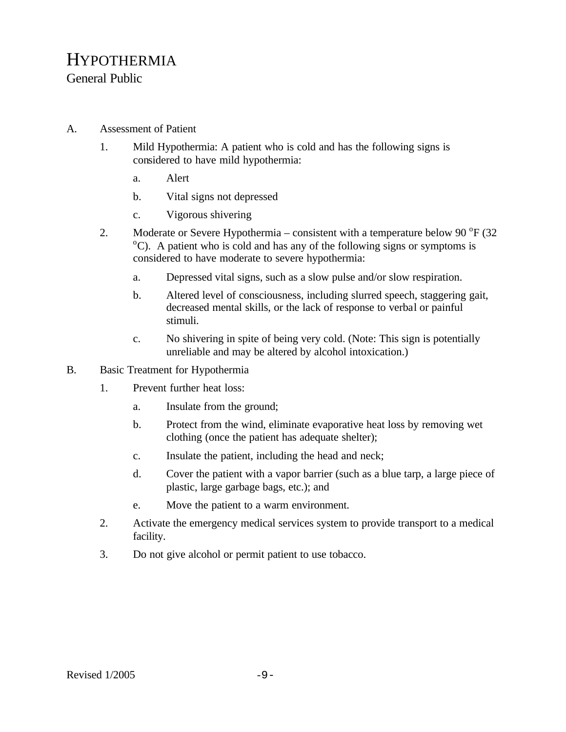# HYPOTHERMIA

## General Public

A. Assessment of Patient

1. Mild Hypothermia: A patient who is cold and has the following signs is considered to have mild hypothermia:

   a. Alert

   b. Vital signs not depressed

   c. Vigorous shivering

2. Moderate or Severe Hypothermia – consistent with a temperature below 90 $^{o}$F (32 $^{o}$C). A patient who is cold and has any of the following signs or symptoms is considered to have moderate to severe hypothermia:

   a. Depressed vital signs, such as a slow pulse and/or slow respiration.

   b. Altered level of consciousness, including slurred speech, staggering gait, decreased mental skills, or the lack of response to verbal or painful stimuli.

   c. No shivering in spite of being very cold. (Note: This sign is potentially unreliable and may be altered by alcohol intoxication.)

B. Basic Treatment for Hypothermia

1. Prevent further heat loss:

   a. Insulate from the ground;

   b. Protect from the wind, eliminate evaporative heat loss by removing wet clothing (once the patient has adequate shelter);

   c. Insulate the patient, including the head and neck;

   d. Cover the patient with a vapor barrier (such as a blue tarp, a large piece of plastic, large garbage bags, etc.); and

   e. Move the patient to a warm environment.

2. Activate the emergency medical services system to provide transport to a medical facility.

3. Do not give alcohol or permit patient to use tobacco.

Revised 1/2005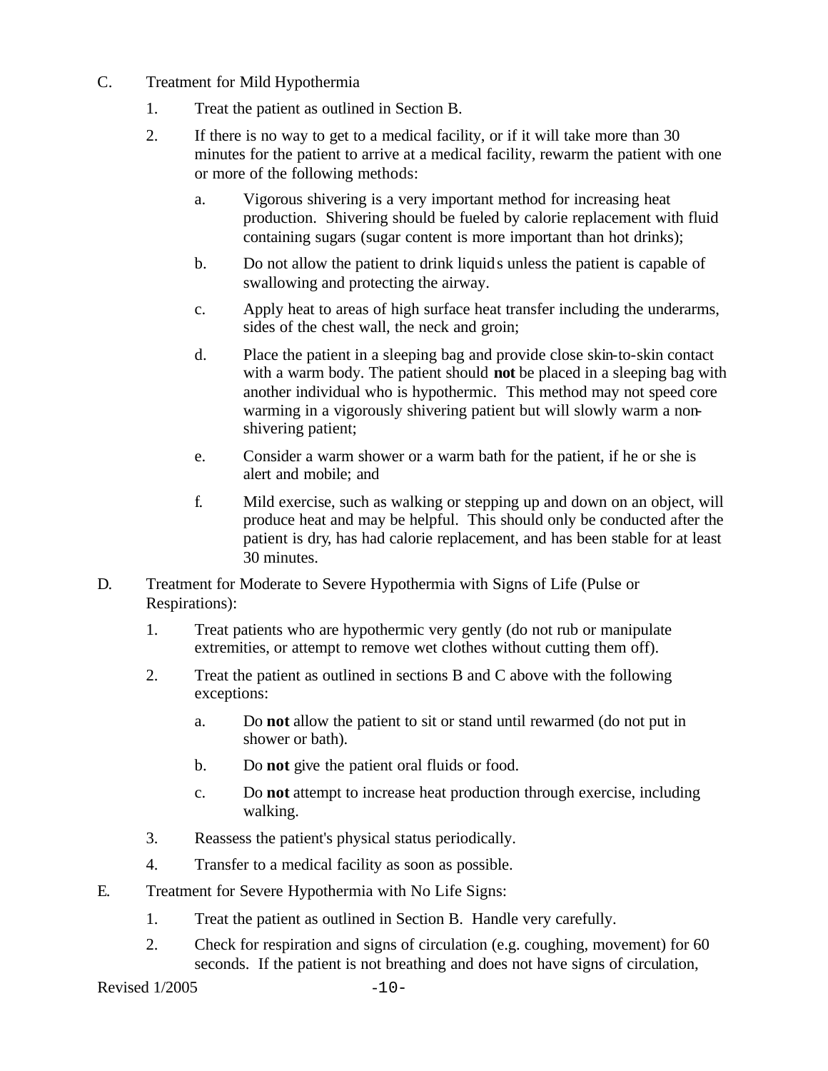C. Treatment for Mild Hypothermia

1. Treat the patient as outlined in Section B.
2. If there is no way to get to a medical facility, or if it will take more than 30 minutes for the patient to arrive at a medical facility, rewarm the patient with one or more of the following methods:
    a. Vigorous shivering is a very important method for increasing heat production. Shivering should be fueled by calorie replacement with fluid containing sugars (sugar content is more important than hot drinks);
    b. Do not allow the patient to drink liquids unless the patient is capable of swallowing and protecting the airway.
    c. Apply heat to areas of high surface heat transfer including the underarms, sides of the chest wall, the neck and groin;
    d. Place the patient in a sleeping bag and provide close skin-to-skin contact with a warm body. The patient should **not** be placed in a sleeping bag with another individual who is hypothermic. This method may not speed core warming in a vigorously shivering patient but will slowly warm a non-shivering patient;
    e. Consider a warm shower or a warm bath for the patient, if he or she is alert and mobile; and
    f. Mild exercise, such as walking or stepping up and down on an object, will produce heat and may be helpful. This should only be conducted after the patient is dry, has had calorie replacement, and has been stable for at least 30 minutes.

D. Treatment for Moderate to Severe Hypothermia with Signs of Life (Pulse or Respirations):

1. Treat patients who are hypothermic very gently (do not rub or manipulate extremities, or attempt to remove wet clothes without cutting them off).
2. Treat the patient as outlined in sections B and C above with the following exceptions:
    a. Do **not** allow the patient to sit or stand until rewarmed (do not put in shower or bath).
    b. Do **not** give the patient oral fluids or food.
    c. Do **not** attempt to increase heat production through exercise, including walking.
3. Reassess the patient's physical status periodically.
4. Transfer to a medical facility as soon as possible.

E. Treatment for Severe Hypothermia with No Life Signs:

1. Treat the patient as outlined in Section B. Handle very carefully.
2. Check for respiration and signs of circulation (e.g. coughing, movement) for 60 seconds. If the patient is not breathing and does not have signs of circulation,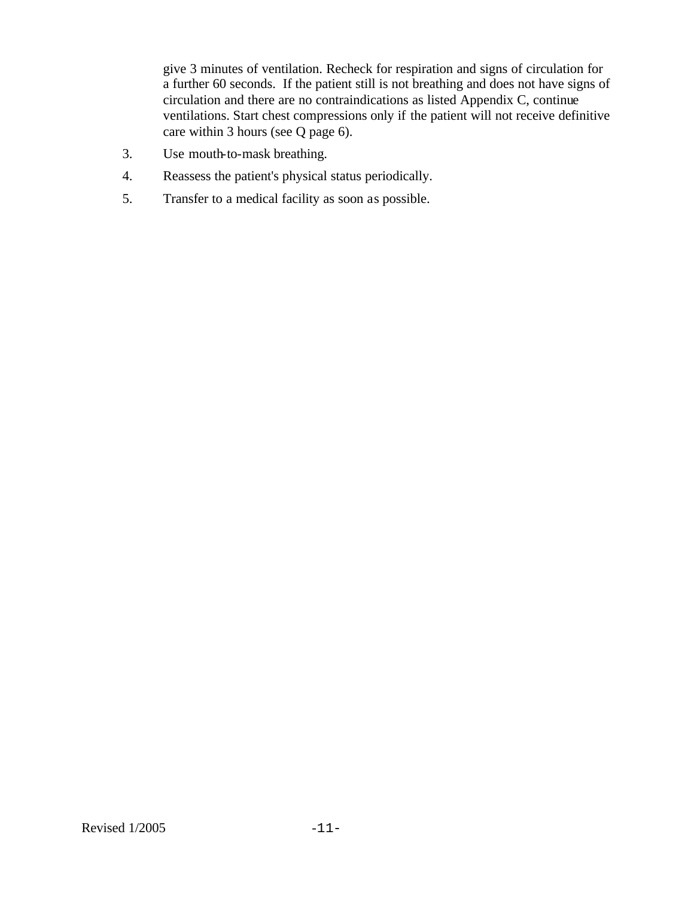give 3 minutes of ventilation. Recheck for respiration and signs of circulation for a further 60 seconds. If the patient still is not breathing and does not have signs of circulation and there are no contraindications as listed Appendix C, continue ventilations. Start chest compressions only if the patient will not receive definitive care within 3 hours (see Q page 6).

3. Use mouth-to-mask breathing.
4. Reassess the patient's physical status periodically.
5. Transfer to a medical facility as soon as possible.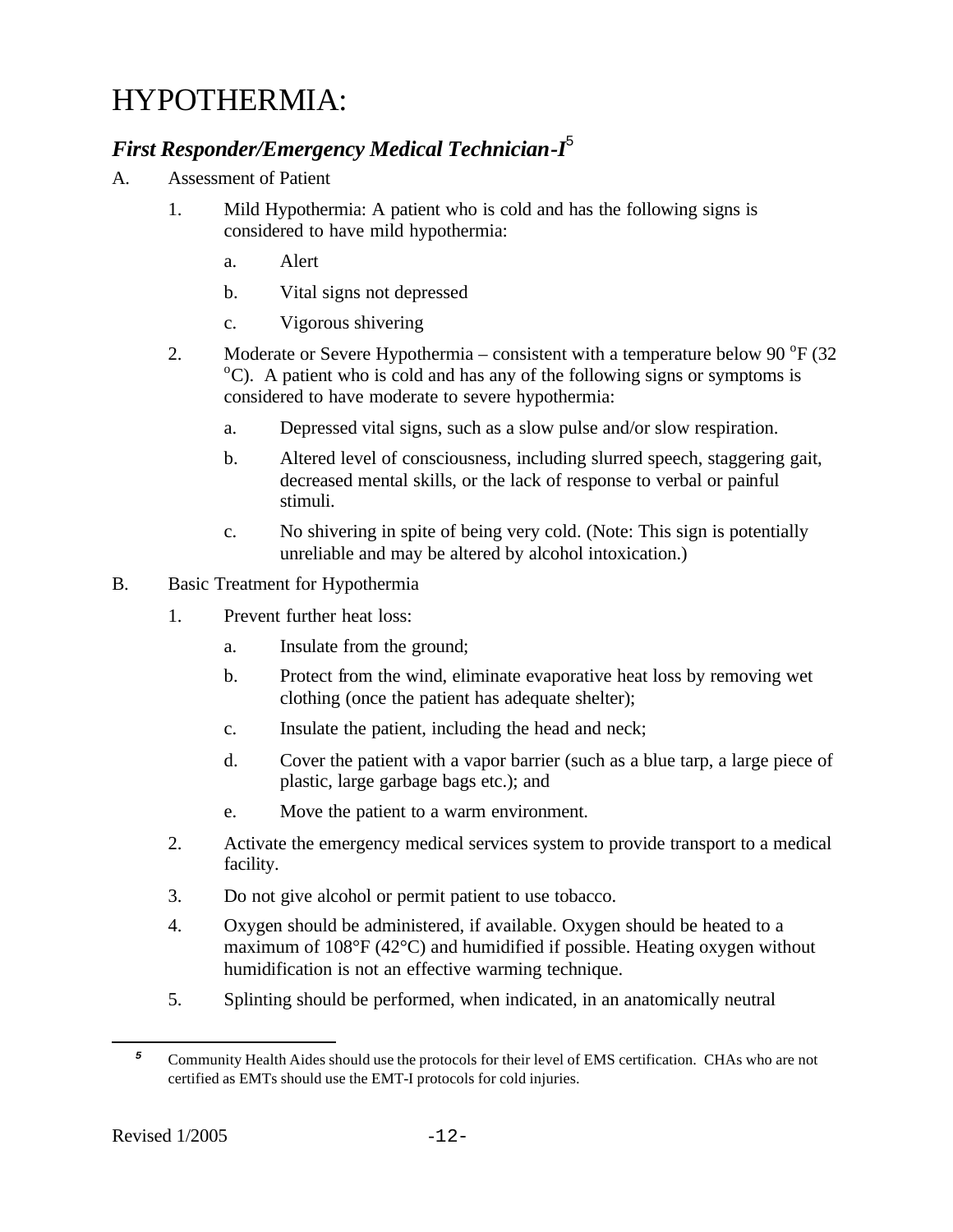# HYPOTHERMIA:

## *First Responder/Emergency Medical Technician-I*[5]

A. Assessment of Patient

1. Mild Hypothermia: A patient who is cold and has the following signs is considered to have mild hypothermia:

   a. Alert

   b. Vital signs not depressed

   c. Vigorous shivering

2. Moderate or Severe Hypothermia – consistent with a temperature below 90 °F (32 °C). A patient who is cold and has any of the following signs or symptoms is considered to have moderate to severe hypothermia:

   a. Depressed vital signs, such as a slow pulse and/or slow respiration.

   b. Altered level of consciousness, including slurred speech, staggering gait, decreased mental skills, or the lack of response to verbal or painful stimuli.

   c. No shivering in spite of being very cold. (Note: This sign is potentially unreliable and may be altered by alcohol intoxication.)

B. Basic Treatment for Hypothermia

1. Prevent further heat loss:

   a. Insulate from the ground;

   b. Protect from the wind, eliminate evaporative heat loss by removing wet clothing (once the patient has adequate shelter);

   c. Insulate the patient, including the head and neck;

   d. Cover the patient with a vapor barrier (such as a blue tarp, a large piece of plastic, large garbage bags etc.); and

   e. Move the patient to a warm environment.

2. Activate the emergency medical services system to provide transport to a medical facility.

3. Do not give alcohol or permit patient to use tobacco.

4. Oxygen should be administered, if available. Oxygen should be heated to a maximum of 108°F (42°C) and humidified if possible. Heating oxygen without humidification is not an effective warming technique.

5. Splinting should be performed, when indicated, in an anatomically neutral

---

[5] Community Health Aides should use the protocols for their level of EMS certification. CHAs who are not certified as EMTs should use the EMT-I protocols for cold injuries.

Revised 1/2005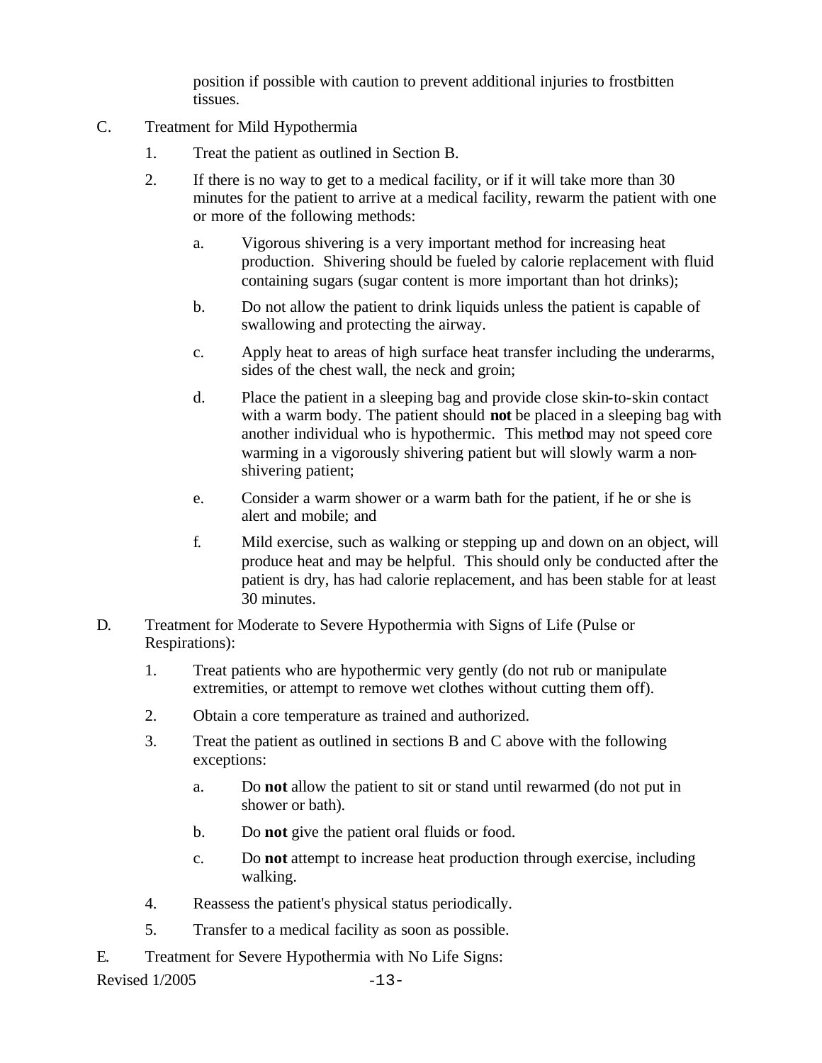position if possible with caution to prevent additional injuries to frostbitten tissues.

C. Treatment for Mild Hypothermia

1. Treat the patient as outlined in Section B.

2. If there is no way to get to a medical facility, or if it will take more than 30 minutes for the patient to arrive at a medical facility, rewarm the patient with one or more of the following methods:

   a. Vigorous shivering is a very important method for increasing heat production. Shivering should be fueled by calorie replacement with fluid containing sugars (sugar content is more important than hot drinks);

   b. Do not allow the patient to drink liquids unless the patient is capable of swallowing and protecting the airway.

   c. Apply heat to areas of high surface heat transfer including the underarms, sides of the chest wall, the neck and groin;

   d. Place the patient in a sleeping bag and provide close skin-to-skin contact with a warm body. The patient should **not** be placed in a sleeping bag with another individual who is hypothermic. This method may not speed core warming in a vigorously shivering patient but will slowly warm a non-shivering patient;

   e. Consider a warm shower or a warm bath for the patient, if he or she is alert and mobile; and

   f. Mild exercise, such as walking or stepping up and down on an object, will produce heat and may be helpful. This should only be conducted after the patient is dry, has had calorie replacement, and has been stable for at least 30 minutes.

D. Treatment for Moderate to Severe Hypothermia with Signs of Life (Pulse or Respirations):

1. Treat patients who are hypothermic very gently (do not rub or manipulate extremities, or attempt to remove wet clothes without cutting them off).

2. Obtain a core temperature as trained and authorized.

3. Treat the patient as outlined in sections B and C above with the following exceptions:

   a. Do **not** allow the patient to sit or stand until rewarmed (do not put in shower or bath).

   b. Do **not** give the patient oral fluids or food.

   c. Do **not** attempt to increase heat production through exercise, including walking.

4. Reassess the patient's physical status periodically.

5. Transfer to a medical facility as soon as possible.

E. Treatment for Severe Hypothermia with No Life Signs: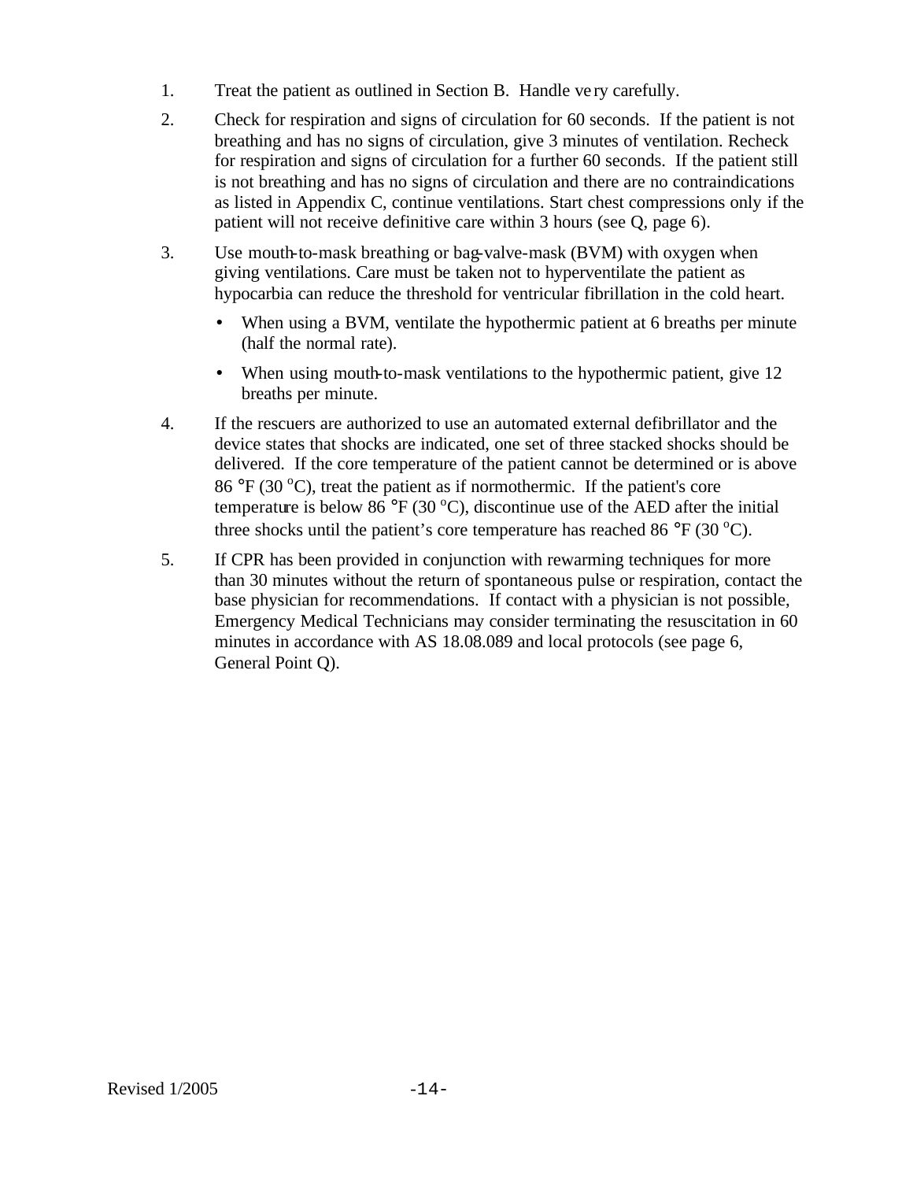1. Treat the patient as outlined in Section B. Handle very carefully.

2. Check for respiration and signs of circulation for 60 seconds. If the patient is not breathing and has no signs of circulation, give 3 minutes of ventilation. Recheck for respiration and signs of circulation for a further 60 seconds. If the patient still is not breathing and has no signs of circulation and there are no contraindications as listed in Appendix C, continue ventilations. Start chest compressions only if the patient will not receive definitive care within 3 hours (see Q, page 6).

3. Use mouth-to-mask breathing or bag-valve-mask (BVM) with oxygen when giving ventilations. Care must be taken not to hyperventilate the patient as hypocarbia can reduce the threshold for ventricular fibrillation in the cold heart.

   - When using a BVM, ventilate the hypothermic patient at 6 breaths per minute (half the normal rate).
   - When using mouth-to-mask ventilations to the hypothermic patient, give 12 breaths per minute.

4. If the rescuers are authorized to use an automated external defibrillator and the device states that shocks are indicated, one set of three stacked shocks should be delivered. If the core temperature of the patient cannot be determined or is above 86 °F (30 °C), treat the patient as if normothermic. If the patient's core temperature is below 86 °F (30 °C), discontinue use of the AED after the initial three shocks until the patient's core temperature has reached 86 °F (30 °C).

5. If CPR has been provided in conjunction with rewarming techniques for more than 30 minutes without the return of spontaneous pulse or respiration, contact the base physician for recommendations. If contact with a physician is not possible, Emergency Medical Technicians may consider terminating the resuscitation in 60 minutes in accordance with AS 18.08.089 and local protocols (see page 6, General Point Q).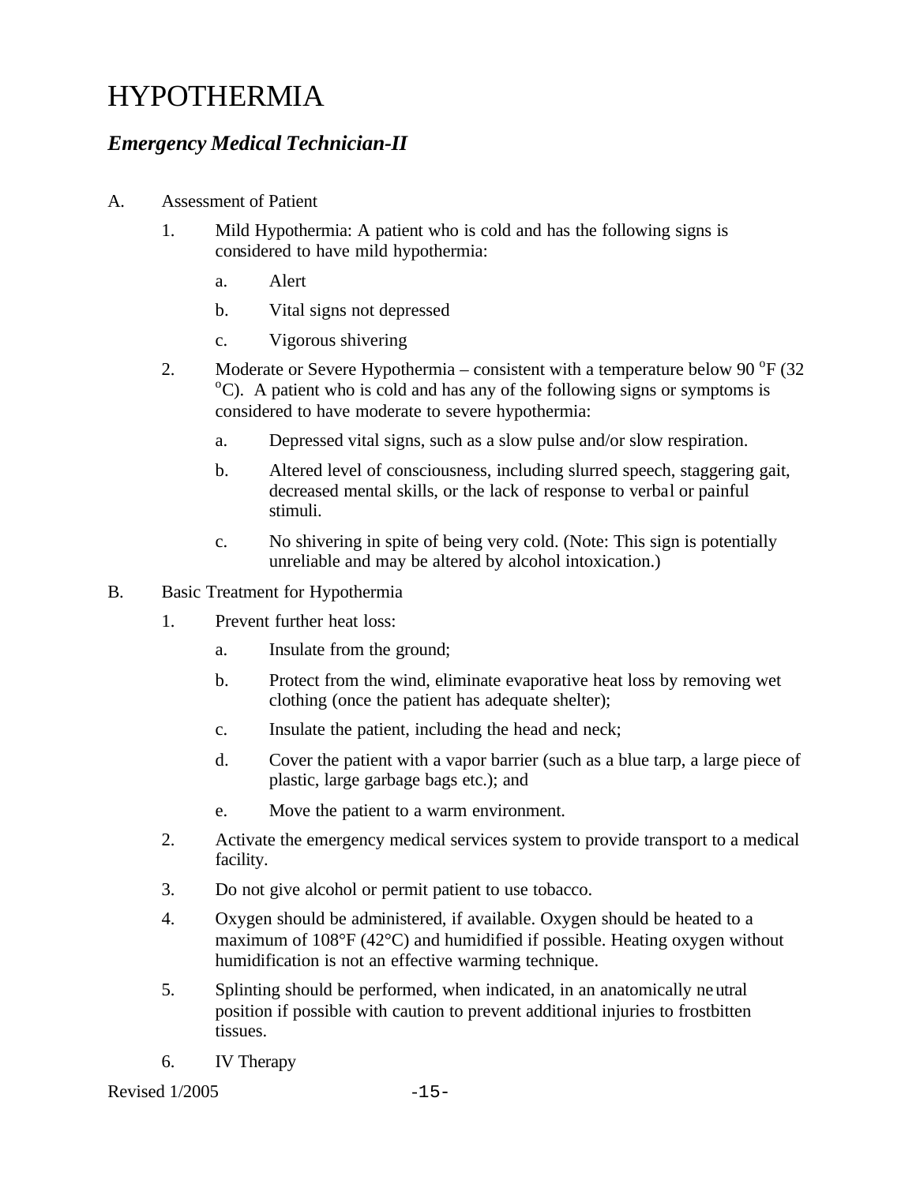# HYPOTHERMIA

## *Emergency Medical Technician-II*

A. Assessment of Patient

1. Mild Hypothermia: A patient who is cold and has the following signs is considered to have mild hypothermia:
    a. Alert
    b. Vital signs not depressed
    c. Vigorous shivering
2. Moderate or Severe Hypothermia – consistent with a temperature below 90 °F (32 °C). A patient who is cold and has any of the following signs or symptoms is considered to have moderate to severe hypothermia:
    a. Depressed vital signs, such as a slow pulse and/or slow respiration.
    b. Altered level of consciousness, including slurred speech, staggering gait, decreased mental skills, or the lack of response to verbal or painful stimuli.
    c. No shivering in spite of being very cold. (Note: This sign is potentially unreliable and may be altered by alcohol intoxication.)

B. Basic Treatment for Hypothermia

1. Prevent further heat loss:
    a. Insulate from the ground;
    b. Protect from the wind, eliminate evaporative heat loss by removing wet clothing (once the patient has adequate shelter);
    c. Insulate the patient, including the head and neck;
    d. Cover the patient with a vapor barrier (such as a blue tarp, a large piece of plastic, large garbage bags etc.); and
    e. Move the patient to a warm environment.
2. Activate the emergency medical services system to provide transport to a medical facility.
3. Do not give alcohol or permit patient to use tobacco.
4. Oxygen should be administered, if available. Oxygen should be heated to a maximum of 108°F (42°C) and humidified if possible. Heating oxygen without humidification is not an effective warming technique.
5. Splinting should be performed, when indicated, in an anatomically neutral position if possible with caution to prevent additional injuries to frostbitten tissues.
6. IV Therapy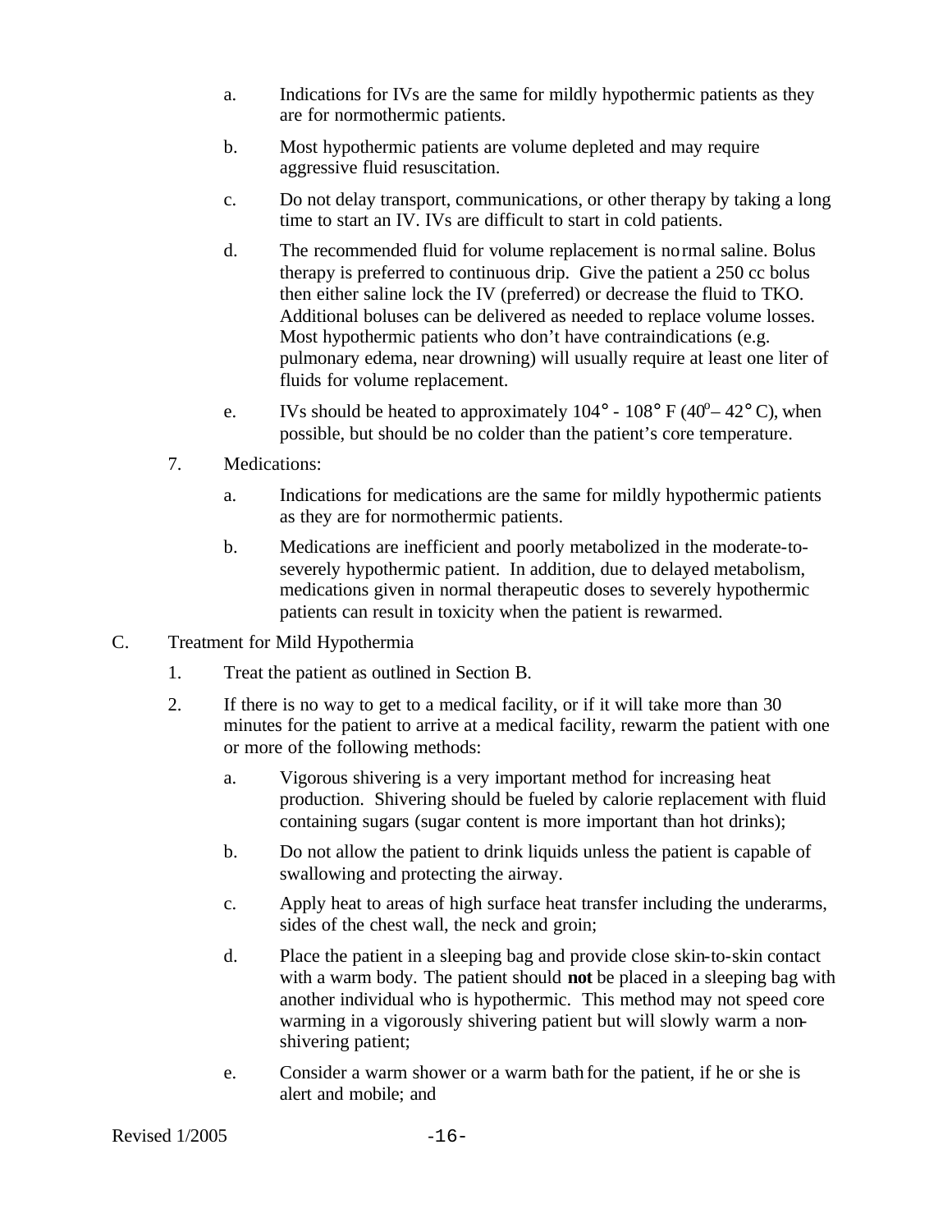a. Indications for IVs are the same for mildly hypothermic patients as they are for normothermic patients.

b. Most hypothermic patients are volume depleted and may require aggressive fluid resuscitation.

c. Do not delay transport, communications, or other therapy by taking a long time to start an IV. IVs are difficult to start in cold patients.

d. The recommended fluid for volume replacement is normal saline. Bolus therapy is preferred to continuous drip. Give the patient a 250 cc bolus then either saline lock the IV (preferred) or decrease the fluid to TKO. Additional boluses can be delivered as needed to replace volume losses. Most hypothermic patients who don't have contraindications (e.g. pulmonary edema, near drowning) will usually require at least one liter of fluids for volume replacement.

e. IVs should be heated to approximately 104° - 108° F (40°– 42° C), when possible, but should be no colder than the patient's core temperature.

7. Medications:

a. Indications for medications are the same for mildly hypothermic patients as they are for normothermic patients.

b. Medications are inefficient and poorly metabolized in the moderate-to-severely hypothermic patient. In addition, due to delayed metabolism, medications given in normal therapeutic doses to severely hypothermic patients can result in toxicity when the patient is rewarmed.

C. Treatment for Mild Hypothermia

1. Treat the patient as outlined in Section B.

2. If there is no way to get to a medical facility, or if it will take more than 30 minutes for the patient to arrive at a medical facility, rewarm the patient with one or more of the following methods:

a. Vigorous shivering is a very important method for increasing heat production. Shivering should be fueled by calorie replacement with fluid containing sugars (sugar content is more important than hot drinks);

b. Do not allow the patient to drink liquids unless the patient is capable of swallowing and protecting the airway.

c. Apply heat to areas of high surface heat transfer including the underarms, sides of the chest wall, the neck and groin;

d. Place the patient in a sleeping bag and provide close skin-to-skin contact with a warm body. The patient should **not** be placed in a sleeping bag with another individual who is hypothermic. This method may not speed core warming in a vigorously shivering patient but will slowly warm a non-shivering patient;

e. Consider a warm shower or a warm bath for the patient, if he or she is alert and mobile; and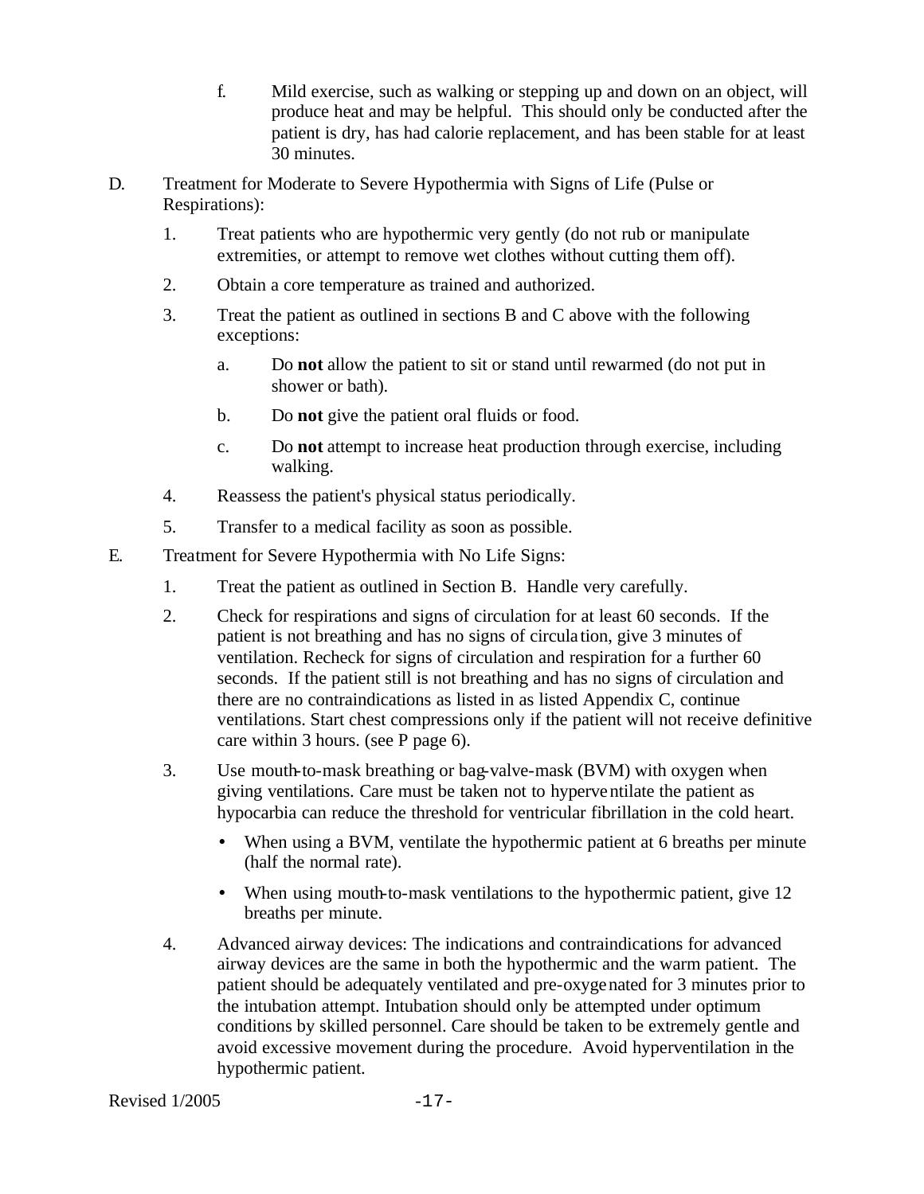f. Mild exercise, such as walking or stepping up and down on an object, will produce heat and may be helpful. This should only be conducted after the patient is dry, has had calorie replacement, and has been stable for at least 30 minutes.

D. Treatment for Moderate to Severe Hypothermia with Signs of Life (Pulse or Respirations):

1. Treat patients who are hypothermic very gently (do not rub or manipulate extremities, or attempt to remove wet clothes without cutting them off).
2. Obtain a core temperature as trained and authorized.
3. Treat the patient as outlined in sections B and C above with the following exceptions:
   a. Do **not** allow the patient to sit or stand until rewarmed (do not put in shower or bath).
   b. Do **not** give the patient oral fluids or food.
   c. Do **not** attempt to increase heat production through exercise, including walking.
4. Reassess the patient's physical status periodically.
5. Transfer to a medical facility as soon as possible.

E. Treatment for Severe Hypothermia with No Life Signs:

1. Treat the patient as outlined in Section B. Handle very carefully.
2. Check for respirations and signs of circulation for at least 60 seconds. If the patient is not breathing and has no signs of circulation, give 3 minutes of ventilation. Recheck for signs of circulation and respiration for a further 60 seconds. If the patient still is not breathing and has no signs of circulation and there are no contraindications as listed in as listed Appendix C, continue ventilations. Start chest compressions only if the patient will not receive definitive care within 3 hours. (see P page 6).
3. Use mouth-to-mask breathing or bag-valve-mask (BVM) with oxygen when giving ventilations. Care must be taken not to hyperventilate the patient as hypocarbia can reduce the threshold for ventricular fibrillation in the cold heart.
   - When using a BVM, ventilate the hypothermic patient at 6 breaths per minute (half the normal rate).
   - When using mouth-to-mask ventilations to the hypothermic patient, give 12 breaths per minute.
4. Advanced airway devices: The indications and contraindications for advanced airway devices are the same in both the hypothermic and the warm patient. The patient should be adequately ventilated and pre-oxygenated for 3 minutes prior to the intubation attempt. Intubation should only be attempted under optimum conditions by skilled personnel. Care should be taken to be extremely gentle and avoid excessive movement during the procedure. Avoid hyperventilation in the hypothermic patient.

Revised 1/2005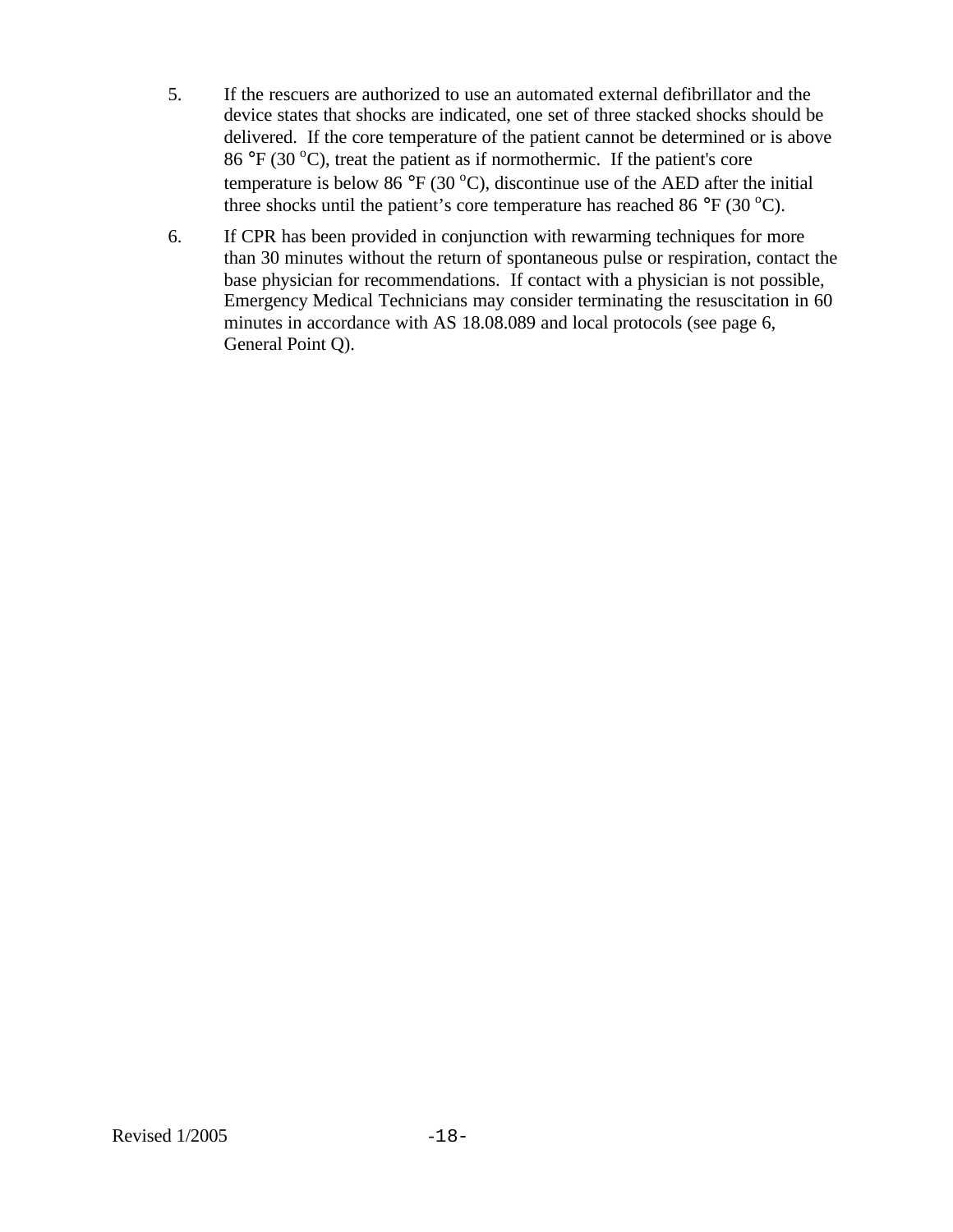5. If the rescuers are authorized to use an automated external defibrillator and the device states that shocks are indicated, one set of three stacked shocks should be delivered. If the core temperature of the patient cannot be determined or is above 86 °F (30 °C), treat the patient as if normothermic. If the patient's core temperature is below 86 °F (30 °C), discontinue use of the AED after the initial three shocks until the patient's core temperature has reached 86 °F (30 °C).

6. If CPR has been provided in conjunction with rewarming techniques for more than 30 minutes without the return of spontaneous pulse or respiration, contact the base physician for recommendations. If contact with a physician is not possible, Emergency Medical Technicians may consider terminating the resuscitation in 60 minutes in accordance with AS 18.08.089 and local protocols (see page 6, General Point Q).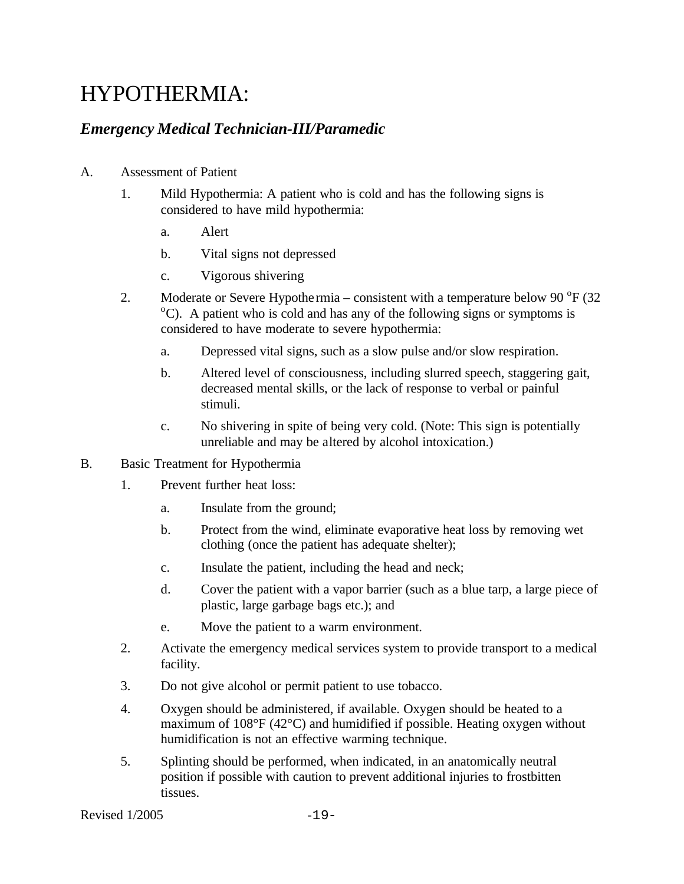# HYPOTHERMIA:

## *Emergency Medical Technician-III/Paramedic*

A. Assessment of Patient

1. Mild Hypothermia: A patient who is cold and has the following signs is considered to have mild hypothermia:

    a. Alert

    b. Vital signs not depressed

    c. Vigorous shivering

2. Moderate or Severe Hypothermia – consistent with a temperature below 90 $^{o}$F (32 $^{o}$C). A patient who is cold and has any of the following signs or symptoms is considered to have moderate to severe hypothermia:

    a. Depressed vital signs, such as a slow pulse and/or slow respiration.

    b. Altered level of consciousness, including slurred speech, staggering gait, decreased mental skills, or the lack of response to verbal or painful stimuli.

    c. No shivering in spite of being very cold. (Note: This sign is potentially unreliable and may be altered by alcohol intoxication.)

B. Basic Treatment for Hypothermia

1. Prevent further heat loss:

    a. Insulate from the ground;

    b. Protect from the wind, eliminate evaporative heat loss by removing wet clothing (once the patient has adequate shelter);

    c. Insulate the patient, including the head and neck;

    d. Cover the patient with a vapor barrier (such as a blue tarp, a large piece of plastic, large garbage bags etc.); and

    e. Move the patient to a warm environment.

2. Activate the emergency medical services system to provide transport to a medical facility.

3. Do not give alcohol or permit patient to use tobacco.

4. Oxygen should be administered, if available. Oxygen should be heated to a maximum of 108°F (42°C) and humidified if possible. Heating oxygen without humidification is not an effective warming technique.

5. Splinting should be performed, when indicated, in an anatomically neutral position if possible with caution to prevent additional injuries to frostbitten tissues.

Revised 1/2005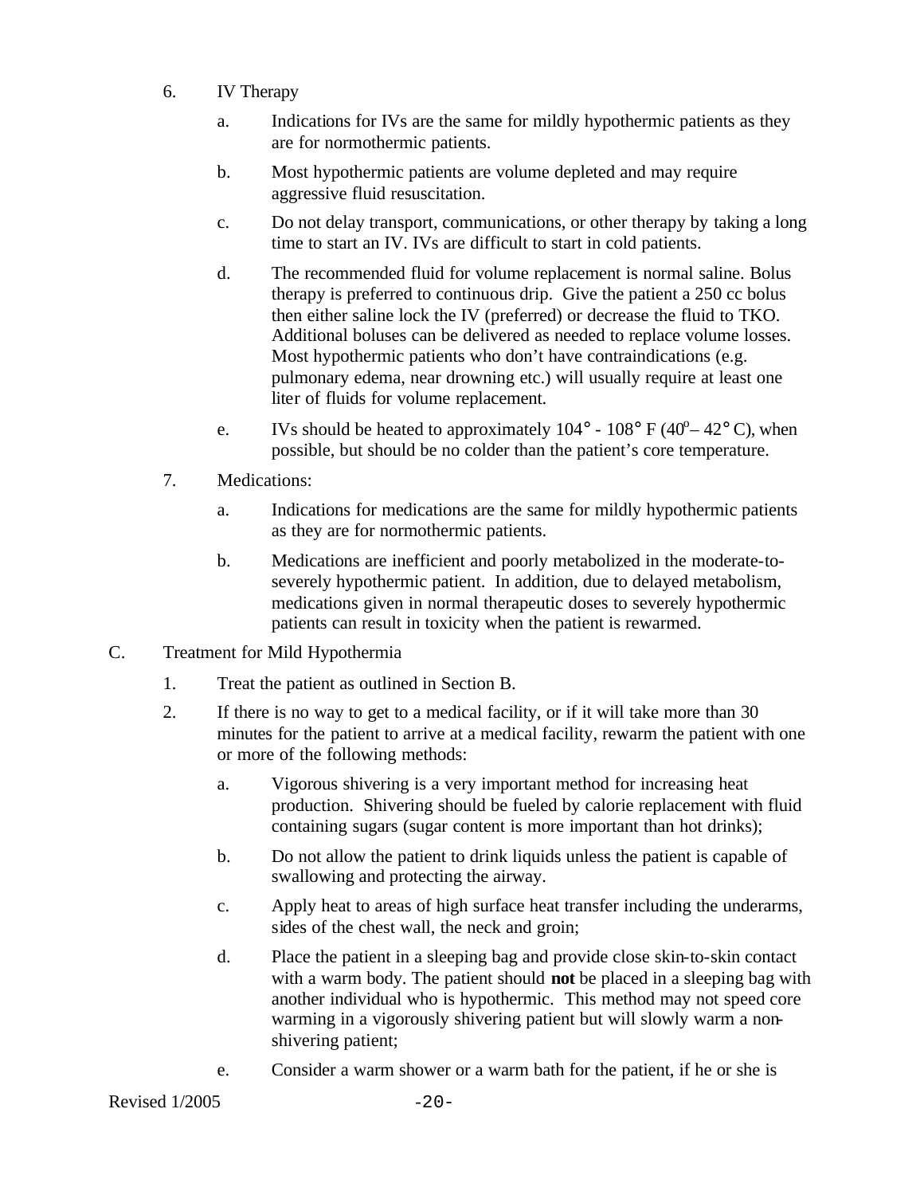6. IV Therapy

   a. Indications for IVs are the same for mildly hypothermic patients as they are for normothermic patients.

   b. Most hypothermic patients are volume depleted and may require aggressive fluid resuscitation.

   c. Do not delay transport, communications, or other therapy by taking a long time to start an IV. IVs are difficult to start in cold patients.

   d. The recommended fluid for volume replacement is normal saline. Bolus therapy is preferred to continuous drip. Give the patient a 250 cc bolus then either saline lock the IV (preferred) or decrease the fluid to TKO. Additional boluses can be delivered as needed to replace volume losses. Most hypothermic patients who don't have contraindications (e.g. pulmonary edema, near drowning etc.) will usually require at least one liter of fluids for volume replacement.

   e. IVs should be heated to approximately 104° - 108° F (40°– 42° C), when possible, but should be no colder than the patient's core temperature.

7. Medications:

   a. Indications for medications are the same for mildly hypothermic patients as they are for normothermic patients.

   b. Medications are inefficient and poorly metabolized in the moderate-to-severely hypothermic patient. In addition, due to delayed metabolism, medications given in normal therapeutic doses to severely hypothermic patients can result in toxicity when the patient is rewarmed.

C. Treatment for Mild Hypothermia

1. Treat the patient as outlined in Section B.

2. If there is no way to get to a medical facility, or if it will take more than 30 minutes for the patient to arrive at a medical facility, rewarm the patient with one or more of the following methods:

   a. Vigorous shivering is a very important method for increasing heat production. Shivering should be fueled by calorie replacement with fluid containing sugars (sugar content is more important than hot drinks);

   b. Do not allow the patient to drink liquids unless the patient is capable of swallowing and protecting the airway.

   c. Apply heat to areas of high surface heat transfer including the underarms, sides of the chest wall, the neck and groin;

   d. Place the patient in a sleeping bag and provide close skin-to-skin contact with a warm body. The patient should **not** be placed in a sleeping bag with another individual who is hypothermic. This method may not speed core warming in a vigorously shivering patient but will slowly warm a non-shivering patient;

   e. Consider a warm shower or a warm bath for the patient, if he or she is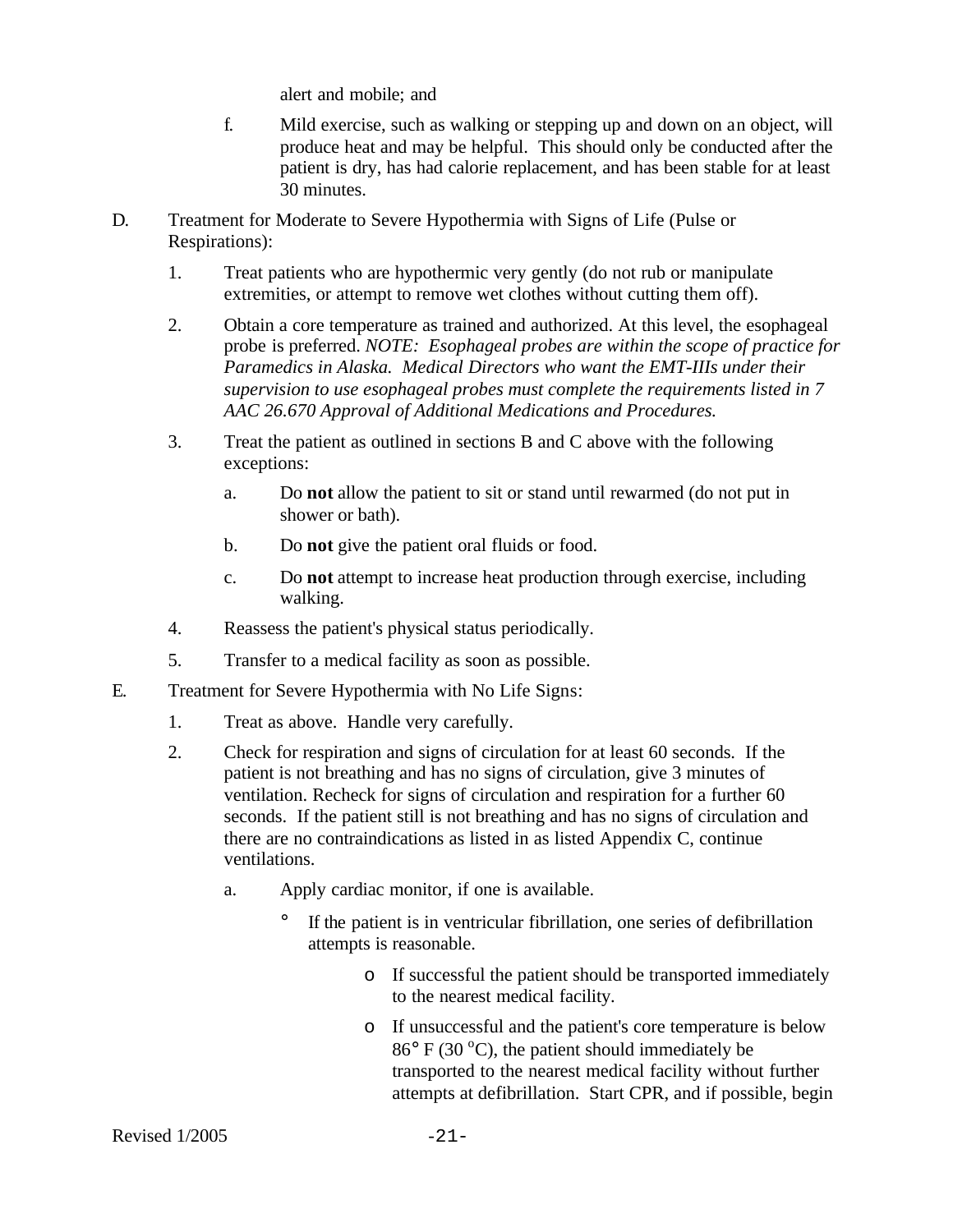alert and mobile; and

f. Mild exercise, such as walking or stepping up and down on an object, will produce heat and may be helpful. This should only be conducted after the patient is dry, has had calorie replacement, and has been stable for at least 30 minutes.

D. Treatment for Moderate to Severe Hypothermia with Signs of Life (Pulse or Respirations):

1. Treat patients who are hypothermic very gently (do not rub or manipulate extremities, or attempt to remove wet clothes without cutting them off).

2. Obtain a core temperature as trained and authorized. At this level, the esophageal probe is preferred. *NOTE: Esophageal probes are within the scope of practice for Paramedics in Alaska. Medical Directors who want the EMT-IIIs under their supervision to use esophageal probes must complete the requirements listed in 7 AAC 26.670 Approval of Additional Medications and Procedures.*

3. Treat the patient as outlined in sections B and C above with the following exceptions:

   a. Do **not** allow the patient to sit or stand until rewarmed (do not put in shower or bath).

   b. Do **not** give the patient oral fluids or food.

   c. Do **not** attempt to increase heat production through exercise, including walking.

4. Reassess the patient's physical status periodically.

5. Transfer to a medical facility as soon as possible.

E. Treatment for Severe Hypothermia with No Life Signs:

1. Treat as above. Handle very carefully.

2. Check for respiration and signs of circulation for at least 60 seconds. If the patient is not breathing and has no signs of circulation, give 3 minutes of ventilation. Recheck for signs of circulation and respiration for a further 60 seconds. If the patient still is not breathing and has no signs of circulation and there are no contraindications as listed in as listed Appendix C, continue ventilations.

   a. Apply cardiac monitor, if one is available.

      - If the patient is in ventricular fibrillation, one series of defibrillation attempts is reasonable.

        - If successful the patient should be transported immediately to the nearest medical facility.

        - If unsuccessful and the patient's core temperature is below 86° F (30 °C), the patient should immediately be transported to the nearest medical facility without further attempts at defibrillation. Start CPR, and if possible, begin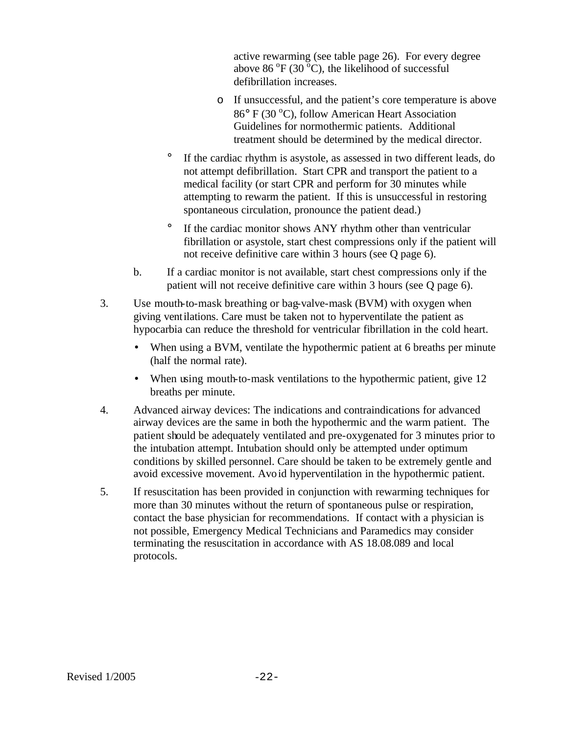active rewarming (see table page 26). For every degree above 86 °F (30 °C), the likelihood of successful defibrillation increases.

  - If unsuccessful, and the patient's core temperature is above 86° F (30 °C), follow American Heart Association Guidelines for normothermic patients. Additional treatment should be determined by the medical director.

- If the cardiac rhythm is asystole, as assessed in two different leads, do not attempt defibrillation. Start CPR and transport the patient to a medical facility (or start CPR and perform for 30 minutes while attempting to rewarm the patient. If this is unsuccessful in restoring spontaneous circulation, pronounce the patient dead.)

- If the cardiac monitor shows ANY rhythm other than ventricular fibrillation or asystole, start chest compressions only if the patient will not receive definitive care within 3 hours (see Q page 6).

b. If a cardiac monitor is not available, start chest compressions only if the patient will not receive definitive care within 3 hours (see Q page 6).

3. Use mouth-to-mask breathing or bag-valve-mask (BVM) with oxygen when giving ventilations. Care must be taken not to hyperventilate the patient as hypocarbia can reduce the threshold for ventricular fibrillation in the cold heart.

   - When using a BVM, ventilate the hypothermic patient at 6 breaths per minute (half the normal rate).
   - When using mouth-to-mask ventilations to the hypothermic patient, give 12 breaths per minute.

4. Advanced airway devices: The indications and contraindications for advanced airway devices are the same in both the hypothermic and the warm patient. The patient should be adequately ventilated and pre-oxygenated for 3 minutes prior to the intubation attempt. Intubation should only be attempted under optimum conditions by skilled personnel. Care should be taken to be extremely gentle and avoid excessive movement. Avoid hyperventilation in the hypothermic patient.

5. If resuscitation has been provided in conjunction with rewarming techniques for more than 30 minutes without the return of spontaneous pulse or respiration, contact the base physician for recommendations. If contact with a physician is not possible, Emergency Medical Technicians and Paramedics may consider terminating the resuscitation in accordance with AS 18.08.089 and local protocols.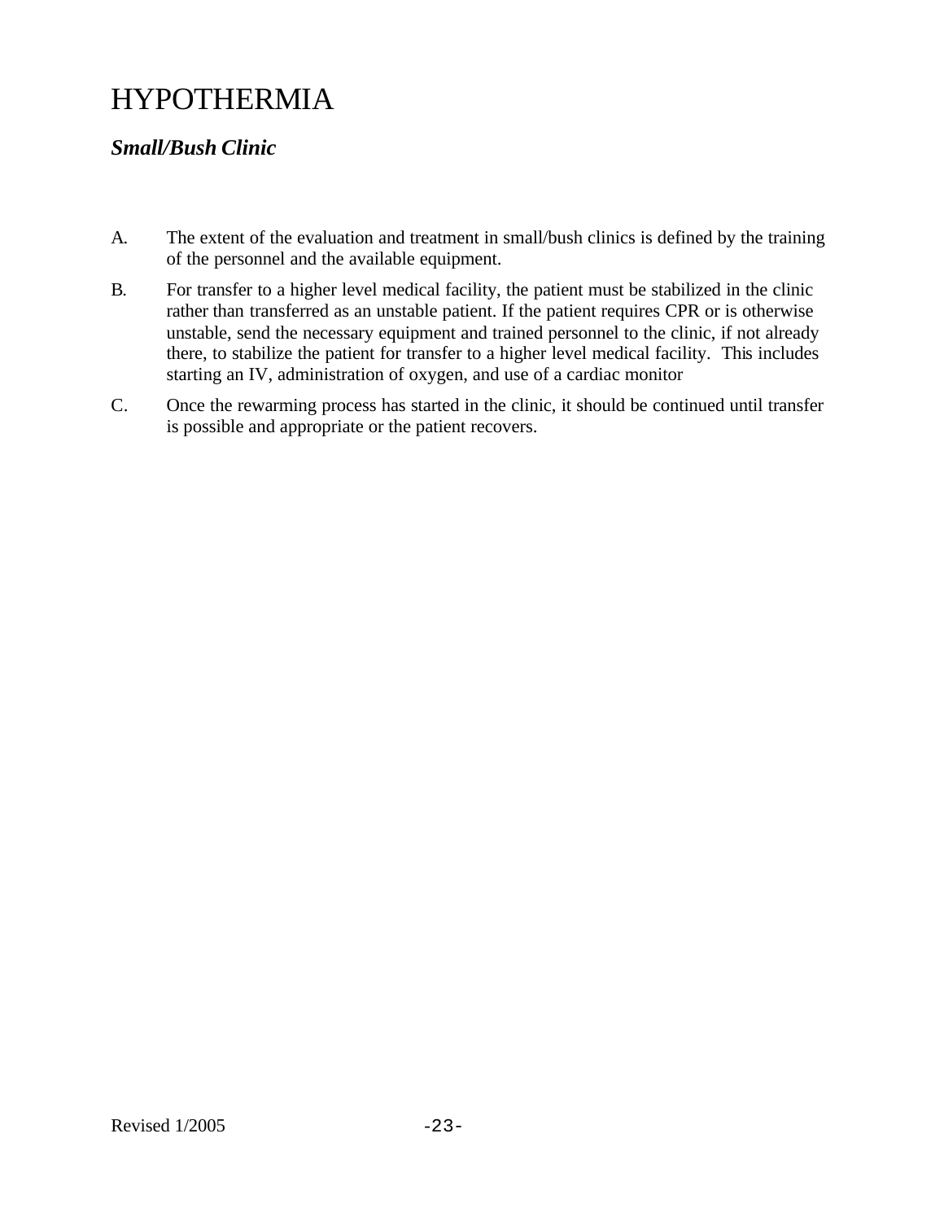# HYPOTHERMIA

## *Small/Bush Clinic*

A. The extent of the evaluation and treatment in small/bush clinics is defined by the training of the personnel and the available equipment.

B. For transfer to a higher level medical facility, the patient must be stabilized in the clinic rather than transferred as an unstable patient. If the patient requires CPR or is otherwise unstable, send the necessary equipment and trained personnel to the clinic, if not already there, to stabilize the patient for transfer to a higher level medical facility. This includes starting an IV, administration of oxygen, and use of a cardiac monitor

C. Once the rewarming process has started in the clinic, it should be continued until transfer is possible and appropriate or the patient recovers.

Revised 1/2005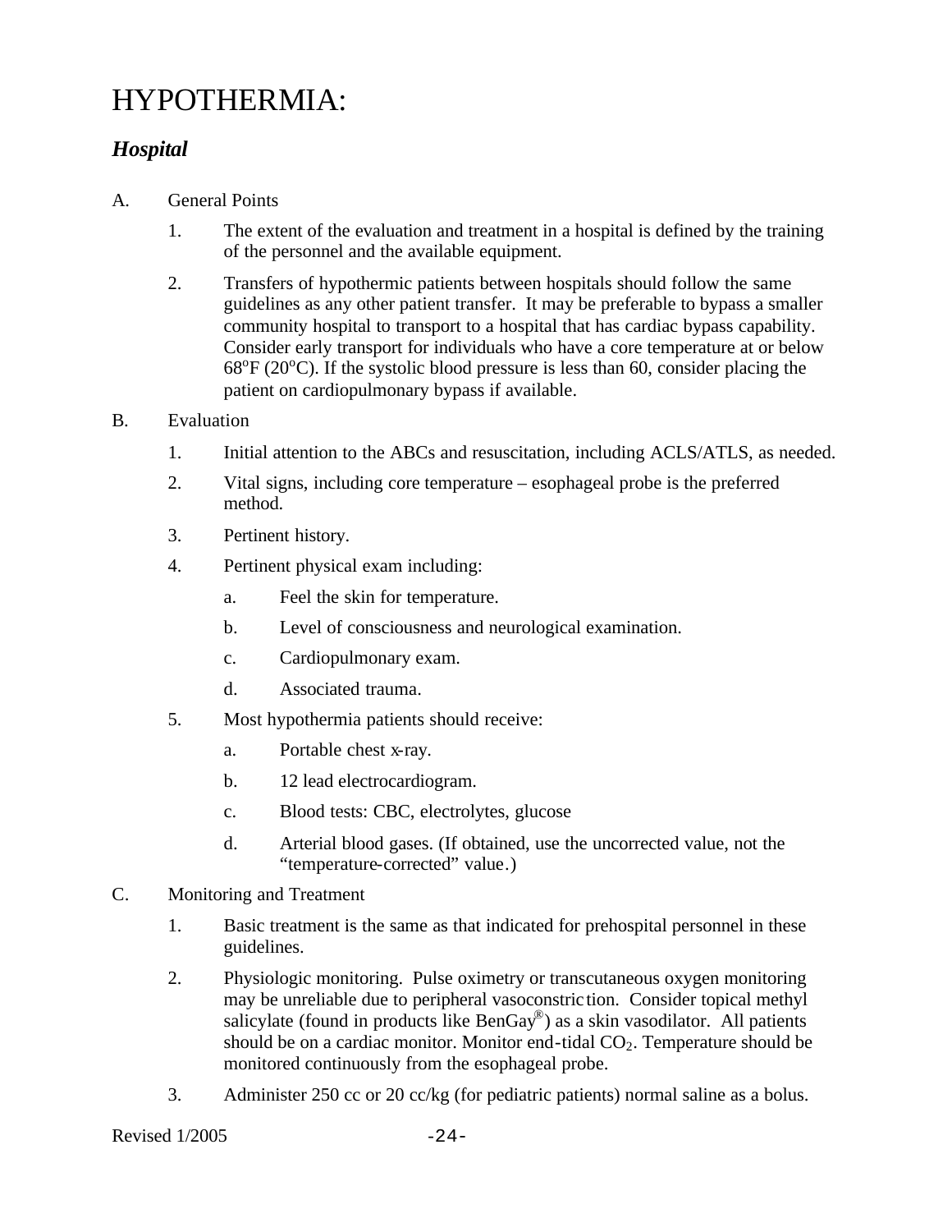# HYPOTHERMIA:

## *Hospital*

A. General Points

1. The extent of the evaluation and treatment in a hospital is defined by the training of the personnel and the available equipment.

2. Transfers of hypothermic patients between hospitals should follow the same guidelines as any other patient transfer. It may be preferable to bypass a smaller community hospital to transport to a hospital that has cardiac bypass capability. Consider early transport for individuals who have a core temperature at or below 68°F (20°C). If the systolic blood pressure is less than 60, consider placing the patient on cardiopulmonary bypass if available.

B. Evaluation

1. Initial attention to the ABCs and resuscitation, including ACLS/ATLS, as needed.

2. Vital signs, including core temperature – esophageal probe is the preferred method.

3. Pertinent history.

4. Pertinent physical exam including:

   a. Feel the skin for temperature.

   b. Level of consciousness and neurological examination.

   c. Cardiopulmonary exam.

   d. Associated trauma.

5. Most hypothermia patients should receive:

   a. Portable chest x-ray.

   b. 12 lead electrocardiogram.

   c. Blood tests: CBC, electrolytes, glucose

   d. Arterial blood gases. (If obtained, use the uncorrected value, not the "temperature-corrected" value.)

C. Monitoring and Treatment

1. Basic treatment is the same as that indicated for prehospital personnel in these guidelines.

2. Physiologic monitoring. Pulse oximetry or transcutaneous oxygen monitoring may be unreliable due to peripheral vasoconstriction. Consider topical methyl salicylate (found in products like BenGay®) as a skin vasodilator. All patients should be on a cardiac monitor. Monitor end-tidal $CO_2$. Temperature should be monitored continuously from the esophageal probe.

3. Administer 250 cc or 20 cc/kg (for pediatric patients) normal saline as a bolus.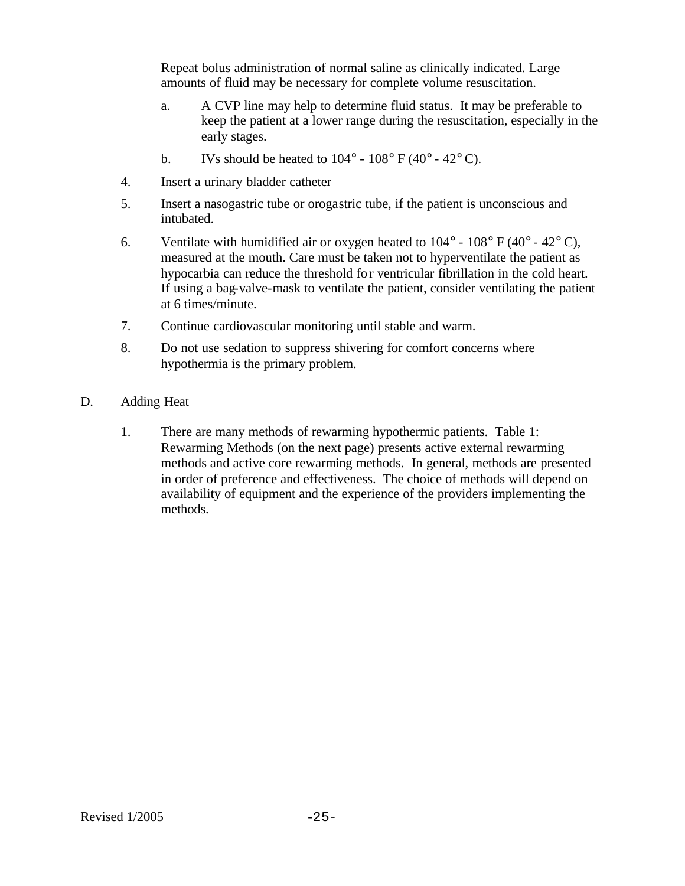Repeat bolus administration of normal saline as clinically indicated. Large amounts of fluid may be necessary for complete volume resuscitation.

a. A CVP line may help to determine fluid status. It may be preferable to keep the patient at a lower range during the resuscitation, especially in the early stages.

b. IVs should be heated to 104° - 108° F (40° - 42° C).

4. Insert a urinary bladder catheter

5. Insert a nasogastric tube or orogastric tube, if the patient is unconscious and intubated.

6. Ventilate with humidified air or oxygen heated to 104° - 108° F (40° - 42° C), measured at the mouth. Care must be taken not to hyperventilate the patient as hypocarbia can reduce the threshold for ventricular fibrillation in the cold heart. If using a bag-valve-mask to ventilate the patient, consider ventilating the patient at 6 times/minute.

7. Continue cardiovascular monitoring until stable and warm.

8. Do not use sedation to suppress shivering for comfort concerns where hypothermia is the primary problem.

D. Adding Heat

1. There are many methods of rewarming hypothermic patients. Table 1: Rewarming Methods (on the next page) presents active external rewarming methods and active core rewarming methods. In general, methods are presented in order of preference and effectiveness. The choice of methods will depend on availability of equipment and the experience of the providers implementing the methods.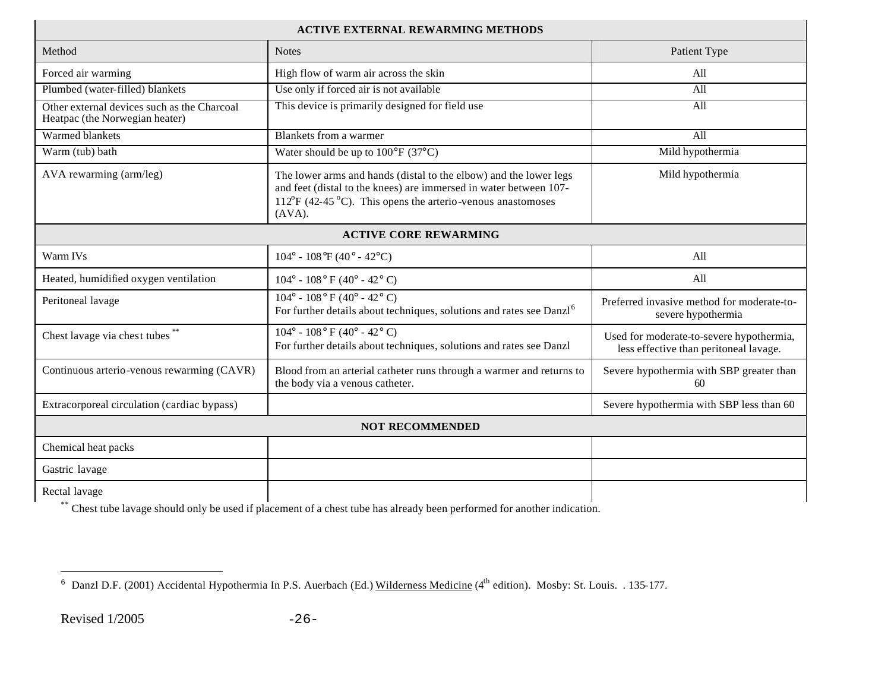| ACTIVE EXTERNAL REWARMING METHODS | | |
|---|---|---|
| Method | Notes | Patient Type |
| Forced air warming | High flow of warm air across the skin | All |
| Plumbed (water-filled) blankets | Use only if forced air is not available | All |
| Other external devices such as the Charcoal Heatpac (the Norwegian heater) | This device is primarily designed for field use | All |
| Warmed blankets | Blankets from a warmer | All |
| Warm (tub) bath | Water should be up to 100°F (37°C) | Mild hypothermia |
| AVA rewarming (arm/leg) | The lower arms and hands (distal to the elbow) and the lower legs and feet (distal to the knees) are immersed in water between 107-112°F (42-45 °C). This opens the arterio-venous anastomoses (AVA). | Mild hypothermia |
| **ACTIVE CORE REWARMING** | | |
| Warm IVs | 104° - 108°F (40° - 42°C) | All |
| Heated, humidified oxygen ventilation | 104° - 108° F (40° - 42° C) | All |
| Peritoneal lavage | 104° - 108° F (40° - 42° C) For further details about techniques, solutions and rates see Danzl[6] | Preferred invasive method for moderate-to-severe hypothermia |
| Chest lavage via chest tubes ** | 104° - 108° F (40° - 42° C) For further details about techniques, solutions and rates see Danzl | Used for moderate-to-severe hypothermia, less effective than peritoneal lavage. |
| Continuous arterio-venous rewarming (CAVR) | Blood from an arterial catheter runs through a warmer and returns to the body via a venous catheter. | Severe hypothermia with SBP greater than 60 |
| Extracorporeal circulation (cardiac bypass) | | Severe hypothermia with SBP less than 60 |
| **NOT RECOMMENDED** | | |
| Chemical heat packs | | |
| Gastric lavage | | |
| Rectal lavage | | |

** Chest tube lavage should only be used if placement of a chest tube has already been performed for another indication.

[6] Danzl D.F. (2001) Accidental Hypothermia In P.S. Auerbach (Ed.) Wilderness Medicine (4th edition). Mosby: St. Louis. . 135-177.

Revised 1/2005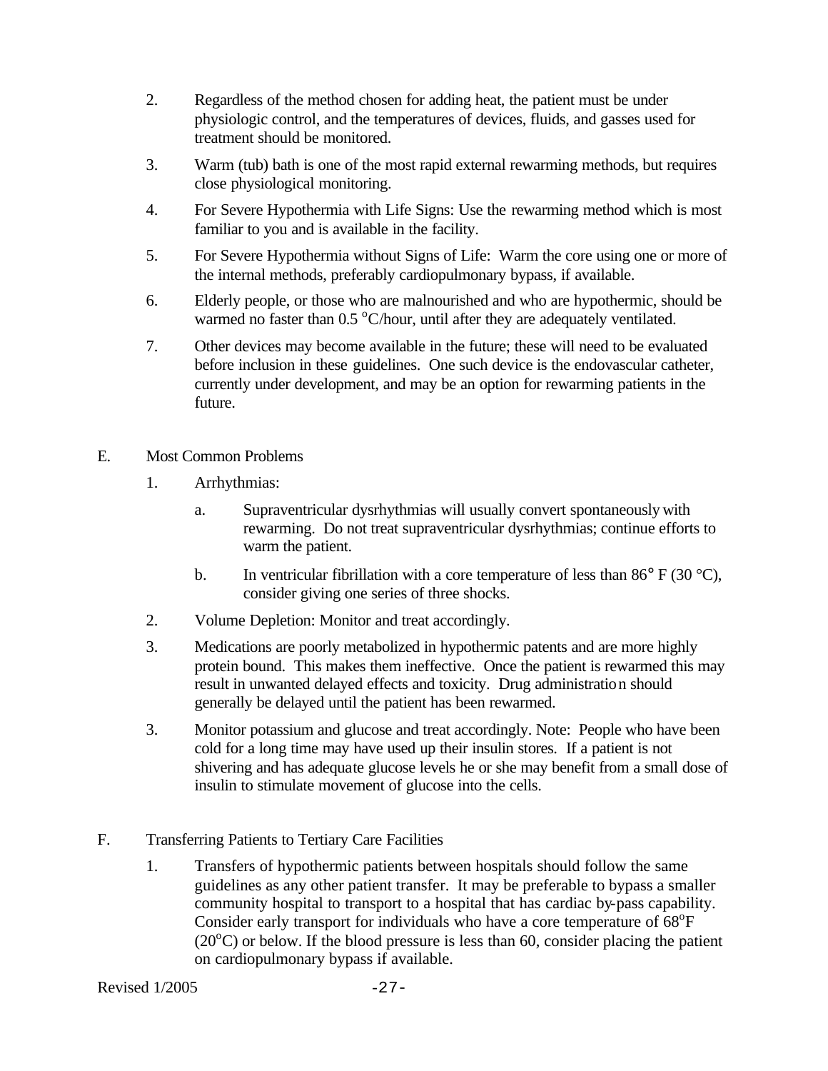2. Regardless of the method chosen for adding heat, the patient must be under physiologic control, and the temperatures of devices, fluids, and gasses used for treatment should be monitored.

3. Warm (tub) bath is one of the most rapid external rewarming methods, but requires close physiological monitoring.

4. For Severe Hypothermia with Life Signs: Use the rewarming method which is most familiar to you and is available in the facility.

5. For Severe Hypothermia without Signs of Life: Warm the core using one or more of the internal methods, preferably cardiopulmonary bypass, if available.

6. Elderly people, or those who are malnourished and who are hypothermic, should be warmed no faster than 0.5 $^{o}$C/hour, until after they are adequately ventilated.

7. Other devices may become available in the future; these will need to be evaluated before inclusion in these guidelines. One such device is the endovascular catheter, currently under development, and may be an option for rewarming patients in the future.

E. Most Common Problems

1. Arrhythmias:

   a. Supraventricular dysrhythmias will usually convert spontaneously with rewarming. Do not treat supraventricular dysrhythmias; continue efforts to warm the patient.

   b. In ventricular fibrillation with a core temperature of less than 86° F (30 °C), consider giving one series of three shocks.

2. Volume Depletion: Monitor and treat accordingly.

3. Medications are poorly metabolized in hypothermic patents and are more highly protein bound. This makes them ineffective. Once the patient is rewarmed this may result in unwanted delayed effects and toxicity. Drug administration should generally be delayed until the patient has been rewarmed.

3. Monitor potassium and glucose and treat accordingly. Note: People who have been cold for a long time may have used up their insulin stores. If a patient is not shivering and has adequate glucose levels he or she may benefit from a small dose of insulin to stimulate movement of glucose into the cells.

F. Transferring Patients to Tertiary Care Facilities

1. Transfers of hypothermic patients between hospitals should follow the same guidelines as any other patient transfer. It may be preferable to bypass a smaller community hospital to transport to a hospital that has cardiac by-pass capability. Consider early transport for individuals who have a core temperature of 68$^{o}$F (20$^{o}$C) or below. If the blood pressure is less than 60, consider placing the patient on cardiopulmonary bypass if available.

Revised 1/2005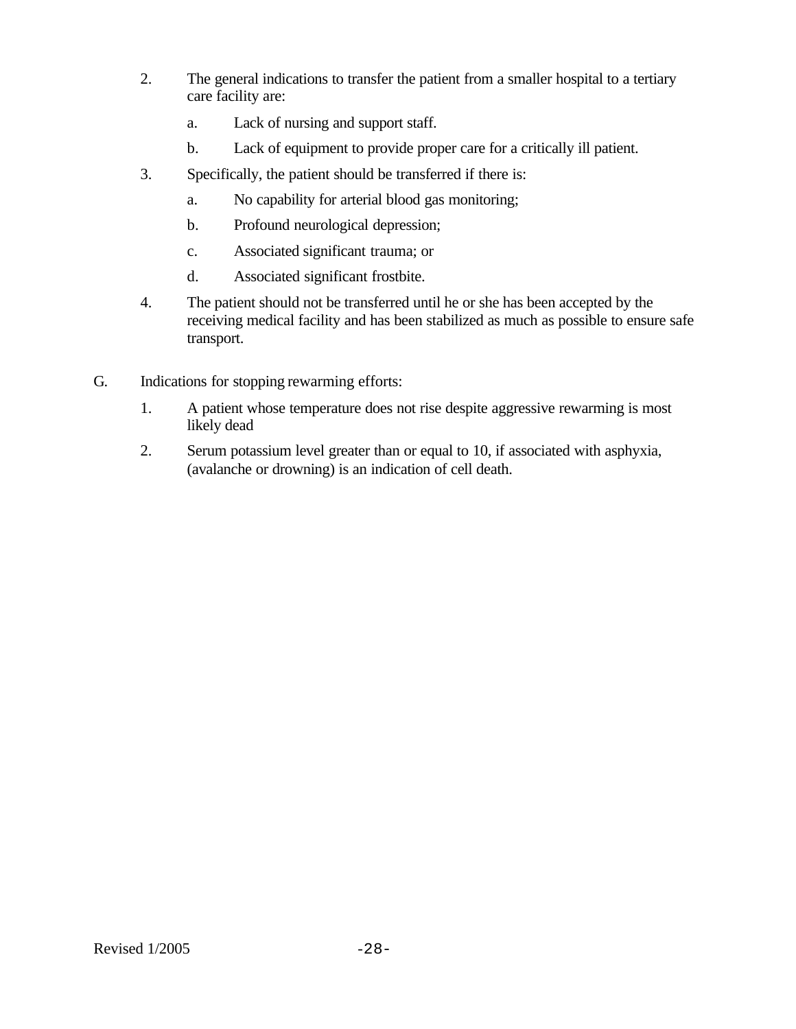2. The general indications to transfer the patient from a smaller hospital to a tertiary care facility are:

   a. Lack of nursing and support staff.

   b. Lack of equipment to provide proper care for a critically ill patient.

3. Specifically, the patient should be transferred if there is:

   a. No capability for arterial blood gas monitoring;

   b. Profound neurological depression;

   c. Associated significant trauma; or

   d. Associated significant frostbite.

4. The patient should not be transferred until he or she has been accepted by the receiving medical facility and has been stabilized as much as possible to ensure safe transport.

G. Indications for stopping rewarming efforts:

   1. A patient whose temperature does not rise despite aggressive rewarming is most likely dead

   2. Serum potassium level greater than or equal to 10, if associated with asphyxia, (avalanche or drowning) is an indication of cell death.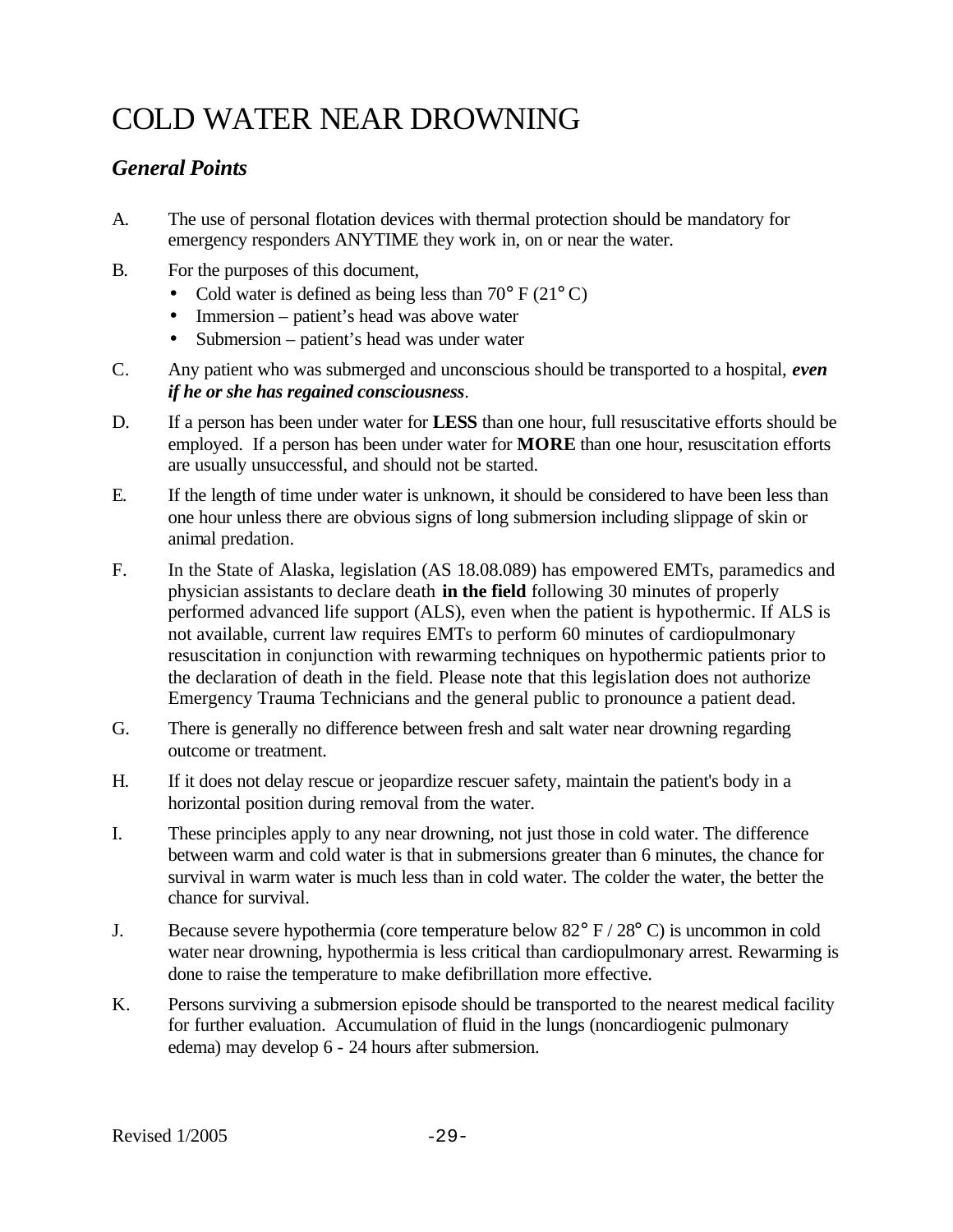# COLD WATER NEAR DROWNING

## *General Points*

A. The use of personal flotation devices with thermal protection should be mandatory for emergency responders ANYTIME they work in, on or near the water.

B. For the purposes of this document,
   - Cold water is defined as being less than 70° F (21° C)
   - Immersion – patient's head was above water
   - Submersion – patient's head was under water

C. Any patient who was submerged and unconscious should be transported to a hospital, ***even if he or she has regained consciousness***.

D. If a person has been under water for **LESS** than one hour, full resuscitative efforts should be employed. If a person has been under water for **MORE** than one hour, resuscitation efforts are usually unsuccessful, and should not be started.

E. If the length of time under water is unknown, it should be considered to have been less than one hour unless there are obvious signs of long submersion including slippage of skin or animal predation.

F. In the State of Alaska, legislation (AS 18.08.089) has empowered EMTs, paramedics and physician assistants to declare death **in the field** following 30 minutes of properly performed advanced life support (ALS), even when the patient is hypothermic. If ALS is not available, current law requires EMTs to perform 60 minutes of cardiopulmonary resuscitation in conjunction with rewarming techniques on hypothermic patients prior to the declaration of death in the field. Please note that this legislation does not authorize Emergency Trauma Technicians and the general public to pronounce a patient dead.

G. There is generally no difference between fresh and salt water near drowning regarding outcome or treatment.

H. If it does not delay rescue or jeopardize rescuer safety, maintain the patient's body in a horizontal position during removal from the water.

I. These principles apply to any near drowning, not just those in cold water. The difference between warm and cold water is that in submersions greater than 6 minutes, the chance for survival in warm water is much less than in cold water. The colder the water, the better the chance for survival.

J. Because severe hypothermia (core temperature below 82° F / 28° C) is uncommon in cold water near drowning, hypothermia is less critical than cardiopulmonary arrest. Rewarming is done to raise the temperature to make defibrillation more effective.

K. Persons surviving a submersion episode should be transported to the nearest medical facility for further evaluation. Accumulation of fluid in the lungs (noncardiogenic pulmonary edema) may develop 6 - 24 hours after submersion.

Revised 1/2005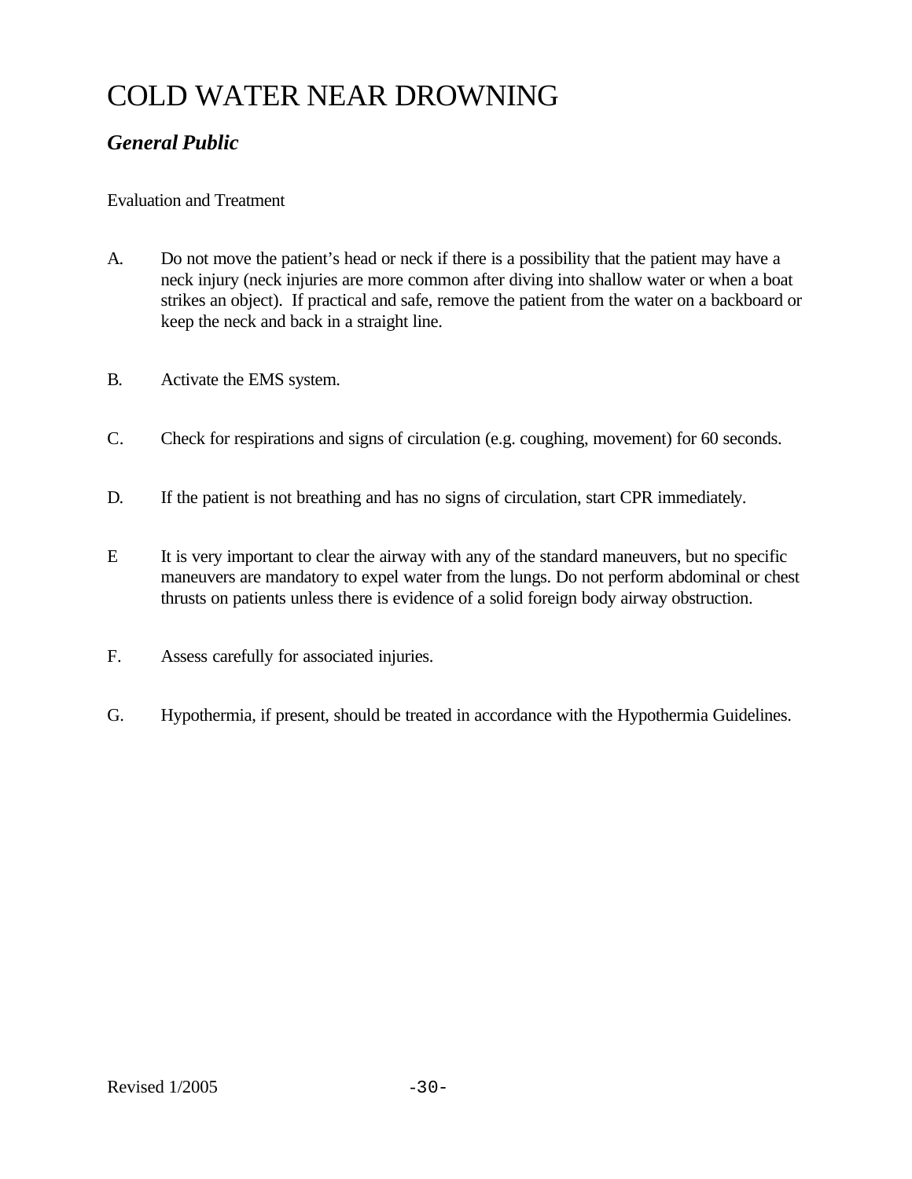# COLD WATER NEAR DROWNING

## *General Public*

Evaluation and Treatment

A. Do not move the patient's head or neck if there is a possibility that the patient may have a neck injury (neck injuries are more common after diving into shallow water or when a boat strikes an object). If practical and safe, remove the patient from the water on a backboard or keep the neck and back in a straight line.

B. Activate the EMS system.

C. Check for respirations and signs of circulation (e.g. coughing, movement) for 60 seconds.

D. If the patient is not breathing and has no signs of circulation, start CPR immediately.

E It is very important to clear the airway with any of the standard maneuvers, but no specific maneuvers are mandatory to expel water from the lungs. Do not perform abdominal or chest thrusts on patients unless there is evidence of a solid foreign body airway obstruction.

F. Assess carefully for associated injuries.

G. Hypothermia, if present, should be treated in accordance with the Hypothermia Guidelines.

Revised 1/2005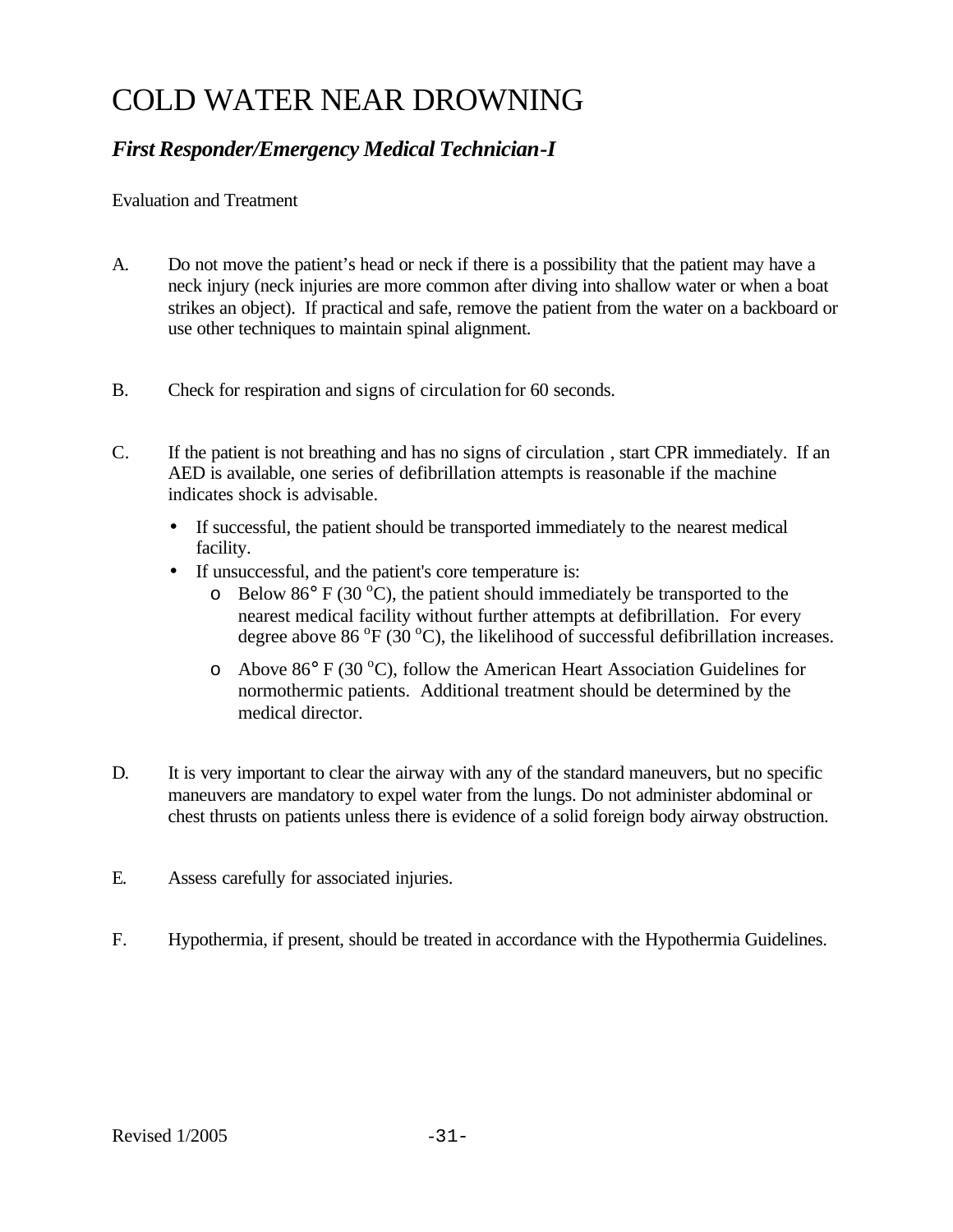# COLD WATER NEAR DROWNING

## *First Responder/Emergency Medical Technician-I*

Evaluation and Treatment

A. Do not move the patient's head or neck if there is a possibility that the patient may have a neck injury (neck injuries are more common after diving into shallow water or when a boat strikes an object). If practical and safe, remove the patient from the water on a backboard or use other techniques to maintain spinal alignment.

B. Check for respiration and signs of circulation for 60 seconds.

C. If the patient is not breathing and has no signs of circulation , start CPR immediately. If an AED is available, one series of defibrillation attempts is reasonable if the machine indicates shock is advisable.

- If successful, the patient should be transported immediately to the nearest medical facility.
- If unsuccessful, and the patient's core temperature is:
  - Below 86° F (30 °C), the patient should immediately be transported to the nearest medical facility without further attempts at defibrillation. For every degree above 86 °F (30 °C), the likelihood of successful defibrillation increases.
  - Above 86° F (30 °C), follow the American Heart Association Guidelines for normothermic patients. Additional treatment should be determined by the medical director.

D. It is very important to clear the airway with any of the standard maneuvers, but no specific maneuvers are mandatory to expel water from the lungs. Do not administer abdominal or chest thrusts on patients unless there is evidence of a solid foreign body airway obstruction.

E. Assess carefully for associated injuries.

F. Hypothermia, if present, should be treated in accordance with the Hypothermia Guidelines.

Revised 1/2005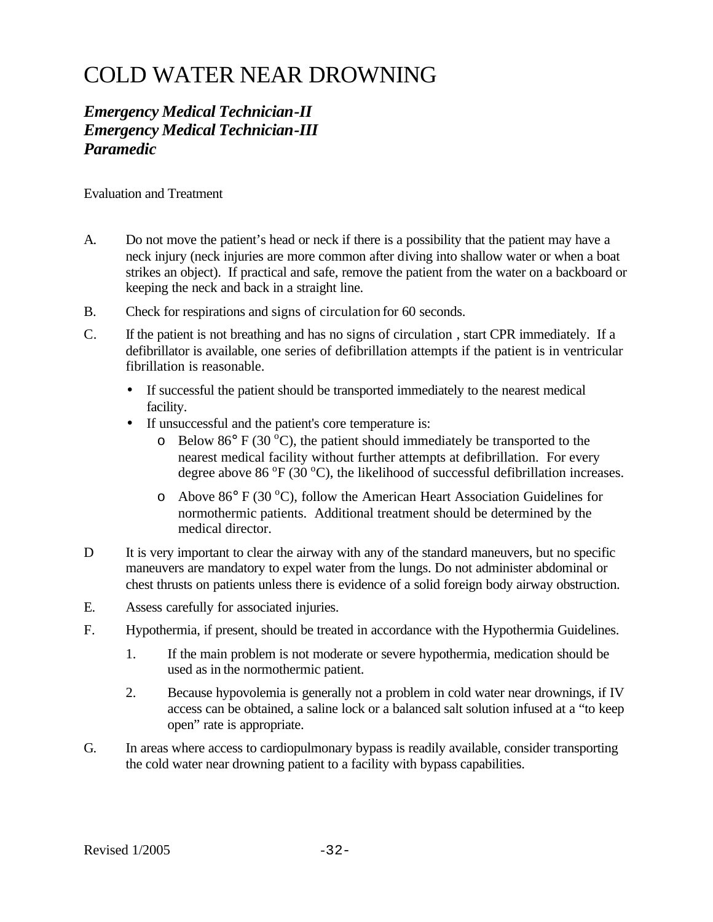# COLD WATER NEAR DROWNING

***Emergency Medical Technician-II***
***Emergency Medical Technician-III***
***Paramedic***

Evaluation and Treatment

A. Do not move the patient's head or neck if there is a possibility that the patient may have a neck injury (neck injuries are more common after diving into shallow water or when a boat strikes an object). If practical and safe, remove the patient from the water on a backboard or keeping the neck and back in a straight line.

B. Check for respirations and signs of circulation for 60 seconds.

C. If the patient is not breathing and has no signs of circulation , start CPR immediately. If a defibrillator is available, one series of defibrillation attempts if the patient is in ventricular fibrillation is reasonable.

- If successful the patient should be transported immediately to the nearest medical facility.
- If unsuccessful and the patient's core temperature is:
  - Below 86° F (30 °C), the patient should immediately be transported to the nearest medical facility without further attempts at defibrillation. For every degree above 86 °F (30 °C), the likelihood of successful defibrillation increases.
  - Above 86° F (30 °C), follow the American Heart Association Guidelines for normothermic patients. Additional treatment should be determined by the medical director.

D It is very important to clear the airway with any of the standard maneuvers, but no specific maneuvers are mandatory to expel water from the lungs. Do not administer abdominal or chest thrusts on patients unless there is evidence of a solid foreign body airway obstruction.

E. Assess carefully for associated injuries.

F. Hypothermia, if present, should be treated in accordance with the Hypothermia Guidelines.

1. If the main problem is not moderate or severe hypothermia, medication should be used as in the normothermic patient.
2. Because hypovolemia is generally not a problem in cold water near drownings, if IV access can be obtained, a saline lock or a balanced salt solution infused at a "to keep open" rate is appropriate.

G. In areas where access to cardiopulmonary bypass is readily available, consider transporting the cold water near drowning patient to a facility with bypass capabilities.

Revised 1/2005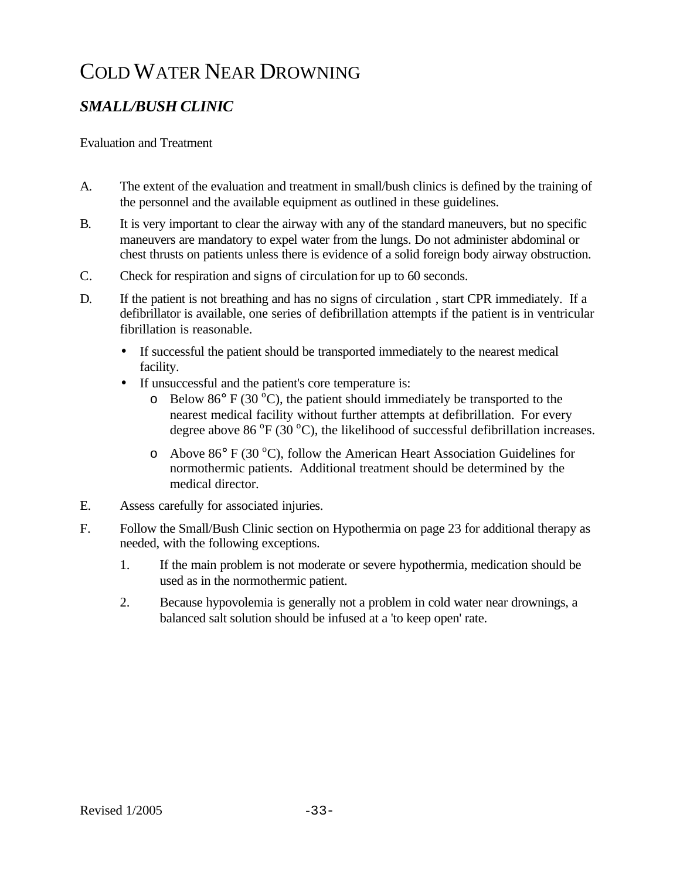# COLD WATER NEAR DROWNING

## *SMALL/BUSH CLINIC*

Evaluation and Treatment

A. The extent of the evaluation and treatment in small/bush clinics is defined by the training of the personnel and the available equipment as outlined in these guidelines.

B. It is very important to clear the airway with any of the standard maneuvers, but no specific maneuvers are mandatory to expel water from the lungs. Do not administer abdominal or chest thrusts on patients unless there is evidence of a solid foreign body airway obstruction.

C. Check for respiration and signs of circulation for up to 60 seconds.

D. If the patient is not breathing and has no signs of circulation , start CPR immediately. If a defibrillator is available, one series of defibrillation attempts if the patient is in ventricular fibrillation is reasonable.

- If successful the patient should be transported immediately to the nearest medical facility.
- If unsuccessful and the patient's core temperature is:
  - Below 86° F (30 °C), the patient should immediately be transported to the nearest medical facility without further attempts at defibrillation. For every degree above 86 °F (30 °C), the likelihood of successful defibrillation increases.
  - Above 86° F (30 °C), follow the American Heart Association Guidelines for normothermic patients. Additional treatment should be determined by the medical director.

E. Assess carefully for associated injuries.

F. Follow the Small/Bush Clinic section on Hypothermia on page 23 for additional therapy as needed, with the following exceptions.

1. If the main problem is not moderate or severe hypothermia, medication should be used as in the normothermic patient.
2. Because hypovolemia is generally not a problem in cold water near drownings, a balanced salt solution should be infused at a 'to keep open' rate.

Revised 1/2005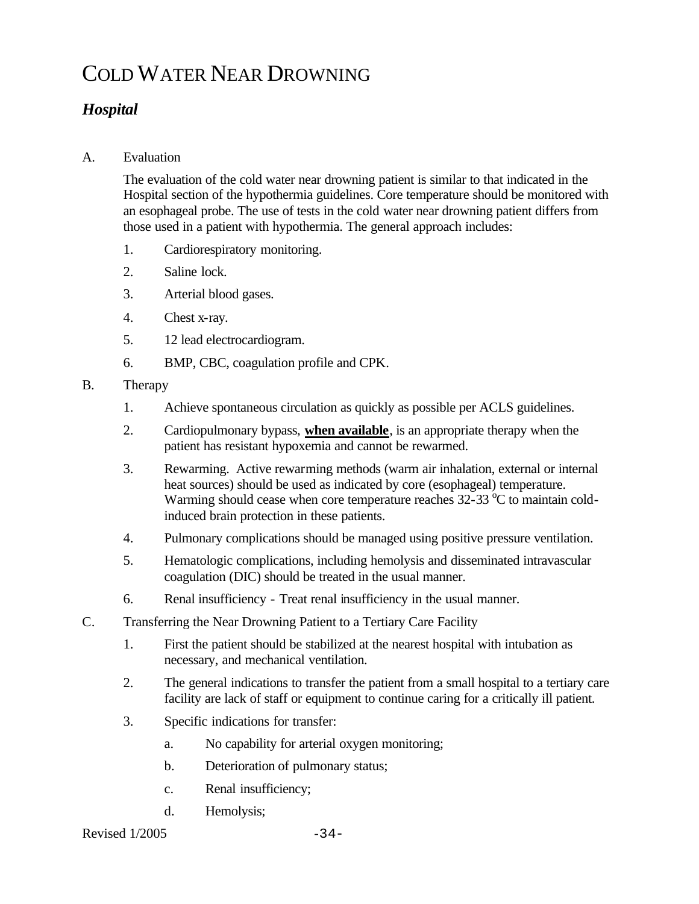# Cold Water Near Drowning

## *Hospital*

A. Evaluation

The evaluation of the cold water near drowning patient is similar to that indicated in the Hospital section of the hypothermia guidelines. Core temperature should be monitored with an esophageal probe. The use of tests in the cold water near drowning patient differs from those used in a patient with hypothermia. The general approach includes:

1. Cardiorespiratory monitoring.
2. Saline lock.
3. Arterial blood gases.
4. Chest x-ray.
5. 12 lead electrocardiogram.
6. BMP, CBC, coagulation profile and CPK.

B. Therapy

1. Achieve spontaneous circulation as quickly as possible per ACLS guidelines.
2. Cardiopulmonary bypass, <u>**when available**</u>, is an appropriate therapy when the patient has resistant hypoxemia and cannot be rewarmed.
3. Rewarming. Active rewarming methods (warm air inhalation, external or internal heat sources) should be used as indicated by core (esophageal) temperature. Warming should cease when core temperature reaches 32-33 $^{o}$C to maintain cold-induced brain protection in these patients.
4. Pulmonary complications should be managed using positive pressure ventilation.
5. Hematologic complications, including hemolysis and disseminated intravascular coagulation (DIC) should be treated in the usual manner.
6. Renal insufficiency - Treat renal insufficiency in the usual manner.

C. Transferring the Near Drowning Patient to a Tertiary Care Facility

1. First the patient should be stabilized at the nearest hospital with intubation as necessary, and mechanical ventilation.
2. The general indications to transfer the patient from a small hospital to a tertiary care facility are lack of staff or equipment to continue caring for a critically ill patient.
3. Specific indications for transfer:
   a. No capability for arterial oxygen monitoring;
   b. Deterioration of pulmonary status;
   c. Renal insufficiency;
   d. Hemolysis;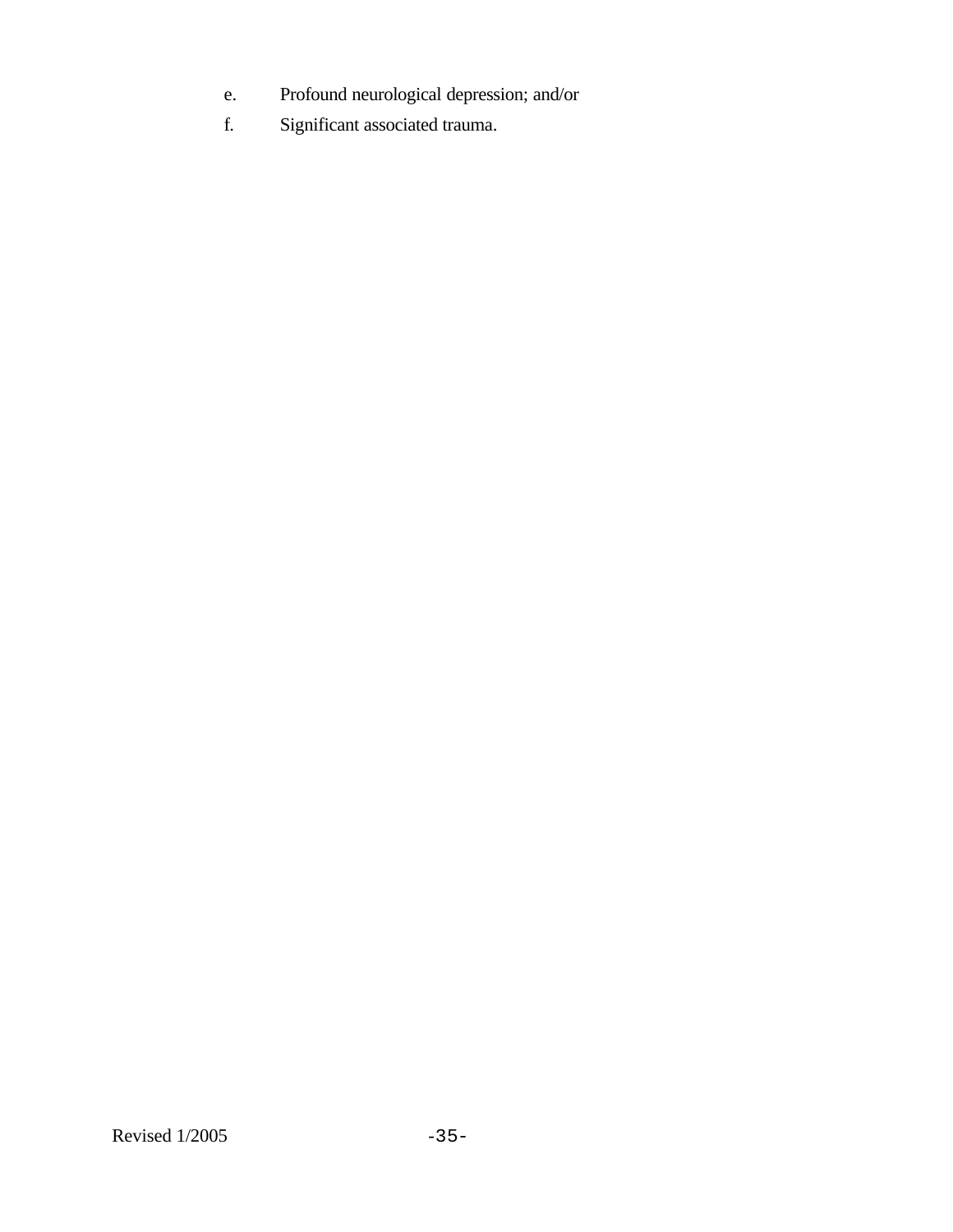e. Profound neurological depression; and/or

f. Significant associated trauma.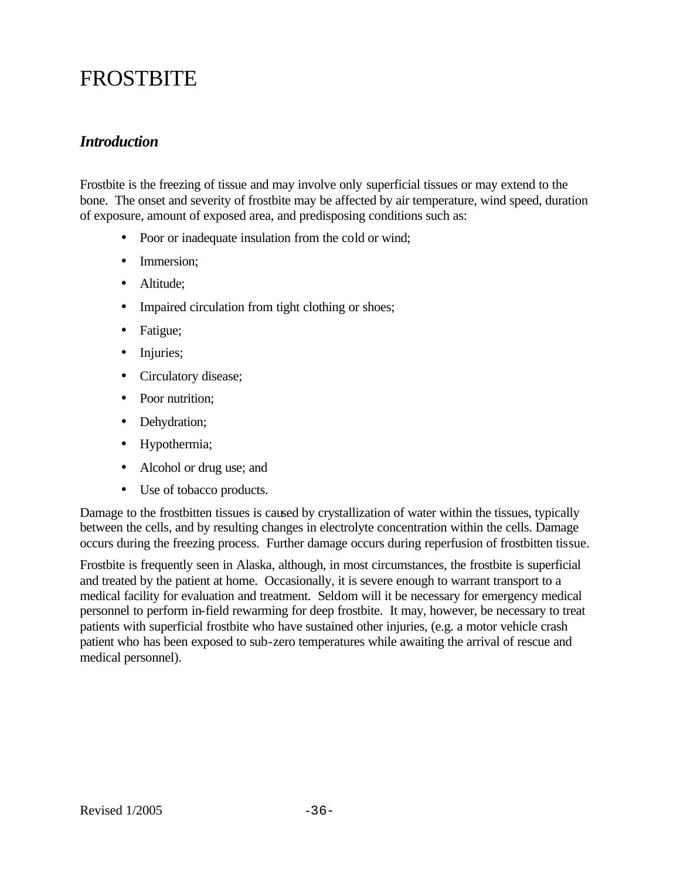# FROSTBITE

## *Introduction*

Frostbite is the freezing of tissue and may involve only superficial tissues or may extend to the bone. The onset and severity of frostbite may be affected by air temperature, wind speed, duration of exposure, amount of exposed area, and predisposing conditions such as:

- Poor or inadequate insulation from the cold or wind;
- Immersion;
- Altitude;
- Impaired circulation from tight clothing or shoes;
- Fatigue;
- Injuries;
- Circulatory disease;
- Poor nutrition;
- Dehydration;
- Hypothermia;
- Alcohol or drug use; and
- Use of tobacco products.

Damage to the frostbitten tissues is caused by crystallization of water within the tissues, typically between the cells, and by resulting changes in electrolyte concentration within the cells. Damage occurs during the freezing process. Further damage occurs during reperfusion of frostbitten tissue.

Frostbite is frequently seen in Alaska, although, in most circumstances, the frostbite is superficial and treated by the patient at home. Occasionally, it is severe enough to warrant transport to a medical facility for evaluation and treatment. Seldom will it be necessary for emergency medical personnel to perform in-field rewarming for deep frostbite. It may, however, be necessary to treat patients with superficial frostbite who have sustained other injuries, (e.g. a motor vehicle crash patient who has been exposed to sub-zero temperatures while awaiting the arrival of rescue and medical personnel).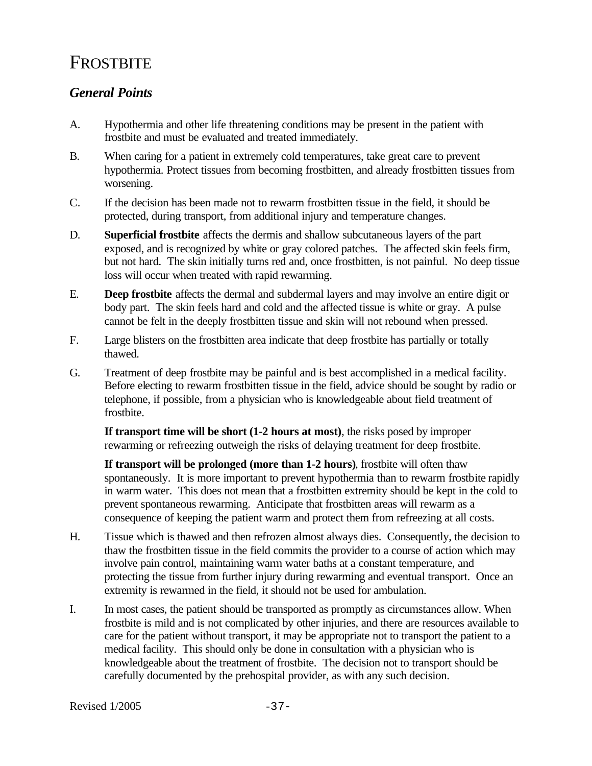# Frostbite

## *General Points*

A. Hypothermia and other life threatening conditions may be present in the patient with frostbite and must be evaluated and treated immediately.

B. When caring for a patient in extremely cold temperatures, take great care to prevent hypothermia. Protect tissues from becoming frostbitten, and already frostbitten tissues from worsening.

C. If the decision has been made not to rewarm frostbitten tissue in the field, it should be protected, during transport, from additional injury and temperature changes.

D. **Superficial frostbite** affects the dermis and shallow subcutaneous layers of the part exposed, and is recognized by white or gray colored patches. The affected skin feels firm, but not hard. The skin initially turns red and, once frostbitten, is not painful. No deep tissue loss will occur when treated with rapid rewarming.

E. **Deep frostbite** affects the dermal and subdermal layers and may involve an entire digit or body part. The skin feels hard and cold and the affected tissue is white or gray. A pulse cannot be felt in the deeply frostbitten tissue and skin will not rebound when pressed.

F. Large blisters on the frostbitten area indicate that deep frostbite has partially or totally thawed.

G. Treatment of deep frostbite may be painful and is best accomplished in a medical facility. Before electing to rewarm frostbitten tissue in the field, advice should be sought by radio or telephone, if possible, from a physician who is knowledgeable about field treatment of frostbite.

   **If transport time will be short (1-2 hours at most)**, the risks posed by improper rewarming or refreezing outweigh the risks of delaying treatment for deep frostbite.

   **If transport will be prolonged (more than 1-2 hours)**, frostbite will often thaw spontaneously. It is more important to prevent hypothermia than to rewarm frostbite rapidly in warm water. This does not mean that a frostbitten extremity should be kept in the cold to prevent spontaneous rewarming. Anticipate that frostbitten areas will rewarm as a consequence of keeping the patient warm and protect them from refreezing at all costs.

H. Tissue which is thawed and then refrozen almost always dies. Consequently, the decision to thaw the frostbitten tissue in the field commits the provider to a course of action which may involve pain control, maintaining warm water baths at a constant temperature, and protecting the tissue from further injury during rewarming and eventual transport. Once an extremity is rewarmed in the field, it should not be used for ambulation.

I. In most cases, the patient should be transported as promptly as circumstances allow. When frostbite is mild and is not complicated by other injuries, and there are resources available to care for the patient without transport, it may be appropriate not to transport the patient to a medical facility. This should only be done in consultation with a physician who is knowledgeable about the treatment of frostbite. The decision not to transport should be carefully documented by the prehospital provider, as with any such decision.

Revised 1/2005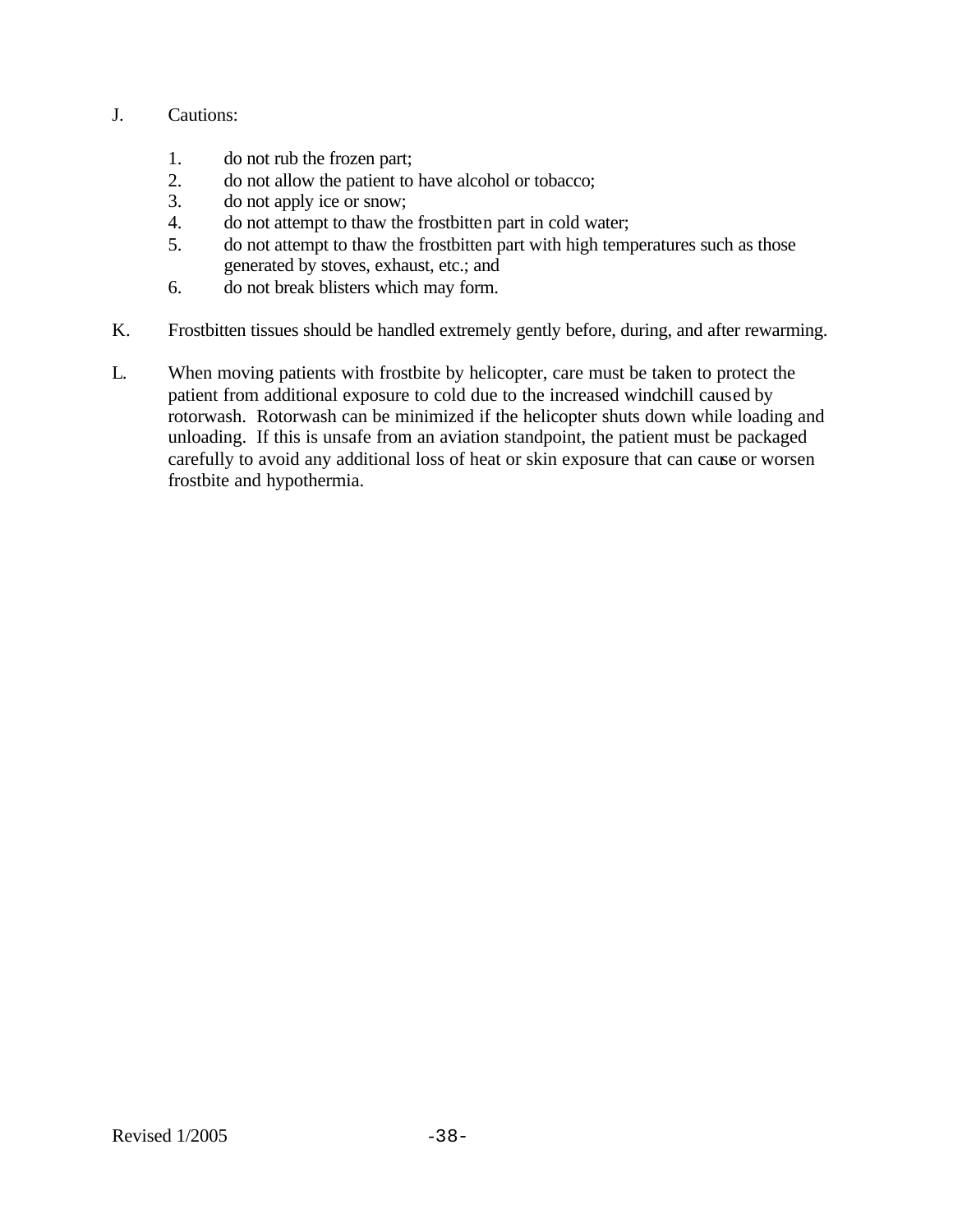J. Cautions:

1. do not rub the frozen part;
2. do not allow the patient to have alcohol or tobacco;
3. do not apply ice or snow;
4. do not attempt to thaw the frostbitten part in cold water;
5. do not attempt to thaw the frostbitten part with high temperatures such as those generated by stoves, exhaust, etc.; and
6. do not break blisters which may form.

K. Frostbitten tissues should be handled extremely gently before, during, and after rewarming.

L. When moving patients with frostbite by helicopter, care must be taken to protect the patient from additional exposure to cold due to the increased windchill caused by rotorwash. Rotorwash can be minimized if the helicopter shuts down while loading and unloading. If this is unsafe from an aviation standpoint, the patient must be packaged carefully to avoid any additional loss of heat or skin exposure that can cause or worsen frostbite and hypothermia.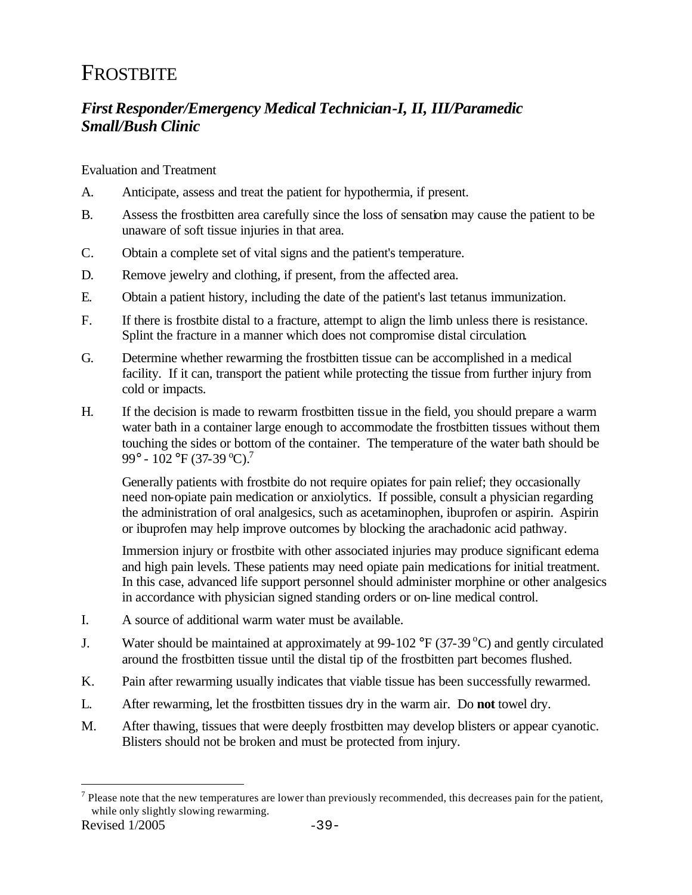# Frostbite

## *First Responder/Emergency Medical Technician-I, II, III/Paramedic Small/Bush Clinic*

Evaluation and Treatment

A. Anticipate, assess and treat the patient for hypothermia, if present.

B. Assess the frostbitten area carefully since the loss of sensation may cause the patient to be unaware of soft tissue injuries in that area.

C. Obtain a complete set of vital signs and the patient's temperature.

D. Remove jewelry and clothing, if present, from the affected area.

E. Obtain a patient history, including the date of the patient's last tetanus immunization.

F. If there is frostbite distal to a fracture, attempt to align the limb unless there is resistance. Splint the fracture in a manner which does not compromise distal circulation.

G. Determine whether rewarming the frostbitten tissue can be accomplished in a medical facility. If it can, transport the patient while protecting the tissue from further injury from cold or impacts.

H. If the decision is made to rewarm frostbitten tissue in the field, you should prepare a warm water bath in a container large enough to accommodate the frostbitten tissues without them touching the sides or bottom of the container. The temperature of the water bath should be 99° - 102 °F (37-39 °C).[7]

   Generally patients with frostbite do not require opiates for pain relief; they occasionally need non-opiate pain medication or anxiolytics. If possible, consult a physician regarding the administration of oral analgesics, such as acetaminophen, ibuprofen or aspirin. Aspirin or ibuprofen may help improve outcomes by blocking the arachadonic acid pathway.

   Immersion injury or frostbite with other associated injuries may produce significant edema and high pain levels. These patients may need opiate pain medications for initial treatment. In this case, advanced life support personnel should administer morphine or other analgesics in accordance with physician signed standing orders or on-line medical control.

I. A source of additional warm water must be available.

J. Water should be maintained at approximately at 99-102 °F (37-39 °C) and gently circulated around the frostbitten tissue until the distal tip of the frostbitten part becomes flushed.

K. Pain after rewarming usually indicates that viable tissue has been successfully rewarmed.

L. After rewarming, let the frostbitten tissues dry in the warm air. Do **not** towel dry.

M. After thawing, tissues that were deeply frostbitten may develop blisters or appear cyanotic. Blisters should not be broken and must be protected from injury.

---

[7] Please note that the new temperatures are lower than previously recommended, this decreases pain for the patient, while only slightly slowing rewarming.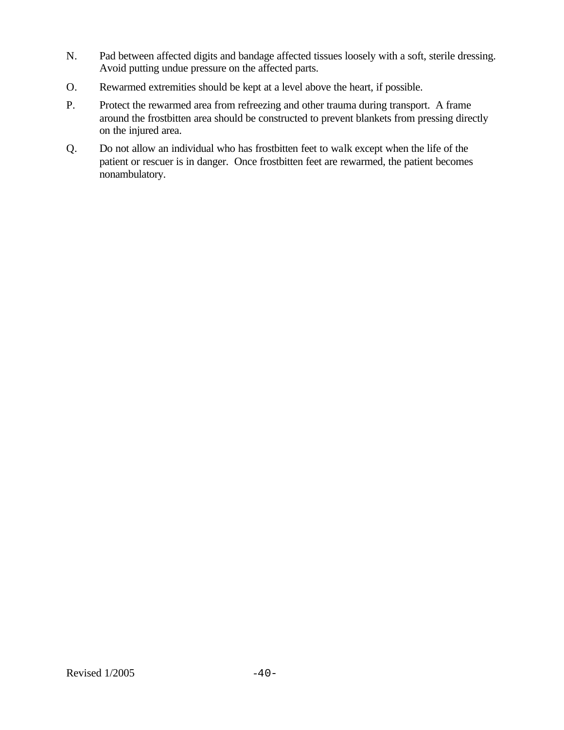N. Pad between affected digits and bandage affected tissues loosely with a soft, sterile dressing. Avoid putting undue pressure on the affected parts.

O. Rewarmed extremities should be kept at a level above the heart, if possible.

P. Protect the rewarmed area from refreezing and other trauma during transport. A frame around the frostbitten area should be constructed to prevent blankets from pressing directly on the injured area.

Q. Do not allow an individual who has frostbitten feet to walk except when the life of the patient or rescuer is in danger. Once frostbitten feet are rewarmed, the patient becomes nonambulatory.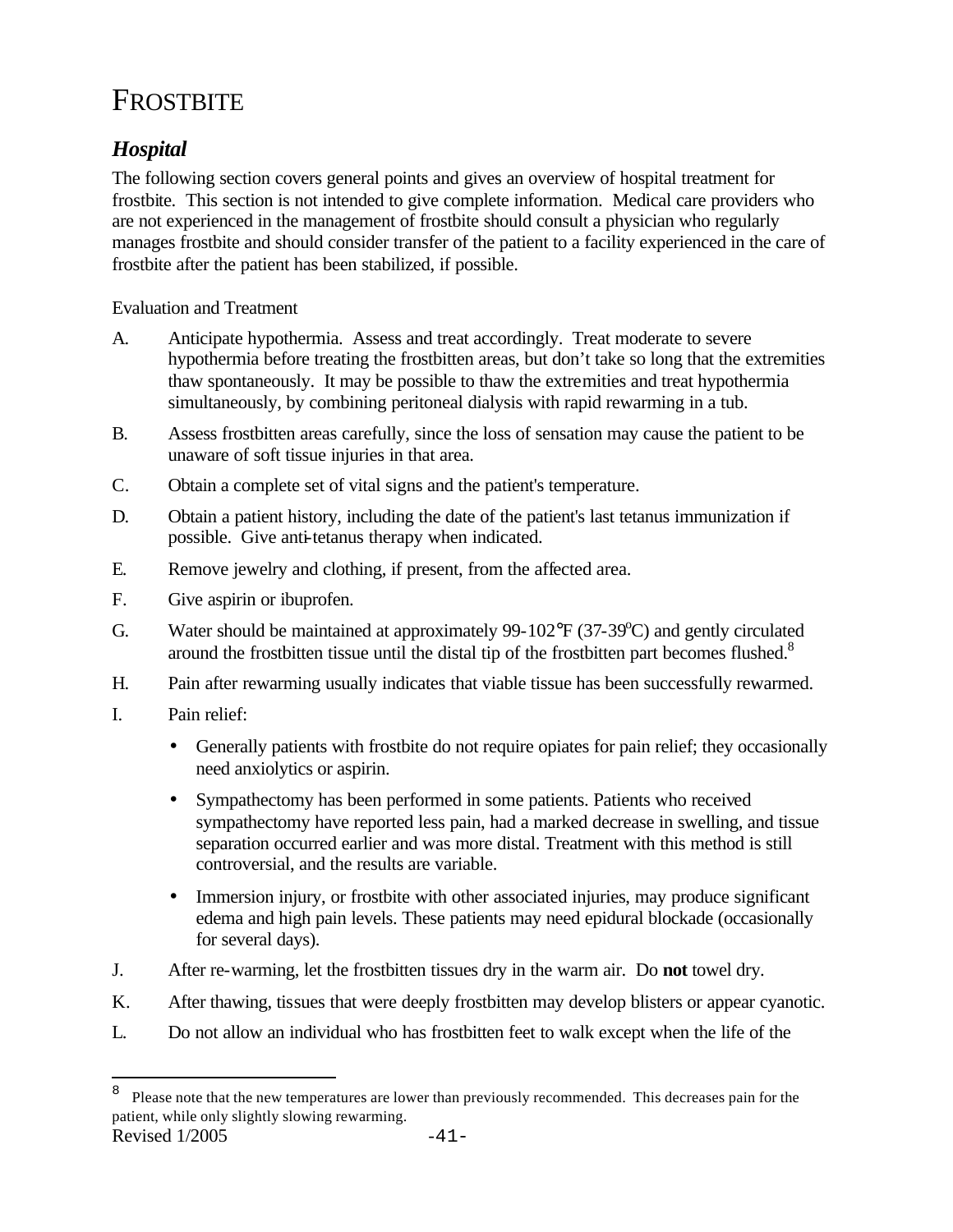# Frostbite

## *Hospital*

The following section covers general points and gives an overview of hospital treatment for frostbite. This section is not intended to give complete information. Medical care providers who are not experienced in the management of frostbite should consult a physician who regularly manages frostbite and should consider transfer of the patient to a facility experienced in the care of frostbite after the patient has been stabilized, if possible.

Evaluation and Treatment

A. Anticipate hypothermia. Assess and treat accordingly. Treat moderate to severe hypothermia before treating the frostbitten areas, but don't take so long that the extremities thaw spontaneously. It may be possible to thaw the extremities and treat hypothermia simultaneously, by combining peritoneal dialysis with rapid rewarming in a tub.

B. Assess frostbitten areas carefully, since the loss of sensation may cause the patient to be unaware of soft tissue injuries in that area.

C. Obtain a complete set of vital signs and the patient's temperature.

D. Obtain a patient history, including the date of the patient's last tetanus immunization if possible. Give anti-tetanus therapy when indicated.

E. Remove jewelry and clothing, if present, from the affected area.

F. Give aspirin or ibuprofen.

G. Water should be maintained at approximately 99-102°F (37-39°C) and gently circulated around the frostbitten tissue until the distal tip of the frostbitten part becomes flushed.[8]

H. Pain after rewarming usually indicates that viable tissue has been successfully rewarmed.

I. Pain relief:

- Generally patients with frostbite do not require opiates for pain relief; they occasionally need anxiolytics or aspirin.
- Sympathectomy has been performed in some patients. Patients who received sympathectomy have reported less pain, had a marked decrease in swelling, and tissue separation occurred earlier and was more distal. Treatment with this method is still controversial, and the results are variable.
- Immersion injury, or frostbite with other associated injuries, may produce significant edema and high pain levels. These patients may need epidural blockade (occasionally for several days).

J. After re-warming, let the frostbitten tissues dry in the warm air. Do **not** towel dry.

K. After thawing, tissues that were deeply frostbitten may develop blisters or appear cyanotic.

L. Do not allow an individual who has frostbitten feet to walk except when the life of the

---

[8] Please note that the new temperatures are lower than previously recommended. This decreases pain for the patient, while only slightly slowing rewarming.

Revised 1/2005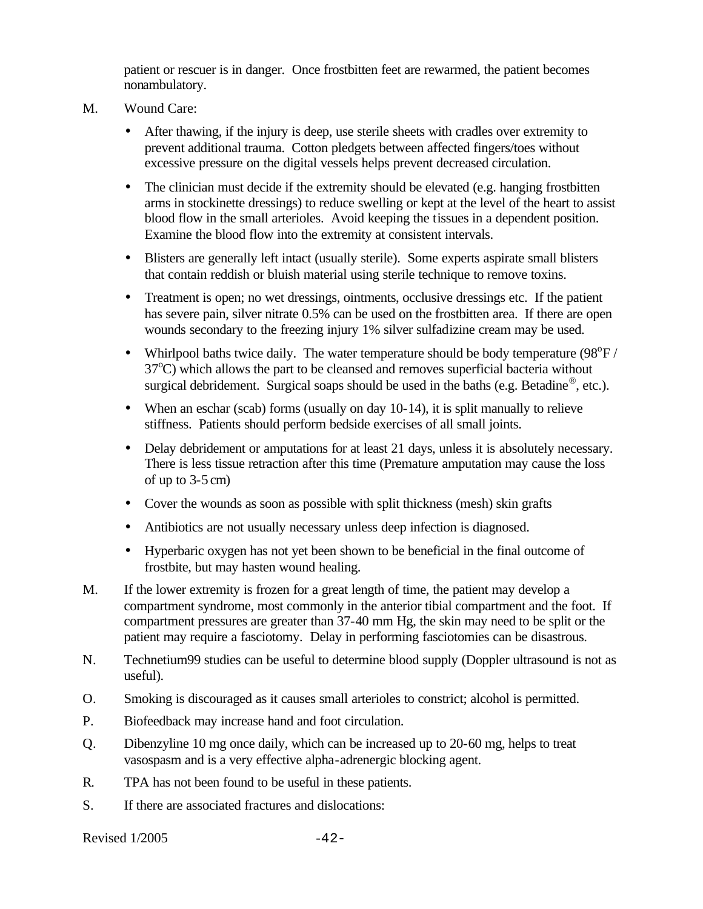patient or rescuer is in danger. Once frostbitten feet are rewarmed, the patient becomes nonambulatory.

M. Wound Care:

- After thawing, if the injury is deep, use sterile sheets with cradles over extremity to prevent additional trauma. Cotton pledgets between affected fingers/toes without excessive pressure on the digital vessels helps prevent decreased circulation.
- The clinician must decide if the extremity should be elevated (e.g. hanging frostbitten arms in stockinette dressings) to reduce swelling or kept at the level of the heart to assist blood flow in the small arterioles. Avoid keeping the tissues in a dependent position. Examine the blood flow into the extremity at consistent intervals.
- Blisters are generally left intact (usually sterile). Some experts aspirate small blisters that contain reddish or bluish material using sterile technique to remove toxins.
- Treatment is open; no wet dressings, ointments, occlusive dressings etc. If the patient has severe pain, silver nitrate 0.5% can be used on the frostbitten area. If there are open wounds secondary to the freezing injury 1% silver sulfadizine cream may be used.
- Whirlpool baths twice daily. The water temperature should be body temperature (98$^{o}$F / 37$^{o}$C) which allows the part to be cleansed and removes superficial bacteria without surgical debridement. Surgical soaps should be used in the baths (e.g. Betadine®, etc.).
- When an eschar (scab) forms (usually on day 10-14), it is split manually to relieve stiffness. Patients should perform bedside exercises of all small joints.
- Delay debridement or amputations for at least 21 days, unless it is absolutely necessary. There is less tissue retraction after this time (Premature amputation may cause the loss of up to 3-5 cm)
- Cover the wounds as soon as possible with split thickness (mesh) skin grafts
- Antibiotics are not usually necessary unless deep infection is diagnosed.
- Hyperbaric oxygen has not yet been shown to be beneficial in the final outcome of frostbite, but may hasten wound healing.

M. If the lower extremity is frozen for a great length of time, the patient may develop a compartment syndrome, most commonly in the anterior tibial compartment and the foot. If compartment pressures are greater than 37-40 mm Hg, the skin may need to be split or the patient may require a fasciotomy. Delay in performing fasciotomies can be disastrous.

N. Technetium99 studies can be useful to determine blood supply (Doppler ultrasound is not as useful).

O. Smoking is discouraged as it causes small arterioles to constrict; alcohol is permitted.

P. Biofeedback may increase hand and foot circulation.

Q. Dibenzyline 10 mg once daily, which can be increased up to 20-60 mg, helps to treat vasospasm and is a very effective alpha-adrenergic blocking agent.

R. TPA has not been found to be useful in these patients.

S. If there are associated fractures and dislocations: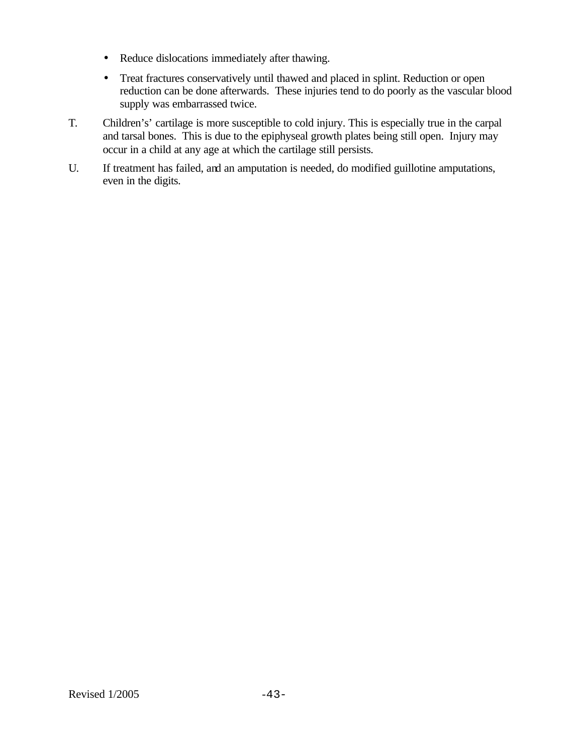- Reduce dislocations immediately after thawing.
- Treat fractures conservatively until thawed and placed in splint. Reduction or open reduction can be done afterwards. These injuries tend to do poorly as the vascular blood supply was embarrassed twice.

T. Children's' cartilage is more susceptible to cold injury. This is especially true in the carpal and tarsal bones. This is due to the epiphyseal growth plates being still open. Injury may occur in a child at any age at which the cartilage still persists.

U. If treatment has failed, and an amputation is needed, do modified guillotine amputations, even in the digits.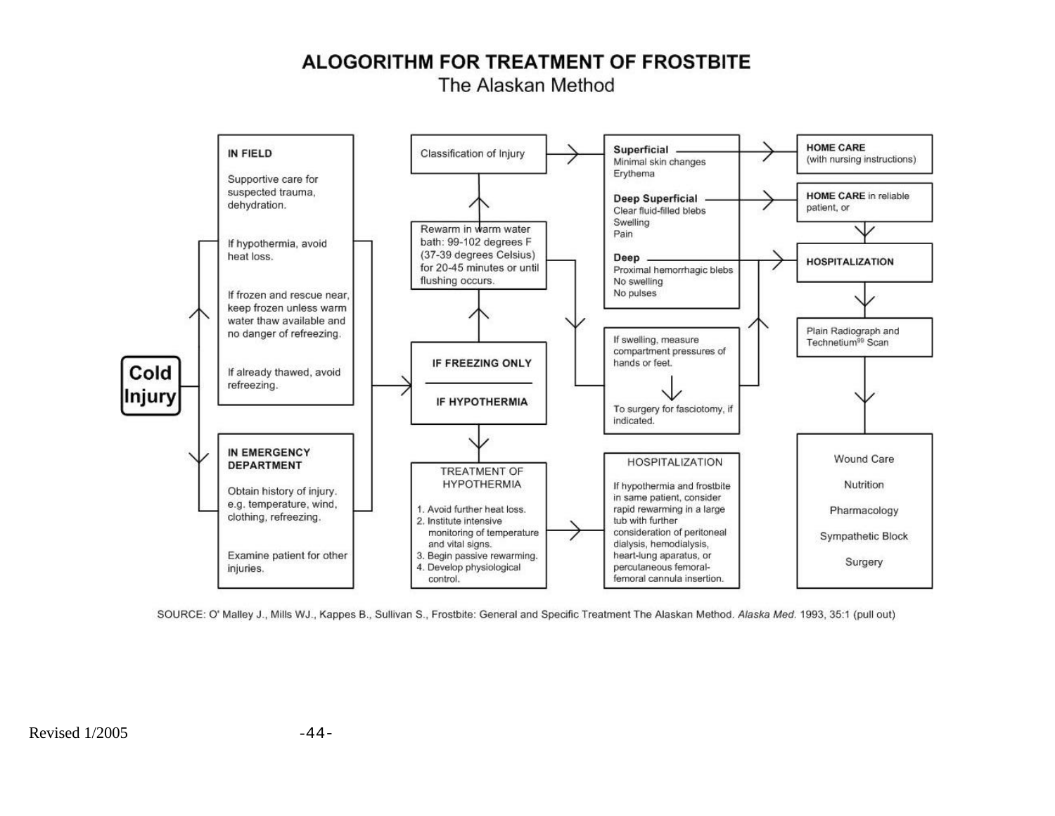# ALOGORITHM FOR TREATMENT OF FROSTBITE

The Alaskan Method

**Cold Injury**

**IN FIELD**

Supportive care for suspected trauma, dehydration.

If hypothermia, avoid heat loss.

If frozen and rescue near, keep frozen unless warm water thaw available and no danger of refreezing.

If already thawed, avoid refreezing.

**IN EMERGENCY DEPARTMENT**

Obtain history of injury. e.g. temperature, wind, clothing, refreezing.

Examine patient for other injuries.

**IF FREEZING ONLY**

**IF HYPOTHERMIA**

Rewarm in warm water bath: 99-102 degrees F (37-39 degrees Celsius) for 20-45 minutes or until flushing occurs.

Classification of Injury

**Superficial**
Minimal skin changes
Erythema

**Deep Superficial**
Clear fluid-filled blebs
Swelling
Pain

**Deep**
Proximal hemorrhagic blebs
No swelling
No pulses

If swelling, measure compartment pressures of hands or feet.

To surgery for fasciotomy, if indicated.

**HOME CARE** (with nursing instructions)

**HOME CARE** in reliable patient, or

**HOSPITALIZATION**

Plain Radiograph and Technetium[99] Scan

Wound Care

Nutrition

Pharmacology

Sympathetic Block

Surgery

TREATMENT OF HYPOTHERMIA

1. Avoid further heat loss.
2. Institute intensive monitoring of temperature and vital signs.
3. Begin passive rewarming.
4. Develop physiological control.

HOSPITALIZATION

If hypothermia and frostbite in same patient, consider rapid rewarming in a large tub with further consideration of peritoneal dialysis, hemodialysis, heart-lung aparatus, or percutaneous femoral-femoral cannula insertion.

SOURCE: O' Malley J., Mills WJ., Kappes B., Sullivan S., Frostbite: General and Specific Treatment The Alaskan Method. *Alaska Med.* 1993, 35:1 (pull out)

Revised 1/2005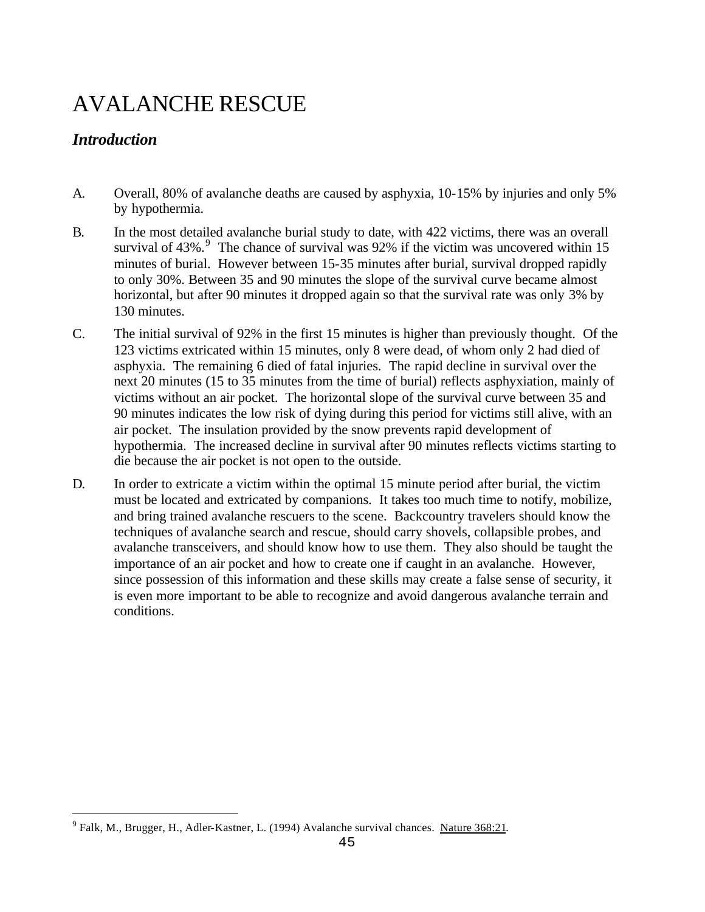# AVALANCHE RESCUE

## *Introduction*

A. Overall, 80% of avalanche deaths are caused by asphyxia, 10-15% by injuries and only 5% by hypothermia.

B. In the most detailed avalanche burial study to date, with 422 victims, there was an overall survival of 43%.[9] The chance of survival was 92% if the victim was uncovered within 15 minutes of burial. However between 15-35 minutes after burial, survival dropped rapidly to only 30%. Between 35 and 90 minutes the slope of the survival curve became almost horizontal, but after 90 minutes it dropped again so that the survival rate was only 3% by 130 minutes.

C. The initial survival of 92% in the first 15 minutes is higher than previously thought. Of the 123 victims extricated within 15 minutes, only 8 were dead, of whom only 2 had died of asphyxia. The remaining 6 died of fatal injuries. The rapid decline in survival over the next 20 minutes (15 to 35 minutes from the time of burial) reflects asphyxiation, mainly of victims without an air pocket. The horizontal slope of the survival curve between 35 and 90 minutes indicates the low risk of dying during this period for victims still alive, with an air pocket. The insulation provided by the snow prevents rapid development of hypothermia. The increased decline in survival after 90 minutes reflects victims starting to die because the air pocket is not open to the outside.

D. In order to extricate a victim within the optimal 15 minute period after burial, the victim must be located and extricated by companions. It takes too much time to notify, mobilize, and bring trained avalanche rescuers to the scene. Backcountry travelers should know the techniques of avalanche search and rescue, should carry shovels, collapsible probes, and avalanche transceivers, and should know how to use them. They also should be taught the importance of an air pocket and how to create one if caught in an avalanche. However, since possession of this information and these skills may create a false sense of security, it is even more important to be able to recognize and avoid dangerous avalanche terrain and conditions.

---

[9] Falk, M., Brugger, H., Adler-Kastner, L. (1994) Avalanche survival chances. Nature 368:21.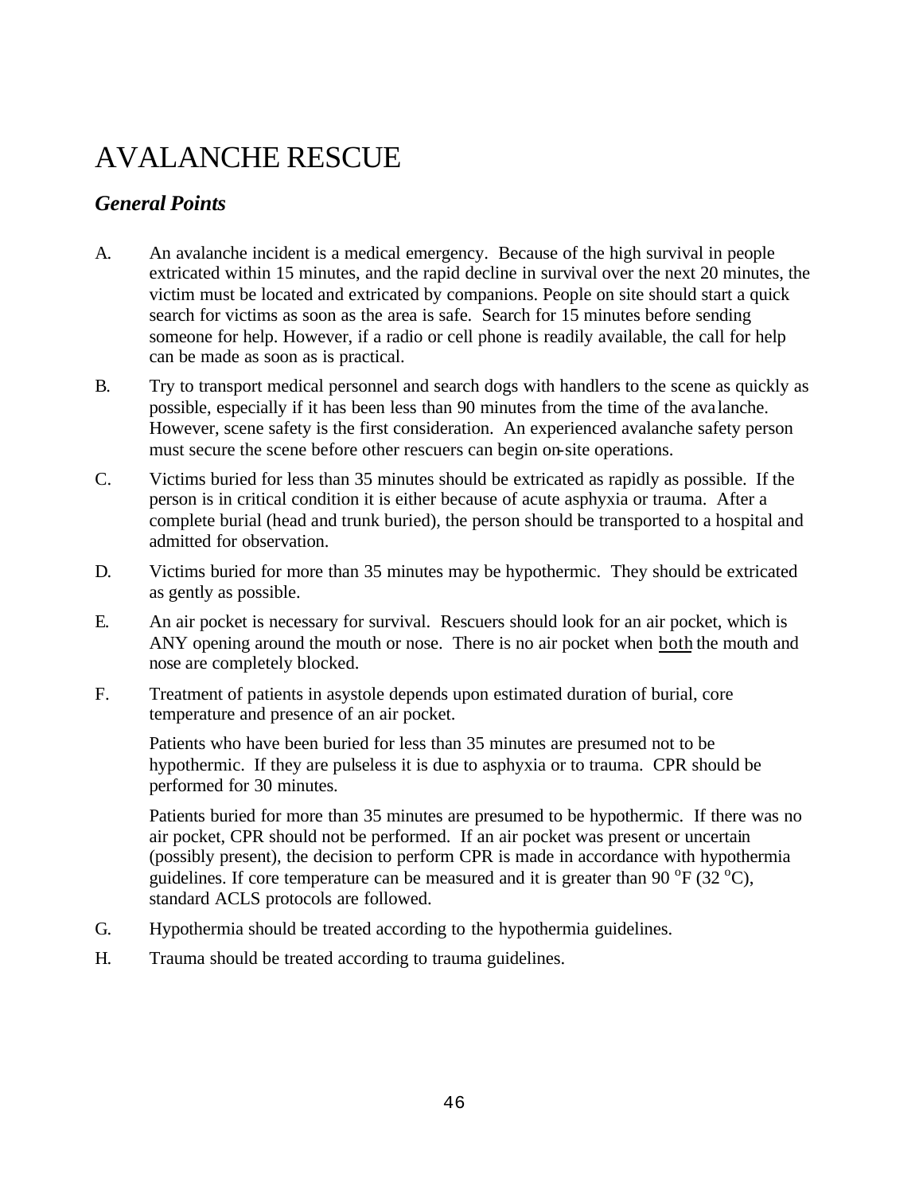# AVALANCHE RESCUE

## *General Points*

A. An avalanche incident is a medical emergency. Because of the high survival in people extricated within 15 minutes, and the rapid decline in survival over the next 20 minutes, the victim must be located and extricated by companions. People on site should start a quick search for victims as soon as the area is safe. Search for 15 minutes before sending someone for help. However, if a radio or cell phone is readily available, the call for help can be made as soon as is practical.

B. Try to transport medical personnel and search dogs with handlers to the scene as quickly as possible, especially if it has been less than 90 minutes from the time of the avalanche. However, scene safety is the first consideration. An experienced avalanche safety person must secure the scene before other rescuers can begin on-site operations.

C. Victims buried for less than 35 minutes should be extricated as rapidly as possible. If the person is in critical condition it is either because of acute asphyxia or trauma. After a complete burial (head and trunk buried), the person should be transported to a hospital and admitted for observation.

D. Victims buried for more than 35 minutes may be hypothermic. They should be extricated as gently as possible.

E. An air pocket is necessary for survival. Rescuers should look for an air pocket, which is ANY opening around the mouth or nose. There is no air pocket when <u>both</u> the mouth and nose are completely blocked.

F. Treatment of patients in asystole depends upon estimated duration of burial, core temperature and presence of an air pocket.

   Patients who have been buried for less than 35 minutes are presumed not to be hypothermic. If they are pulseless it is due to asphyxia or to trauma. CPR should be performed for 30 minutes.

   Patients buried for more than 35 minutes are presumed to be hypothermic. If there was no air pocket, CPR should not be performed. If an air pocket was present or uncertain (possibly present), the decision to perform CPR is made in accordance with hypothermia guidelines. If core temperature can be measured and it is greater than 90 $^{o}$F (32 $^{o}$C), standard ACLS protocols are followed.

G. Hypothermia should be treated according to the hypothermia guidelines.

H. Trauma should be treated according to trauma guidelines.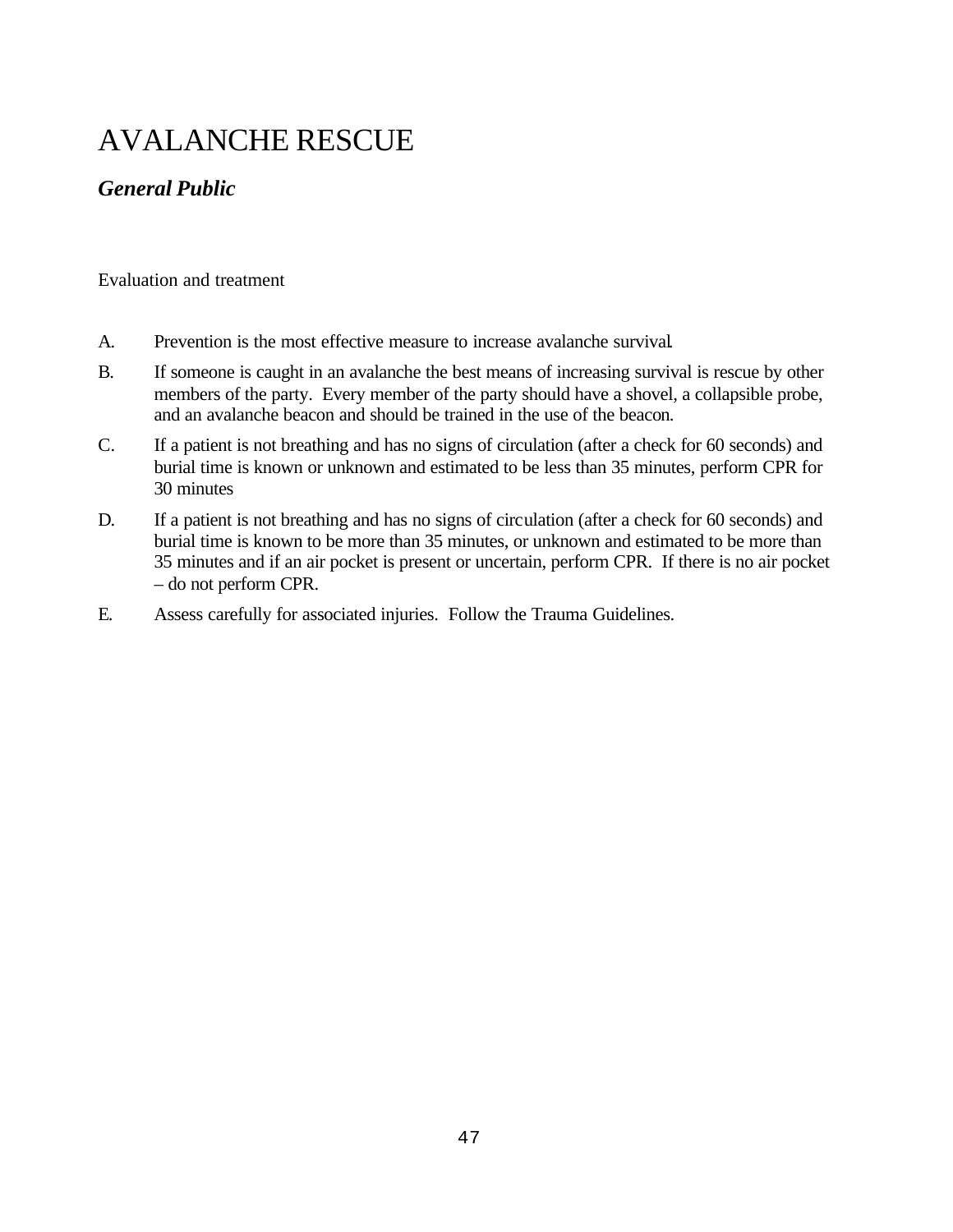# AVALANCHE RESCUE

## *General Public*

Evaluation and treatment

A. Prevention is the most effective measure to increase avalanche survival.

B. If someone is caught in an avalanche the best means of increasing survival is rescue by other members of the party. Every member of the party should have a shovel, a collapsible probe, and an avalanche beacon and should be trained in the use of the beacon.

C. If a patient is not breathing and has no signs of circulation (after a check for 60 seconds) and burial time is known or unknown and estimated to be less than 35 minutes, perform CPR for 30 minutes

D. If a patient is not breathing and has no signs of circulation (after a check for 60 seconds) and burial time is known to be more than 35 minutes, or unknown and estimated to be more than 35 minutes and if an air pocket is present or uncertain, perform CPR. If there is no air pocket – do not perform CPR.

E. Assess carefully for associated injuries. Follow the Trauma Guidelines.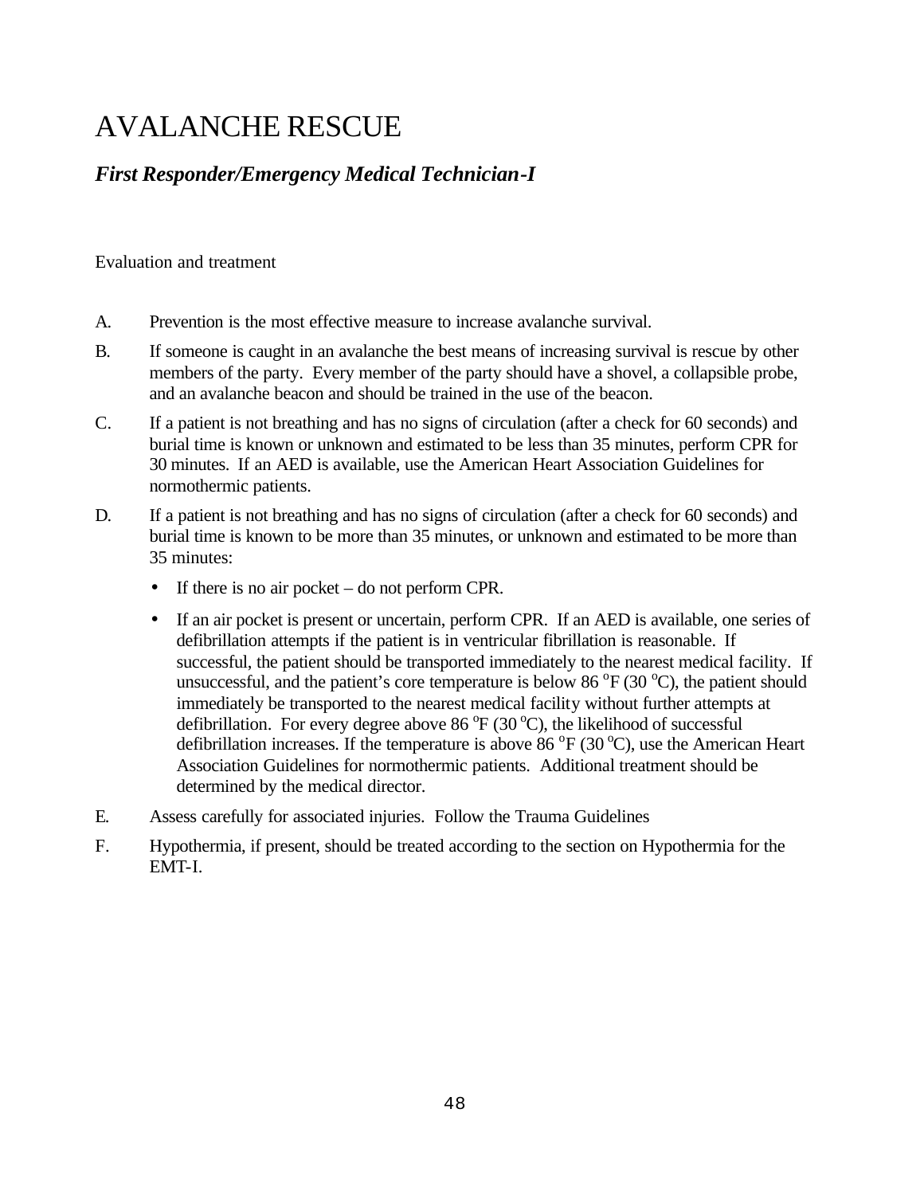# AVALANCHE RESCUE

## *First Responder/Emergency Medical Technician-I*

Evaluation and treatment

A. Prevention is the most effective measure to increase avalanche survival.

B. If someone is caught in an avalanche the best means of increasing survival is rescue by other members of the party. Every member of the party should have a shovel, a collapsible probe, and an avalanche beacon and should be trained in the use of the beacon.

C. If a patient is not breathing and has no signs of circulation (after a check for 60 seconds) and burial time is known or unknown and estimated to be less than 35 minutes, perform CPR for 30 minutes. If an AED is available, use the American Heart Association Guidelines for normothermic patients.

D. If a patient is not breathing and has no signs of circulation (after a check for 60 seconds) and burial time is known to be more than 35 minutes, or unknown and estimated to be more than 35 minutes:

- If there is no air pocket – do not perform CPR.
- If an air pocket is present or uncertain, perform CPR. If an AED is available, one series of defibrillation attempts if the patient is in ventricular fibrillation is reasonable. If successful, the patient should be transported immediately to the nearest medical facility. If unsuccessful, and the patient's core temperature is below 86 $^{o}$F (30 $^{o}$C), the patient should immediately be transported to the nearest medical facility without further attempts at defibrillation. For every degree above 86 $^{o}$F (30 $^{o}$C), the likelihood of successful defibrillation increases. If the temperature is above 86 $^{o}$F (30 $^{o}$C), use the American Heart Association Guidelines for normothermic patients. Additional treatment should be determined by the medical director.

E. Assess carefully for associated injuries. Follow the Trauma Guidelines

F. Hypothermia, if present, should be treated according to the section on Hypothermia for the EMT-I.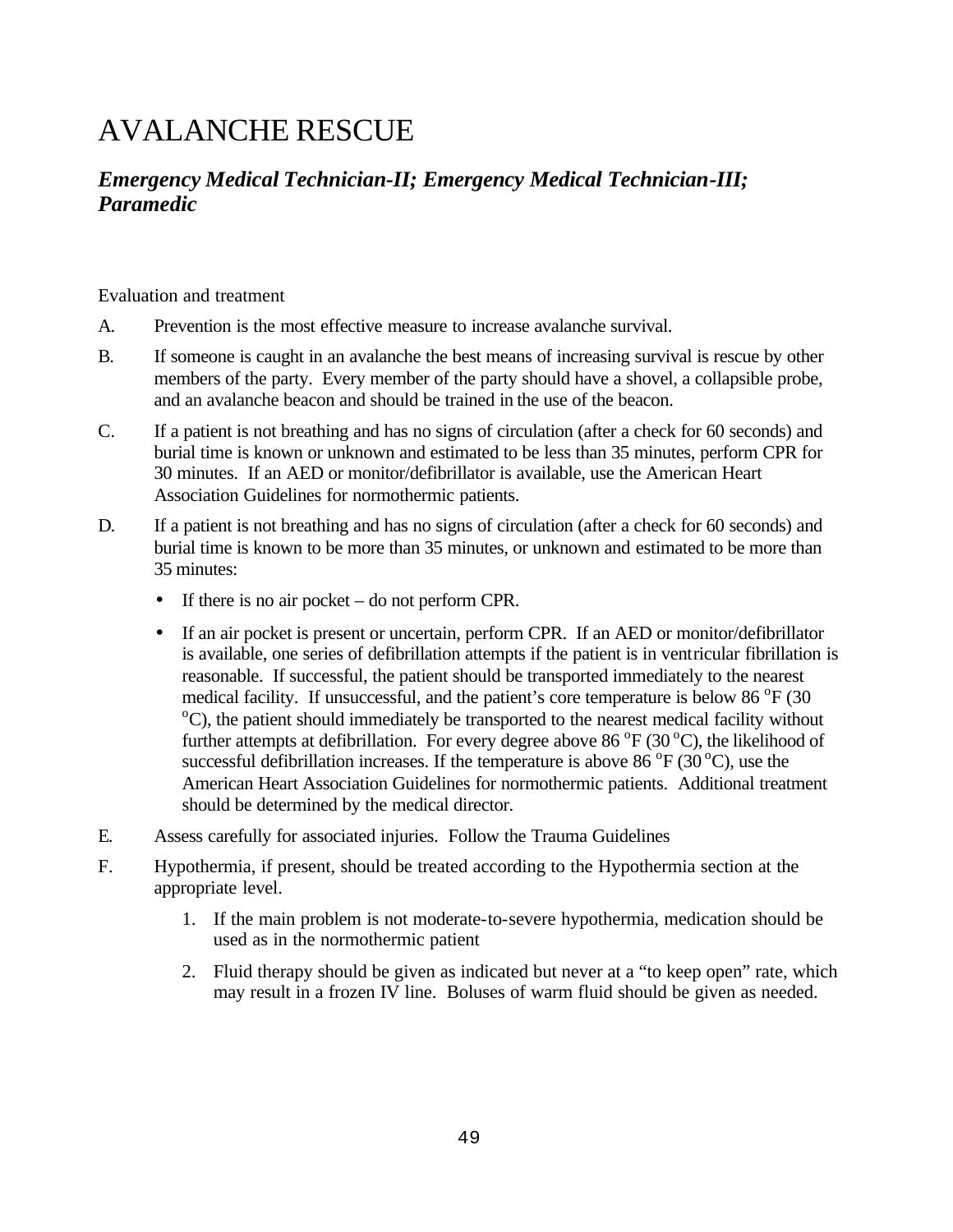# AVALANCHE RESCUE

## *Emergency Medical Technician-II; Emergency Medical Technician-III; Paramedic*

Evaluation and treatment

A. Prevention is the most effective measure to increase avalanche survival.

B. If someone is caught in an avalanche the best means of increasing survival is rescue by other members of the party. Every member of the party should have a shovel, a collapsible probe, and an avalanche beacon and should be trained in the use of the beacon.

C. If a patient is not breathing and has no signs of circulation (after a check for 60 seconds) and burial time is known or unknown and estimated to be less than 35 minutes, perform CPR for 30 minutes. If an AED or monitor/defibrillator is available, use the American Heart Association Guidelines for normothermic patients.

D. If a patient is not breathing and has no signs of circulation (after a check for 60 seconds) and burial time is known to be more than 35 minutes, or unknown and estimated to be more than 35 minutes:

- If there is no air pocket – do not perform CPR.
- If an air pocket is present or uncertain, perform CPR. If an AED or monitor/defibrillator is available, one series of defibrillation attempts if the patient is in ventricular fibrillation is reasonable. If successful, the patient should be transported immediately to the nearest medical facility. If unsuccessful, and the patient's core temperature is below 86 $^{o}$F (30 $^{o}$C), the patient should immediately be transported to the nearest medical facility without further attempts at defibrillation. For every degree above 86 $^{o}$F (30 $^{o}$C), the likelihood of successful defibrillation increases. If the temperature is above 86 $^{o}$F (30 $^{o}$C), use the American Heart Association Guidelines for normothermic patients. Additional treatment should be determined by the medical director.

E. Assess carefully for associated injuries. Follow the Trauma Guidelines

F. Hypothermia, if present, should be treated according to the Hypothermia section at the appropriate level.

1. If the main problem is not moderate-to-severe hypothermia, medication should be used as in the normothermic patient
2. Fluid therapy should be given as indicated but never at a "to keep open" rate, which may result in a frozen IV line. Boluses of warm fluid should be given as needed.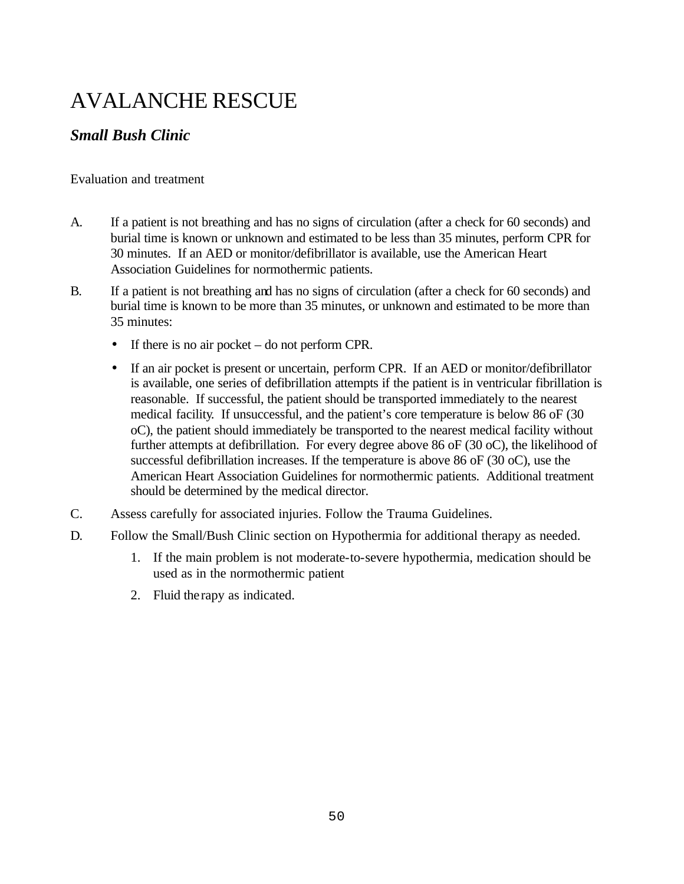# AVALANCHE RESCUE

## *Small Bush Clinic*

Evaluation and treatment

A. If a patient is not breathing and has no signs of circulation (after a check for 60 seconds) and burial time is known or unknown and estimated to be less than 35 minutes, perform CPR for 30 minutes. If an AED or monitor/defibrillator is available, use the American Heart Association Guidelines for normothermic patients.

B. If a patient is not breathing and has no signs of circulation (after a check for 60 seconds) and burial time is known to be more than 35 minutes, or unknown and estimated to be more than 35 minutes:

- If there is no air pocket – do not perform CPR.
- If an air pocket is present or uncertain, perform CPR. If an AED or monitor/defibrillator is available, one series of defibrillation attempts if the patient is in ventricular fibrillation is reasonable. If successful, the patient should be transported immediately to the nearest medical facility. If unsuccessful, and the patient's core temperature is below 86 oF (30 oC), the patient should immediately be transported to the nearest medical facility without further attempts at defibrillation. For every degree above 86 oF (30 oC), the likelihood of successful defibrillation increases. If the temperature is above 86 oF (30 oC), use the American Heart Association Guidelines for normothermic patients. Additional treatment should be determined by the medical director.

C. Assess carefully for associated injuries. Follow the Trauma Guidelines.

D. Follow the Small/Bush Clinic section on Hypothermia for additional therapy as needed.

1. If the main problem is not moderate-to-severe hypothermia, medication should be used as in the normothermic patient
2. Fluid therapy as indicated.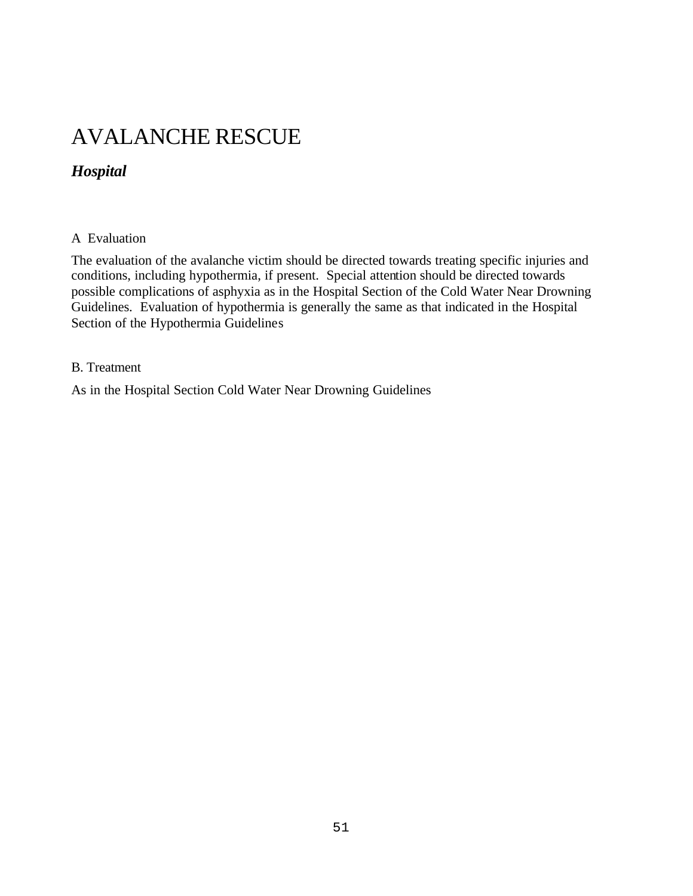# AVALANCHE RESCUE

## *Hospital*

A Evaluation

The evaluation of the avalanche victim should be directed towards treating specific injuries and conditions, including hypothermia, if present. Special attention should be directed towards possible complications of asphyxia as in the Hospital Section of the Cold Water Near Drowning Guidelines. Evaluation of hypothermia is generally the same as that indicated in the Hospital Section of the Hypothermia Guidelines

B. Treatment

As in the Hospital Section Cold Water Near Drowning Guidelines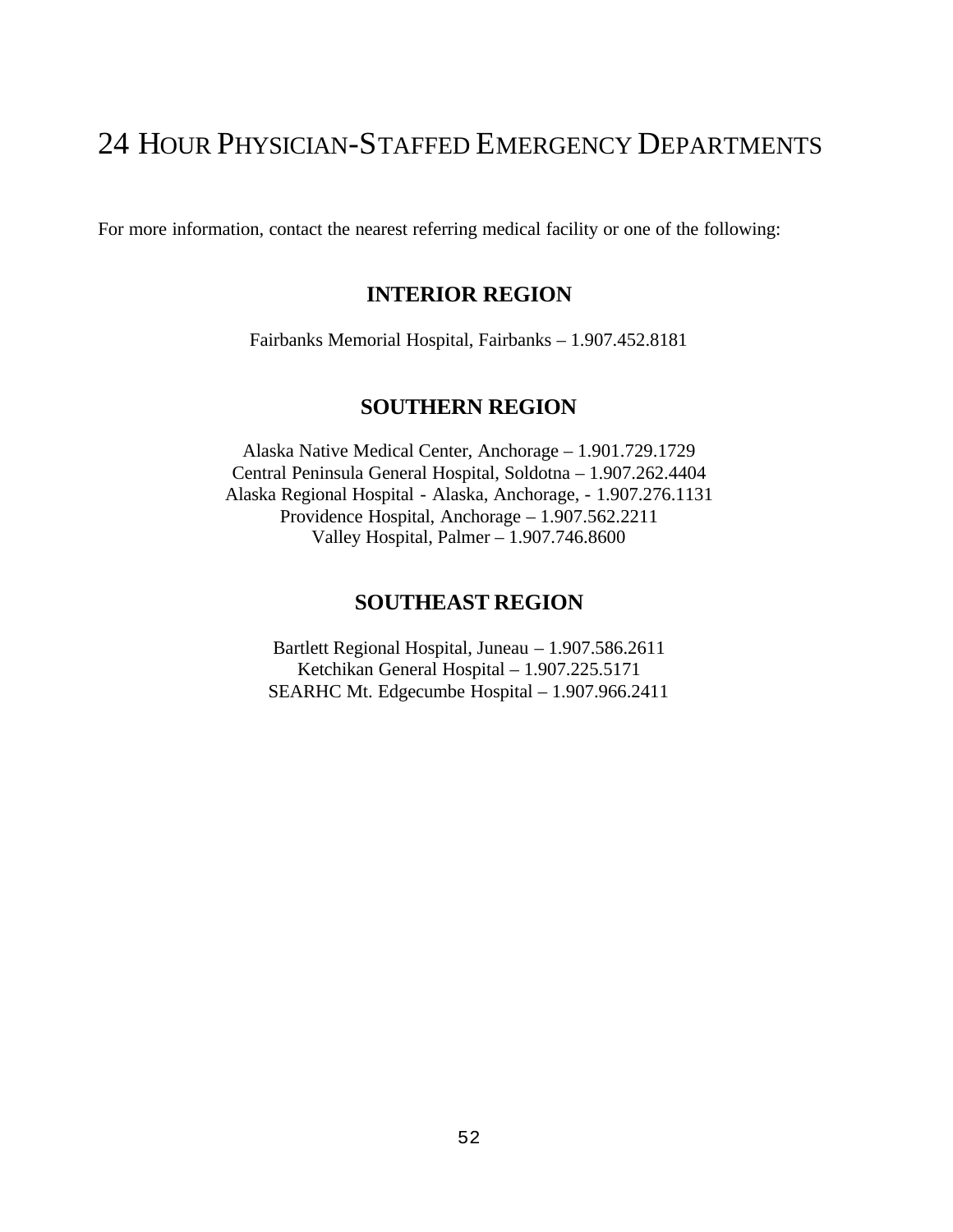# 24 Hour Physician-Staffed Emergency Departments

For more information, contact the nearest referring medical facility or one of the following:

## INTERIOR REGION

Fairbanks Memorial Hospital, Fairbanks – 1.907.452.8181

## SOUTHERN REGION

Alaska Native Medical Center, Anchorage – 1.901.729.1729
Central Peninsula General Hospital, Soldotna – 1.907.262.4404
Alaska Regional Hospital - Alaska, Anchorage, - 1.907.276.1131
Providence Hospital, Anchorage – 1.907.562.2211
Valley Hospital, Palmer – 1.907.746.8600

## SOUTHEAST REGION

Bartlett Regional Hospital, Juneau – 1.907.586.2611
Ketchikan General Hospital – 1.907.225.5171
SEARHC Mt. Edgecumbe Hospital – 1.907.966.2411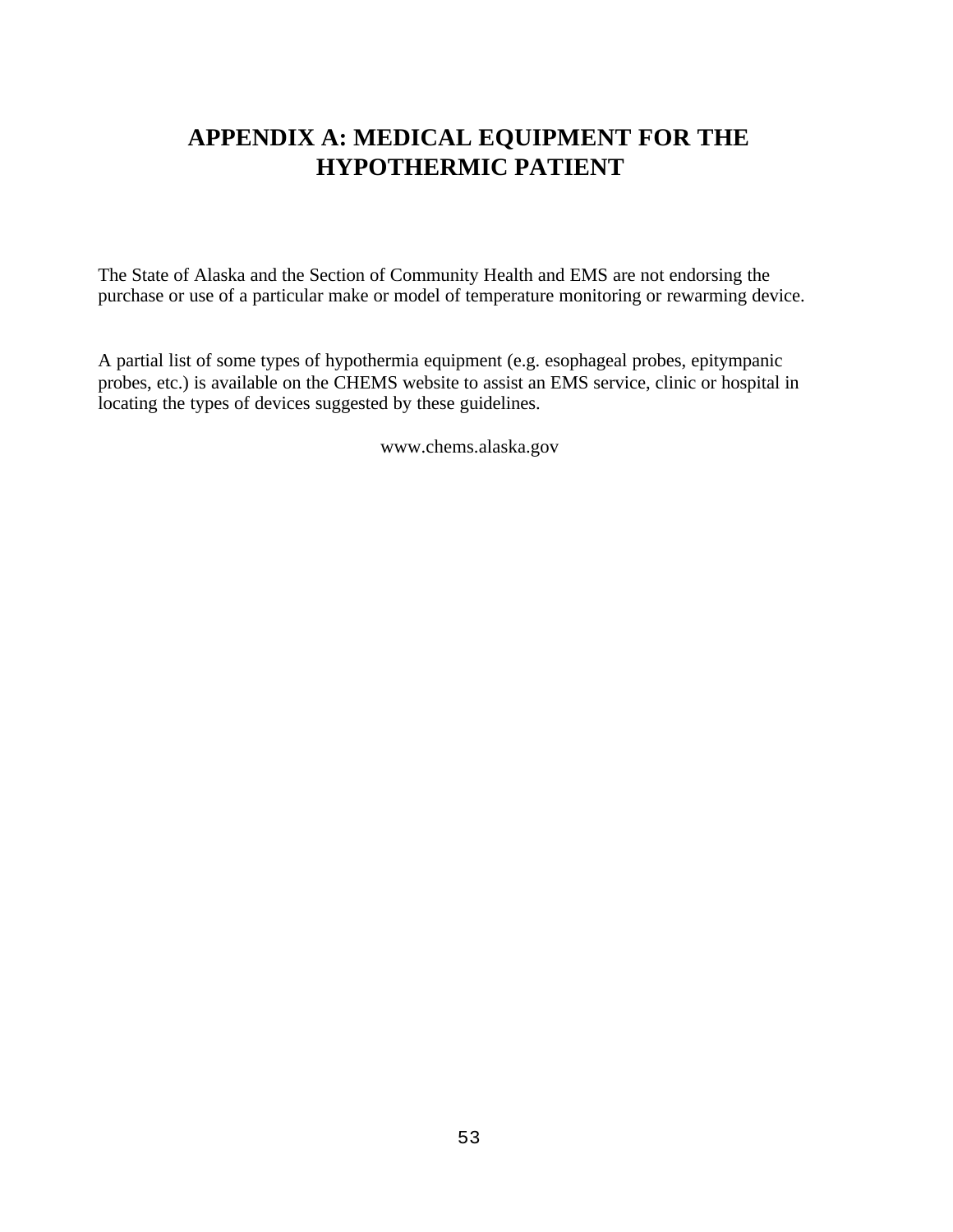# APPENDIX A: MEDICAL EQUIPMENT FOR THE HYPOTHERMIC PATIENT

The State of Alaska and the Section of Community Health and EMS are not endorsing the purchase or use of a particular make or model of temperature monitoring or rewarming device.

A partial list of some types of hypothermia equipment (e.g. esophageal probes, epitympanic probes, etc.) is available on the CHEMS website to assist an EMS service, clinic or hospital in locating the types of devices suggested by these guidelines.

www.chems.alaska.gov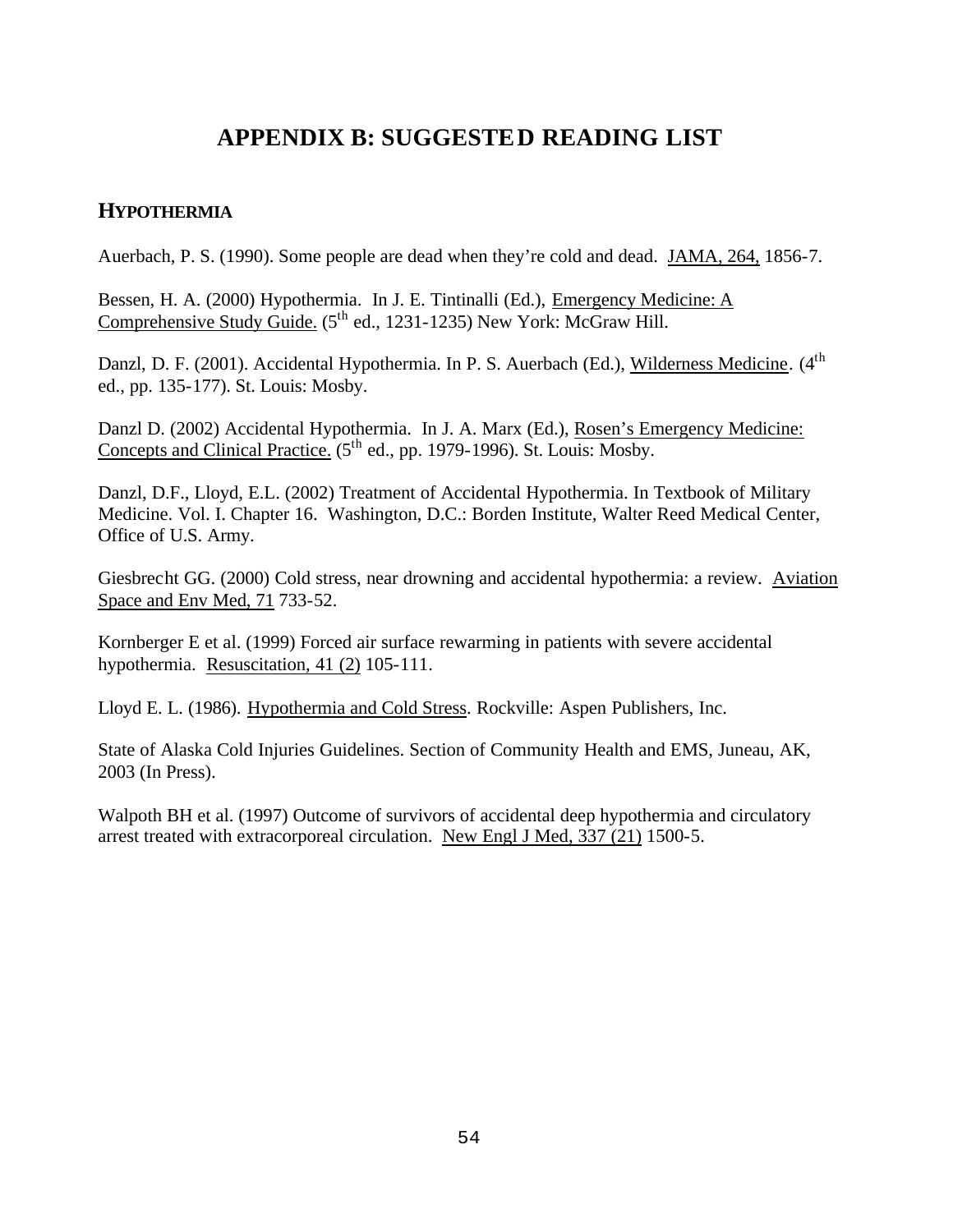# APPENDIX B: SUGGESTED READING LIST

## HYPOTHERMIA

Auerbach, P. S. (1990). Some people are dead when they're cold and dead. JAMA, 264, 1856-7.

Bessen, H. A. (2000) Hypothermia. In J. E. Tintinalli (Ed.), Emergency Medicine: A Comprehensive Study Guide. (5th ed., 1231-1235) New York: McGraw Hill.

Danzl, D. F. (2001). Accidental Hypothermia. In P. S. Auerbach (Ed.), Wilderness Medicine. (4th ed., pp. 135-177). St. Louis: Mosby.

Danzl D. (2002) Accidental Hypothermia. In J. A. Marx (Ed.), Rosen's Emergency Medicine: Concepts and Clinical Practice. (5th ed., pp. 1979-1996). St. Louis: Mosby.

Danzl, D.F., Lloyd, E.L. (2002) Treatment of Accidental Hypothermia. In Textbook of Military Medicine. Vol. I. Chapter 16. Washington, D.C.: Borden Institute, Walter Reed Medical Center, Office of U.S. Army.

Giesbrecht GG. (2000) Cold stress, near drowning and accidental hypothermia: a review. Aviation Space and Env Med, 71 733-52.

Kornberger E et al. (1999) Forced air surface rewarming in patients with severe accidental hypothermia. Resuscitation, 41 (2) 105-111.

Lloyd E. L. (1986). Hypothermia and Cold Stress. Rockville: Aspen Publishers, Inc.

State of Alaska Cold Injuries Guidelines. Section of Community Health and EMS, Juneau, AK, 2003 (In Press).

Walpoth BH et al. (1997) Outcome of survivors of accidental deep hypothermia and circulatory arrest treated with extracorporeal circulation. New Engl J Med, 337 (21) 1500-5.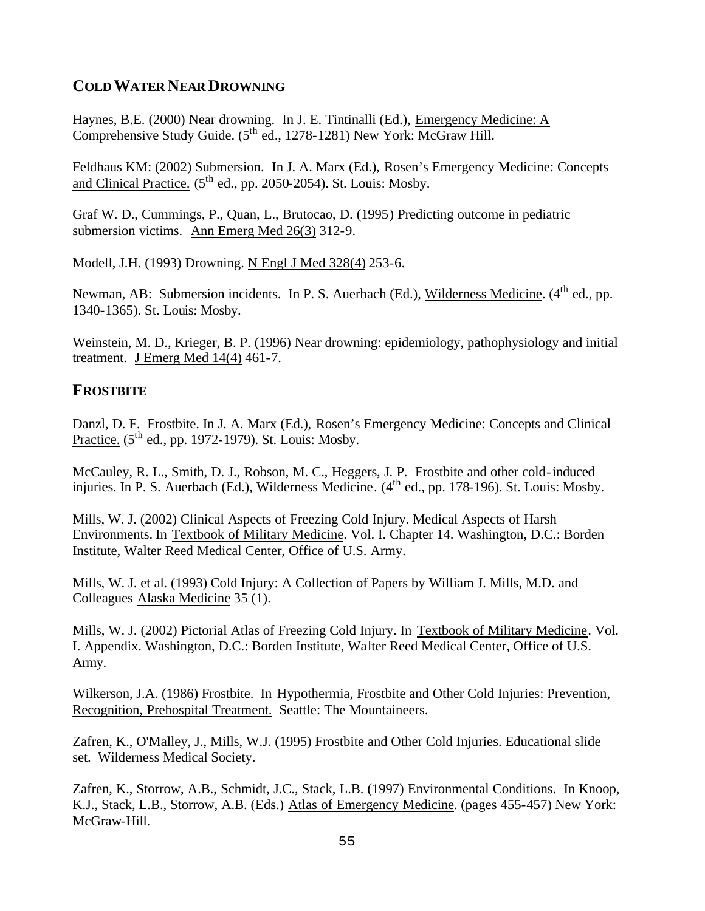## COLD WATER NEAR DROWNING

Haynes, B.E. (2000) Near drowning. In J. E. Tintinalli (Ed.), Emergency Medicine: A Comprehensive Study Guide. (5th ed., 1278-1281) New York: McGraw Hill.

Feldhaus KM: (2002) Submersion. In J. A. Marx (Ed.), Rosen's Emergency Medicine: Concepts and Clinical Practice. (5th ed., pp. 2050-2054). St. Louis: Mosby.

Graf W. D., Cummings, P., Quan, L., Brutocao, D. (1995) Predicting outcome in pediatric submersion victims. Ann Emerg Med 26(3) 312-9.

Modell, J.H. (1993) Drowning. N Engl J Med 328(4) 253-6.

Newman, AB: Submersion incidents. In P. S. Auerbach (Ed.), Wilderness Medicine. (4th ed., pp. 1340-1365). St. Louis: Mosby.

Weinstein, M. D., Krieger, B. P. (1996) Near drowning: epidemiology, pathophysiology and initial treatment. J Emerg Med 14(4) 461-7.

## FROSTBITE

Danzl, D. F. Frostbite. In J. A. Marx (Ed.), Rosen's Emergency Medicine: Concepts and Clinical Practice. (5th ed., pp. 1972-1979). St. Louis: Mosby.

McCauley, R. L., Smith, D. J., Robson, M. C., Heggers, J. P. Frostbite and other cold-induced injuries. In P. S. Auerbach (Ed.), Wilderness Medicine. (4th ed., pp. 178-196). St. Louis: Mosby.

Mills, W. J. (2002) Clinical Aspects of Freezing Cold Injury. Medical Aspects of Harsh Environments. In Textbook of Military Medicine. Vol. I. Chapter 14. Washington, D.C.: Borden Institute, Walter Reed Medical Center, Office of U.S. Army.

Mills, W. J. et al. (1993) Cold Injury: A Collection of Papers by William J. Mills, M.D. and Colleagues Alaska Medicine 35 (1).

Mills, W. J. (2002) Pictorial Atlas of Freezing Cold Injury. In Textbook of Military Medicine. Vol. I. Appendix. Washington, D.C.: Borden Institute, Walter Reed Medical Center, Office of U.S. Army.

Wilkerson, J.A. (1986) Frostbite. In Hypothermia, Frostbite and Other Cold Injuries: Prevention, Recognition, Prehospital Treatment. Seattle: The Mountaineers.

Zafren, K., O'Malley, J., Mills, W.J. (1995) Frostbite and Other Cold Injuries. Educational slide set. Wilderness Medical Society.

Zafren, K., Storrow, A.B., Schmidt, J.C., Stack, L.B. (1997) Environmental Conditions. In Knoop, K.J., Stack, L.B., Storrow, A.B. (Eds.) Atlas of Emergency Medicine. (pages 455-457) New York: McGraw-Hill.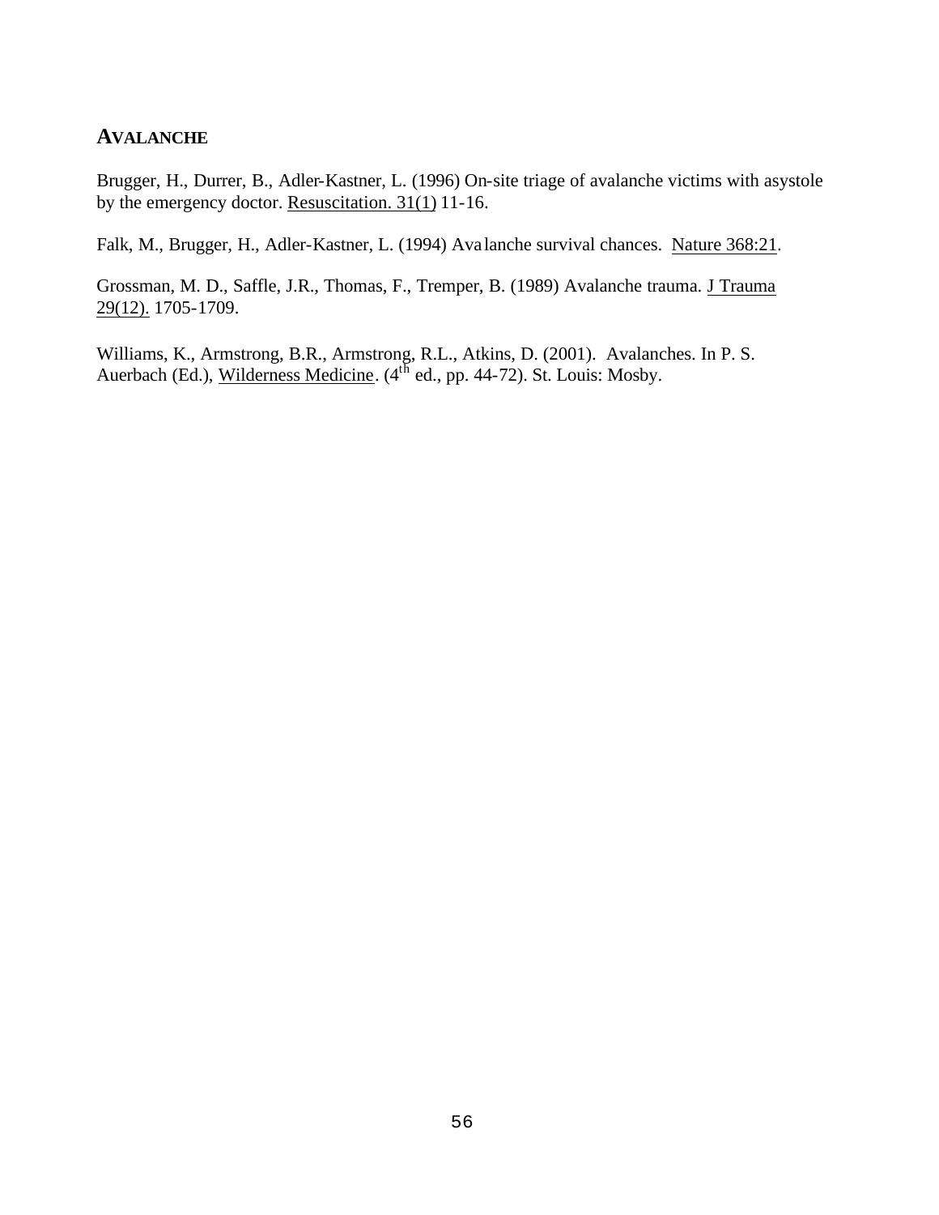## AVALANCHE

Brugger, H., Durrer, B., Adler-Kastner, L. (1996) On-site triage of avalanche victims with asystole by the emergency doctor. Resuscitation. 31(1) 11-16.

Falk, M., Brugger, H., Adler-Kastner, L. (1994) Avalanche survival chances. Nature 368:21.

Grossman, M. D., Saffle, J.R., Thomas, F., Tremper, B. (1989) Avalanche trauma. J Trauma 29(12). 1705-1709.

Williams, K., Armstrong, B.R., Armstrong, R.L., Atkins, D. (2001). Avalanches. In P. S. Auerbach (Ed.), Wilderness Medicine. (4th ed., pp. 44-72). St. Louis: Mosby.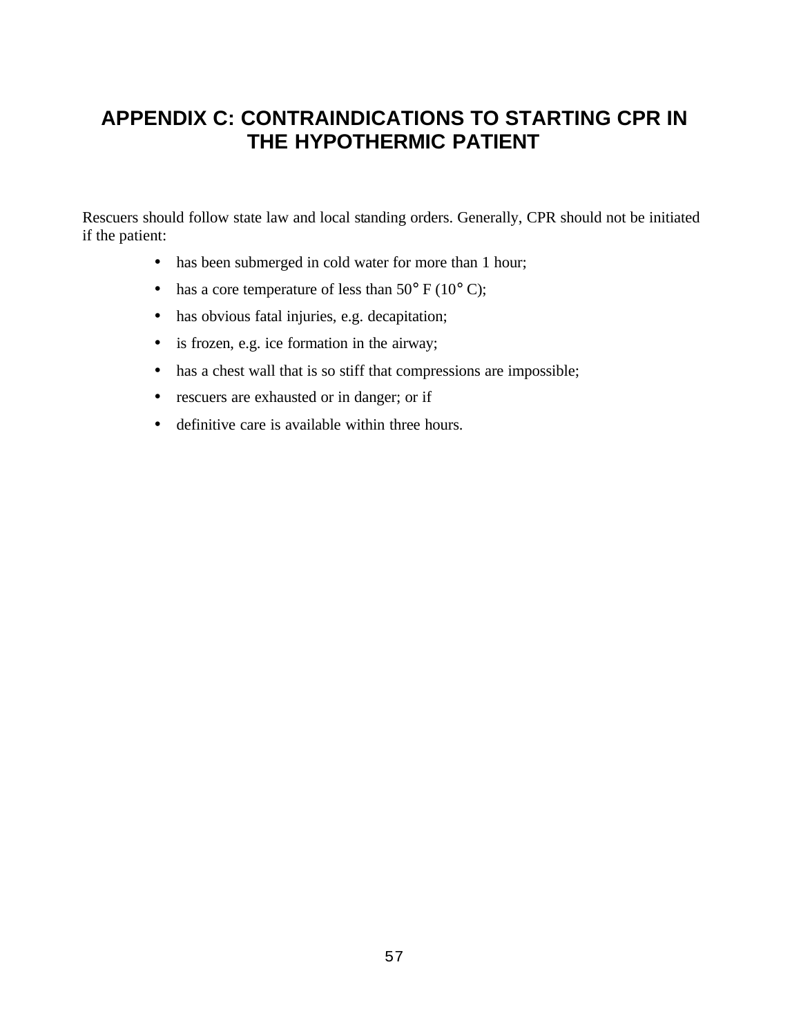# APPENDIX C: CONTRAINDICATIONS TO STARTING CPR IN THE HYPOTHERMIC PATIENT

Rescuers should follow state law and local standing orders. Generally, CPR should not be initiated if the patient:

- has been submerged in cold water for more than 1 hour;
- has a core temperature of less than 50° F (10° C);
- has obvious fatal injuries, e.g. decapitation;
- is frozen, e.g. ice formation in the airway;
- has a chest wall that is so stiff that compressions are impossible;
- rescuers are exhausted or in danger; or if
- definitive care is available within three hours.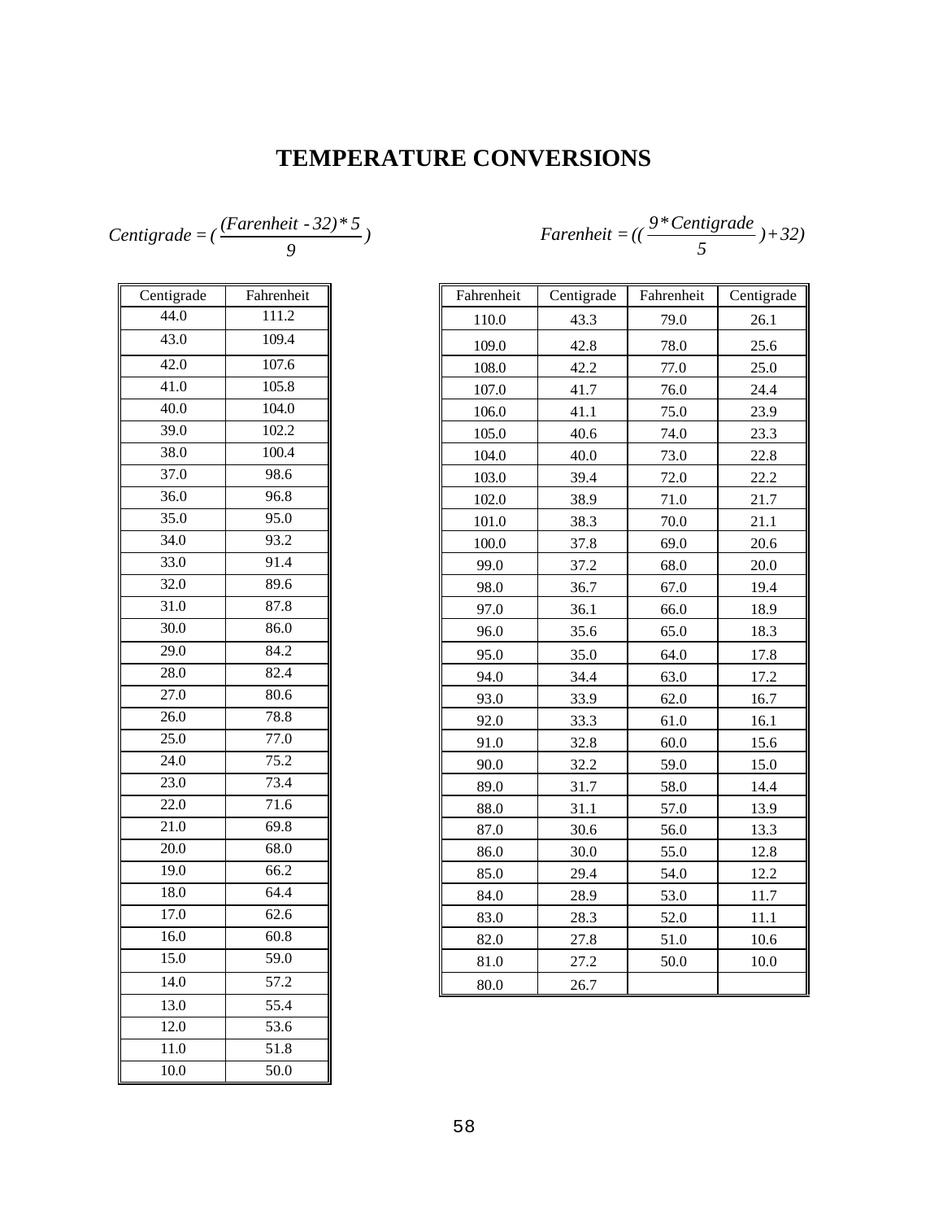# TEMPERATURE CONVERSIONS

$$Centigrade = (\frac{(Farenheit - 32) * 5}{9})$$

$$Farenheit = ((\frac{9 * Centigrade}{5}) + 32)$$

| Centigrade | Fahrenheit |
|---|---|
| 44.0 | 111.2 |
| 43.0 | 109.4 |
| 42.0 | 107.6 |
| 41.0 | 105.8 |
| 40.0 | 104.0 |
| 39.0 | 102.2 |
| 38.0 | 100.4 |
| 37.0 | 98.6 |
| 36.0 | 96.8 |
| 35.0 | 95.0 |
| 34.0 | 93.2 |
| 33.0 | 91.4 |
| 32.0 | 89.6 |
| 31.0 | 87.8 |
| 30.0 | 86.0 |
| 29.0 | 84.2 |
| 28.0 | 82.4 |
| 27.0 | 80.6 |
| 26.0 | 78.8 |
| 25.0 | 77.0 |
| 24.0 | 75.2 |
| 23.0 | 73.4 |
| 22.0 | 71.6 |
| 21.0 | 69.8 |
| 20.0 | 68.0 |
| 19.0 | 66.2 |
| 18.0 | 64.4 |
| 17.0 | 62.6 |
| 16.0 | 60.8 |
| 15.0 | 59.0 |
| 14.0 | 57.2 |
| 13.0 | 55.4 |
| 12.0 | 53.6 |
| 11.0 | 51.8 |
| 10.0 | 50.0 |

| Fahrenheit | Centigrade | Fahrenheit | Centigrade |
|---|---|---|---|
| 110.0 | 43.3 | 79.0 | 26.1 |
| 109.0 | 42.8 | 78.0 | 25.6 |
| 108.0 | 42.2 | 77.0 | 25.0 |
| 107.0 | 41.7 | 76.0 | 24.4 |
| 106.0 | 41.1 | 75.0 | 23.9 |
| 105.0 | 40.6 | 74.0 | 23.3 |
| 104.0 | 40.0 | 73.0 | 22.8 |
| 103.0 | 39.4 | 72.0 | 22.2 |
| 102.0 | 38.9 | 71.0 | 21.7 |
| 101.0 | 38.3 | 70.0 | 21.1 |
| 100.0 | 37.8 | 69.0 | 20.6 |
| 99.0 | 37.2 | 68.0 | 20.0 |
| 98.0 | 36.7 | 67.0 | 19.4 |
| 97.0 | 36.1 | 66.0 | 18.9 |
| 96.0 | 35.6 | 65.0 | 18.3 |
| 95.0 | 35.0 | 64.0 | 17.8 |
| 94.0 | 34.4 | 63.0 | 17.2 |
| 93.0 | 33.9 | 62.0 | 16.7 |
| 92.0 | 33.3 | 61.0 | 16.1 |
| 91.0 | 32.8 | 60.0 | 15.6 |
| 90.0 | 32.2 | 59.0 | 15.0 |
| 89.0 | 31.7 | 58.0 | 14.4 |
| 88.0 | 31.1 | 57.0 | 13.9 |
| 87.0 | 30.6 | 56.0 | 13.3 |
| 86.0 | 30.0 | 55.0 | 12.8 |
| 85.0 | 29.4 | 54.0 | 12.2 |
| 84.0 | 28.9 | 53.0 | 11.7 |
| 83.0 | 28.3 | 52.0 | 11.1 |
| 82.0 | 27.8 | 51.0 | 10.6 |
| 81.0 | 27.2 | 50.0 | 10.0 |
| 80.0 | 26.7 | | |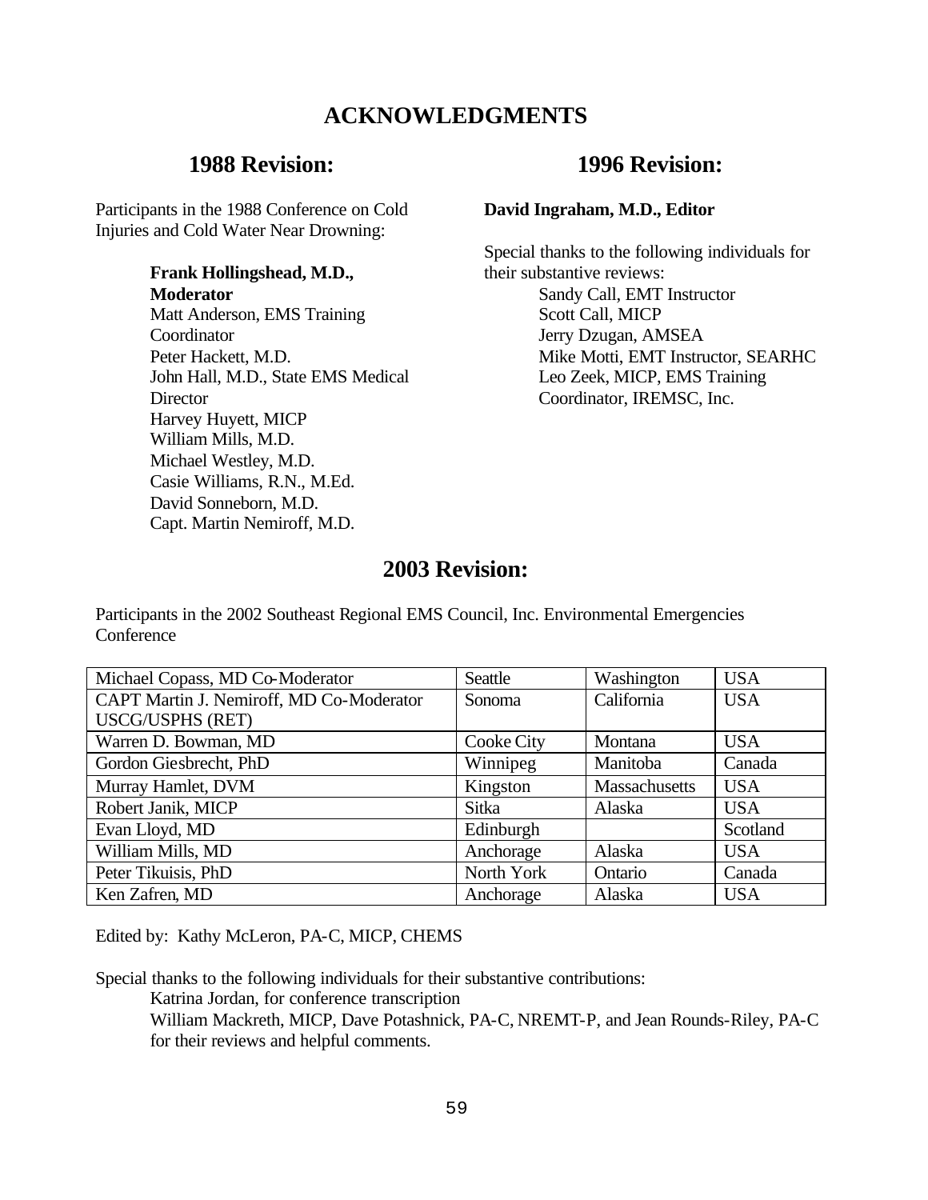# ACKNOWLEDGMENTS

## 1988 Revision:

Participants in the 1988 Conference on Cold Injuries and Cold Water Near Drowning:

**Frank Hollingshead, M.D., Moderator**
Matt Anderson, EMS Training Coordinator
Peter Hackett, M.D.
John Hall, M.D., State EMS Medical Director
Harvey Huyett, MICP
William Mills, M.D.
Michael Westley, M.D.
Casie Williams, R.N., M.Ed.
David Sonneborn, M.D.
Capt. Martin Nemiroff, M.D.

## 1996 Revision:

**David Ingraham, M.D., Editor**

Special thanks to the following individuals for their substantive reviews:

Sandy Call, EMT Instructor
Scott Call, MICP
Jerry Dzugan, AMSEA
Mike Motti, EMT Instructor, SEARHC
Leo Zeek, MICP, EMS Training Coordinator, IREMSC, Inc.

## 2003 Revision:

Participants in the 2002 Southeast Regional EMS Council, Inc. Environmental Emergencies Conference

| | | | |
|---|---|---|---|
| Michael Copass, MD Co-Moderator | Seattle | Washington | USA |
| CAPT Martin J. Nemiroff, MD Co-Moderator USCG/USPHS (RET) | Sonoma | California | USA |
| Warren D. Bowman, MD | Cooke City | Montana | USA |
| Gordon Giesbrecht, PhD | Winnipeg | Manitoba | Canada |
| Murray Hamlet, DVM | Kingston | Massachusetts | USA |
| Robert Janik, MICP | Sitka | Alaska | USA |
| Evan Lloyd, MD | Edinburgh | | Scotland |
| William Mills, MD | Anchorage | Alaska | USA |
| Peter Tikuisis, PhD | North York | Ontario | Canada |
| Ken Zafren, MD | Anchorage | Alaska | USA |

Edited by: Kathy McLeron, PA-C, MICP, CHEMS

Special thanks to the following individuals for their substantive contributions:

Katrina Jordan, for conference transcription
William Mackreth, MICP, Dave Potashnick, PA-C, NREMT-P, and Jean Rounds-Riley, PA-C for their reviews and helpful comments.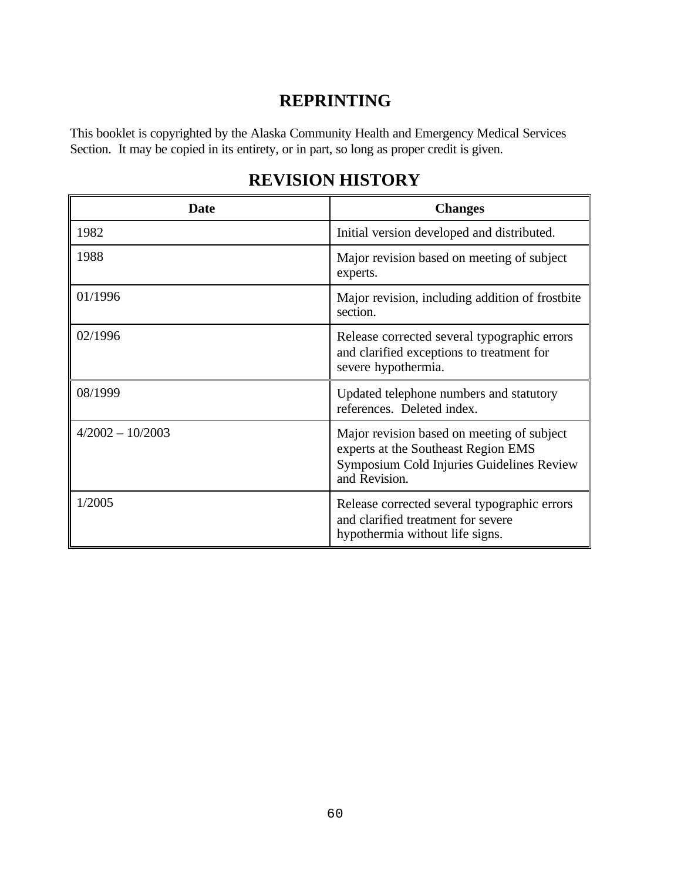# REPRINTING

This booklet is copyrighted by the Alaska Community Health and Emergency Medical Services Section. It may be copied in its entirety, or in part, so long as proper credit is given.

# REVISION HISTORY

| Date | Changes |
|---|---|
| 1982 | Initial version developed and distributed. |
| 1988 | Major revision based on meeting of subject experts. |
| 01/1996 | Major revision, including addition of frostbite section. |
| 02/1996 | Release corrected several typographic errors and clarified exceptions to treatment for severe hypothermia. |
| 08/1999 | Updated telephone numbers and statutory references. Deleted index. |
| 4/2002 – 10/2003 | Major revision based on meeting of subject experts at the Southeast Region EMS Symposium Cold Injuries Guidelines Review and Revision. |
| 1/2005 | Release corrected several typographic errors and clarified treatment for severe hypothermia without life signs. |